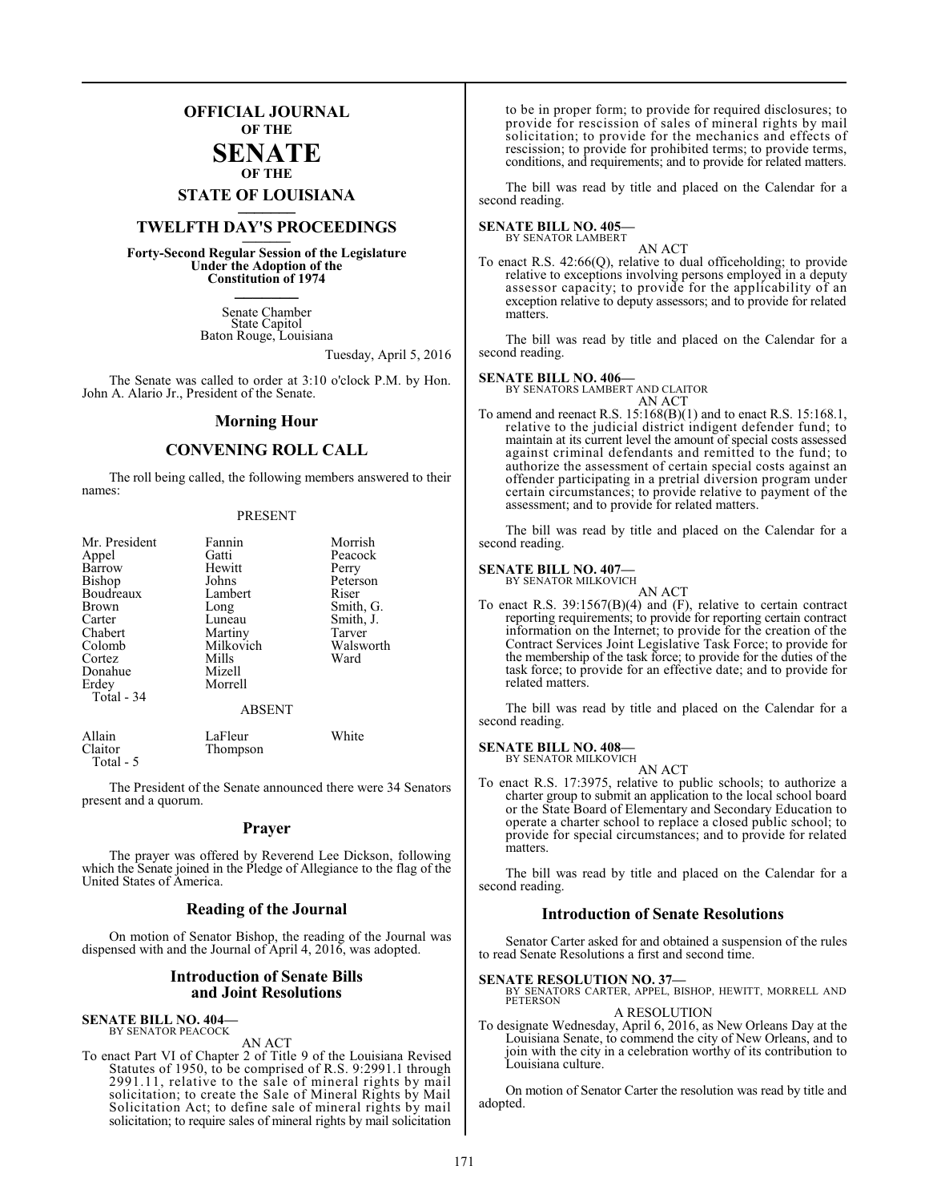# OFFICIAL JOURNAL
## OF THE
# SENATE
## OF THE
## STATE OF LOUISIANA

## TWELFTH DAY'S PROCEEDINGS

**Forty-Second Regular Session of the Legislature Under the Adoption of the Constitution of 1974**

Senate Chamber
State Capitol
Baton Rouge, Louisiana

Tuesday, April 5, 2016

The Senate was called to order at 3:10 o'clock P.M. by Hon. John A. Alario Jr., President of the Senate.

## Morning Hour

## CONVENING ROLL CALL

The roll being called, the following members answered to their names:

PRESENT

| | | |
|---|---|---|
| Mr. President | Fannin | Morrish |
| Appel | Gatti | Peacock |
| Barrow | Hewitt | Perry |
| Bishop | Johns | Peterson |
| Boudreaux | Lambert | Riser |
| Brown | Long | Smith, G. |
| Carter | Luneau | Smith, J. |
| Chabert | Martiny | Tarver |
| Colomb | Milkovich | Walsworth |
| Cortez | Mills | Ward |
| Donahue | Mizell | |
| Erdey | Morrell | |

Total - 34

ABSENT

| | | |
|---|---|---|
| Allain | LaFleur | White |
| Claitor | Thompson | |

Total - 5

The President of the Senate announced there were 34 Senators present and a quorum.

## Prayer

The prayer was offered by Reverend Lee Dickson, following which the Senate joined in the Pledge of Allegiance to the flag of the United States of America.

## Reading of the Journal

On motion of Senator Bishop, the reading of the Journal was dispensed with and the Journal of April 4, 2016, was adopted.

## Introduction of Senate Bills and Joint Resolutions

**SENATE BILL NO. 404—**
BY SENATOR PEACOCK

AN ACT

To enact Part VI of Chapter 2 of Title 9 of the Louisiana Revised Statutes of 1950, to be comprised of R.S. 9:2991.1 through 2991.11, relative to the sale of mineral rights by mail solicitation; to create the Sale of Mineral Rights by Mail Solicitation Act; to define sale of mineral rights by mail solicitation; to require sales of mineral rights by mail solicitation to be in proper form; to provide for required disclosures; to provide for rescission of sales of mineral rights by mail solicitation; to provide for the mechanics and effects of rescission; to provide for prohibited terms; to provide terms, conditions, and requirements; and to provide for related matters.

The bill was read by title and placed on the Calendar for a second reading.

**SENATE BILL NO. 405—**
BY SENATOR LAMBERT

AN ACT

To enact R.S. 42:66(Q), relative to dual officeholding; to provide relative to exceptions involving persons employed in a deputy assessor capacity; to provide for the applicability of an exception relative to deputy assessors; and to provide for related matters.

The bill was read by title and placed on the Calendar for a second reading.

**SENATE BILL NO. 406—**
BY SENATORS LAMBERT AND CLAITOR

AN ACT

To amend and reenact R.S. 15:168(B)(1) and to enact R.S. 15:168.1, relative to the judicial district indigent defender fund; to maintain at its current level the amount of special costs assessed against criminal defendants and remitted to the fund; to authorize the assessment of certain special costs against an offender participating in a pretrial diversion program under certain circumstances; to provide relative to payment of the assessment; and to provide for related matters.

The bill was read by title and placed on the Calendar for a second reading.

**SENATE BILL NO. 407—**
BY SENATOR MILKOVICH

AN ACT

To enact R.S. 39:1567(B)(4) and (F), relative to certain contract reporting requirements; to provide for reporting certain contract information on the Internet; to provide for the creation of the Contract Services Joint Legislative Task Force; to provide for the membership of the task force; to provide for the duties of the task force; to provide for an effective date; and to provide for related matters.

The bill was read by title and placed on the Calendar for a second reading.

**SENATE BILL NO. 408—**
BY SENATOR MILKOVICH

AN ACT

To enact R.S. 17:3975, relative to public schools; to authorize a charter group to submit an application to the local school board or the State Board of Elementary and Secondary Education to operate a charter school to replace a closed public school; to provide for special circumstances; and to provide for related matters.

The bill was read by title and placed on the Calendar for a second reading.

## Introduction of Senate Resolutions

Senator Carter asked for and obtained a suspension of the rules to read Senate Resolutions a first and second time.

**SENATE RESOLUTION NO. 37—**
BY SENATORS CARTER, APPEL, BISHOP, HEWITT, MORRELL AND PETERSON

A RESOLUTION

To designate Wednesday, April 6, 2016, as New Orleans Day at the Louisiana Senate, to commend the city of New Orleans, and to join with the city in a celebration worthy of its contribution to Louisiana culture.

On motion of Senator Carter the resolution was read by title and adopted.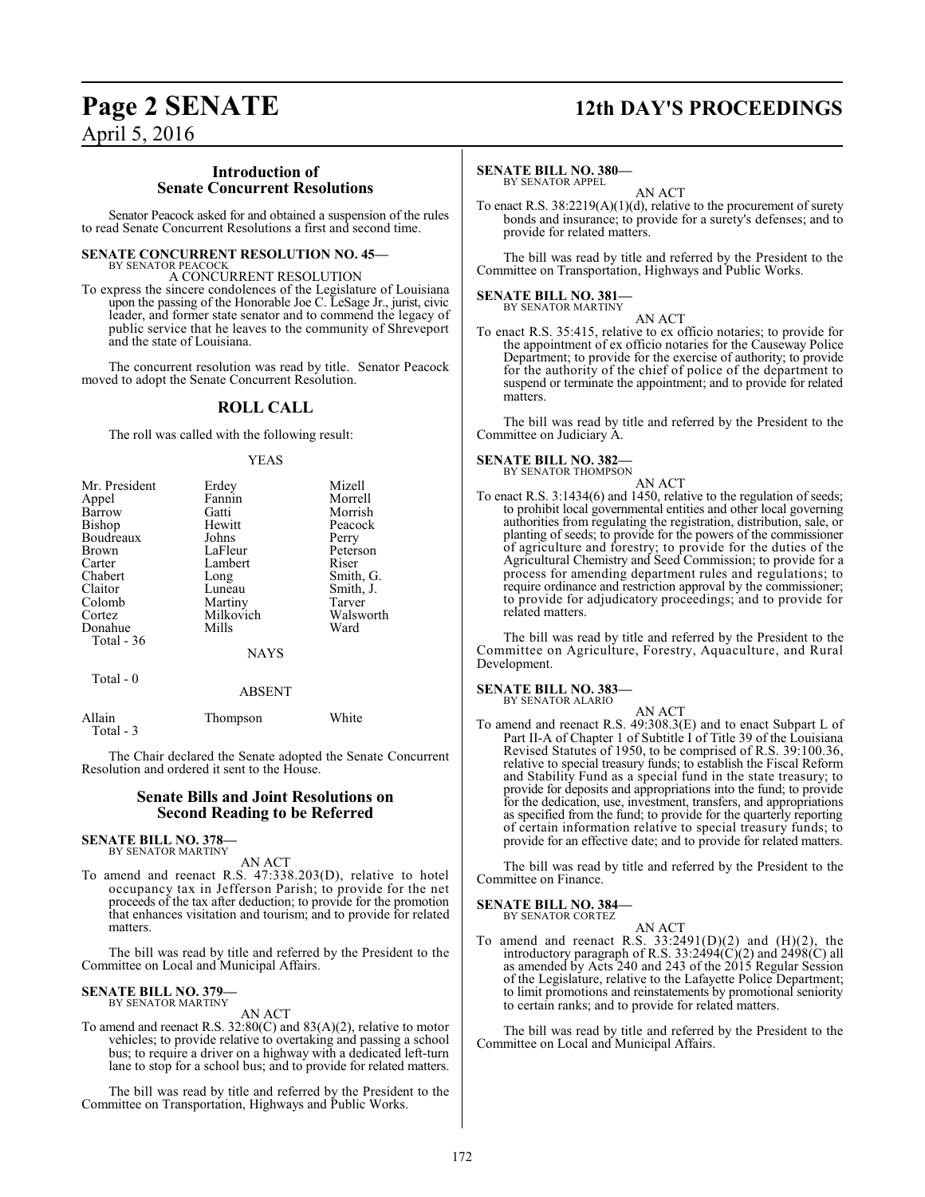## Introduction of Senate Concurrent Resolutions

Senator Peacock asked for and obtained a suspension of the rules to read Senate Concurrent Resolutions a first and second time.

**SENATE CONCURRENT RESOLUTION NO. 45—**
BY SENATOR PEACOCK

A CONCURRENT RESOLUTION

To express the sincere condolences of the Legislature of Louisiana upon the passing of the Honorable Joe C. LeSage Jr., jurist, civic leader, and former state senator and to commend the legacy of public service that he leaves to the community of Shreveport and the state of Louisiana.

The concurrent resolution was read by title. Senator Peacock moved to adopt the Senate Concurrent Resolution.

## ROLL CALL

The roll was called with the following result:

YEAS

| | | |
|---|---|---|
| Mr. President | Erdey | Mizell |
| Appel | Fannin | Morrell |
| Barrow | Gatti | Morrish |
| Bishop | Hewitt | Peacock |
| Boudreaux | Johns | Perry |
| Brown | LaFleur | Peterson |
| Carter | Lambert | Riser |
| Chabert | Long | Smith, G. |
| Claitor | Luneau | Smith, J. |
| Colomb | Martiny | Tarver |
| Cortez | Milkovich | Walsworth |
| Donahue | Mills | Ward |

Total - 36

NAYS

Total - 0

ABSENT

| | | |
|---|---|---|
| Allain | Thompson | White |

Total - 3

The Chair declared the Senate adopted the Senate Concurrent Resolution and ordered it sent to the House.

## Senate Bills and Joint Resolutions on Second Reading to be Referred

**SENATE BILL NO. 378—**
BY SENATOR MARTINY

AN ACT

To amend and reenact R.S. 47:338.203(D), relative to hotel occupancy tax in Jefferson Parish; to provide for the net proceeds of the tax after deduction; to provide for the promotion that enhances visitation and tourism; and to provide for related matters.

The bill was read by title and referred by the President to the Committee on Local and Municipal Affairs.

**SENATE BILL NO. 379—**
BY SENATOR MARTINY

AN ACT

To amend and reenact R.S. 32:80(C) and 83(A)(2), relative to motor vehicles; to provide relative to overtaking and passing a school bus; to require a driver on a highway with a dedicated left-turn lane to stop for a school bus; and to provide for related matters.

The bill was read by title and referred by the President to the Committee on Transportation, Highways and Public Works.

**SENATE BILL NO. 380—**
BY SENATOR APPEL

AN ACT

To enact R.S. 38:2219(A)(1)(d), relative to the procurement of surety bonds and insurance; to provide for a surety's defenses; and to provide for related matters.

The bill was read by title and referred by the President to the Committee on Transportation, Highways and Public Works.

**SENATE BILL NO. 381—**
BY SENATOR MARTINY

AN ACT

To enact R.S. 35:415, relative to ex officio notaries; to provide for the appointment of ex officio notaries for the Causeway Police Department; to provide for the exercise of authority; to provide for the authority of the chief of police of the department to suspend or terminate the appointment; and to provide for related matters.

The bill was read by title and referred by the President to the Committee on Judiciary A.

**SENATE BILL NO. 382—**
BY SENATOR THOMPSON

AN ACT

To enact R.S. 3:1434(6) and 1450, relative to the regulation of seeds; to prohibit local governmental entities and other local governing authorities from regulating the registration, distribution, sale, or planting of seeds; to provide for the powers of the commissioner of agriculture and forestry; to provide for the duties of the Agricultural Chemistry and Seed Commission; to provide for a process for amending department rules and regulations; to require ordinance and restriction approval by the commissioner; to provide for adjudicatory proceedings; and to provide for related matters.

The bill was read by title and referred by the President to the Committee on Agriculture, Forestry, Aquaculture, and Rural Development.

**SENATE BILL NO. 383—**
BY SENATOR ALARIO

AN ACT

To amend and reenact R.S. 49:308.3(E) and to enact Subpart L of Part II-A of Chapter 1 of Subtitle I of Title 39 of the Louisiana Revised Statutes of 1950, to be comprised of R.S. 39:100.36, relative to special treasury funds; to establish the Fiscal Reform and Stability Fund as a special fund in the state treasury; to provide for deposits and appropriations into the fund; to provide for the dedication, use, investment, transfers, and appropriations as specified from the fund; to provide for the quarterly reporting of certain information relative to special treasury funds; to provide for an effective date; and to provide for related matters.

The bill was read by title and referred by the President to the Committee on Finance.

**SENATE BILL NO. 384—**
BY SENATOR CORTEZ

AN ACT

To amend and reenact R.S. 33:2491(D)(2) and (H)(2), the introductory paragraph of R.S. 33:2494(C)(2) and 2498(C) all as amended by Acts 240 and 243 of the 2015 Regular Session of the Legislature, relative to the Lafayette Police Department; to limit promotions and reinstatements by promotional seniority to certain ranks; and to provide for related matters.

The bill was read by title and referred by the President to the Committee on Local and Municipal Affairs.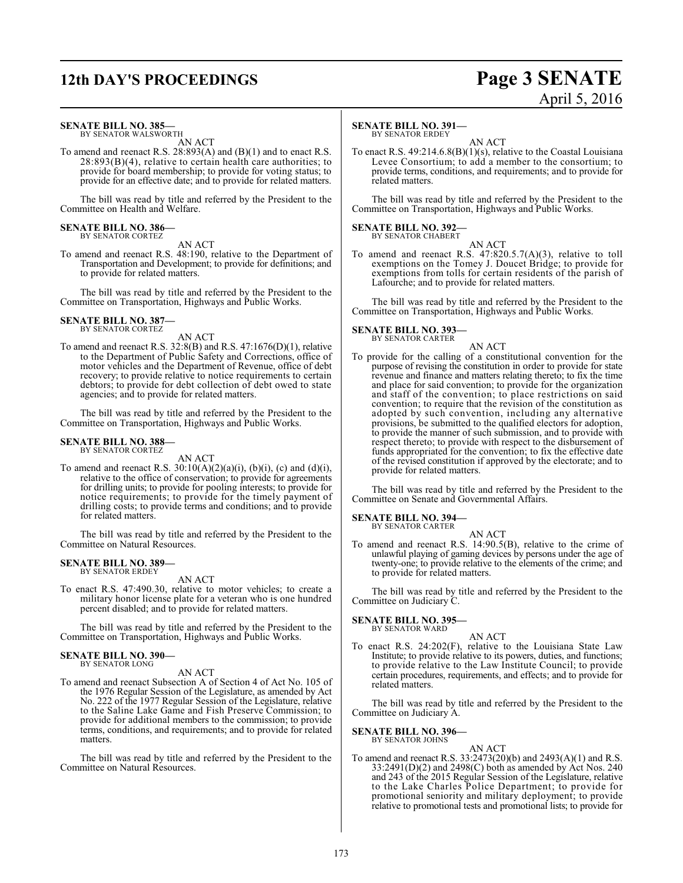**SENATE BILL NO. 385—**
BY SENATOR WALSWORTH

AN ACT

To amend and reenact R.S. 28:893(A) and (B)(1) and to enact R.S. 28:893(B)(4), relative to certain health care authorities; to provide for board membership; to provide for voting status; to provide for an effective date; and to provide for related matters.

The bill was read by title and referred by the President to the Committee on Health and Welfare.

**SENATE BILL NO. 386—**
BY SENATOR CORTEZ

AN ACT

To amend and reenact R.S. 48:190, relative to the Department of Transportation and Development; to provide for definitions; and to provide for related matters.

The bill was read by title and referred by the President to the Committee on Transportation, Highways and Public Works.

**SENATE BILL NO. 387—**
BY SENATOR CORTEZ

AN ACT

To amend and reenact R.S. 32:8(B) and R.S. 47:1676(D)(1), relative to the Department of Public Safety and Corrections, office of motor vehicles and the Department of Revenue, office of debt recovery; to provide relative to notice requirements to certain debtors; to provide for debt collection of debt owed to state agencies; and to provide for related matters.

The bill was read by title and referred by the President to the Committee on Transportation, Highways and Public Works.

**SENATE BILL NO. 388—**
BY SENATOR CORTEZ

AN ACT

To amend and reenact R.S. 30:10(A)(2)(a)(i), (b)(i), (c) and (d)(i), relative to the office of conservation; to provide for agreements for drilling units; to provide for pooling interests; to provide for notice requirements; to provide for the timely payment of drilling costs; to provide terms and conditions; and to provide for related matters.

The bill was read by title and referred by the President to the Committee on Natural Resources.

**SENATE BILL NO. 389—**
BY SENATOR ERDEY

AN ACT

To enact R.S. 47:490.30, relative to motor vehicles; to create a military honor license plate for a veteran who is one hundred percent disabled; and to provide for related matters.

The bill was read by title and referred by the President to the Committee on Transportation, Highways and Public Works.

**SENATE BILL NO. 390—**
BY SENATOR LONG

AN ACT

To amend and reenact Subsection A of Section 4 of Act No. 105 of the 1976 Regular Session of the Legislature, as amended by Act No. 222 of the 1977 Regular Session of the Legislature, relative to the Saline Lake Game and Fish Preserve Commission; to provide for additional members to the commission; to provide terms, conditions, and requirements; and to provide for related matters.

The bill was read by title and referred by the President to the Committee on Natural Resources.

**SENATE BILL NO. 391—**
BY SENATOR ERDEY

AN ACT

To enact R.S. 49:214.6.8(B)(1)(s), relative to the Coastal Louisiana Levee Consortium; to add a member to the consortium; to provide terms, conditions, and requirements; and to provide for related matters.

The bill was read by title and referred by the President to the Committee on Transportation, Highways and Public Works.

**SENATE BILL NO. 392—**
BY SENATOR CHABERT

AN ACT

To amend and reenact R.S. 47:820.5.7(A)(3), relative to toll exemptions on the Tomey J. Doucet Bridge; to provide for exemptions from tolls for certain residents of the parish of Lafourche; and to provide for related matters.

The bill was read by title and referred by the President to the Committee on Transportation, Highways and Public Works.

**SENATE BILL NO. 393—**
BY SENATOR CARTER

AN ACT

To provide for the calling of a constitutional convention for the purpose of revising the constitution in order to provide for state revenue and finance and matters relating thereto; to fix the time and place for said convention; to provide for the organization and staff of the convention; to place restrictions on said convention; to require that the revision of the constitution as adopted by such convention, including any alternative provisions, be submitted to the qualified electors for adoption, to provide the manner of such submission, and to provide with respect thereto; to provide with respect to the disbursement of funds appropriated for the convention; to fix the effective date of the revised constitution if approved by the electorate; and to provide for related matters.

The bill was read by title and referred by the President to the Committee on Senate and Governmental Affairs.

**SENATE BILL NO. 394—**
BY SENATOR CARTER

AN ACT

To amend and reenact R.S. 14:90.5(B), relative to the crime of unlawful playing of gaming devices by persons under the age of twenty-one; to provide relative to the elements of the crime; and to provide for related matters.

The bill was read by title and referred by the President to the Committee on Judiciary C.

**SENATE BILL NO. 395—**
BY SENATOR WARD

AN ACT

To enact R.S. 24:202(F), relative to the Louisiana State Law Institute; to provide relative to its powers, duties, and functions; to provide relative to the Law Institute Council; to provide certain procedures, requirements, and effects; and to provide for related matters.

The bill was read by title and referred by the President to the Committee on Judiciary A.

**SENATE BILL NO. 396—**
BY SENATOR JOHNS

AN ACT

To amend and reenact R.S. 33:2473(20)(b) and 2493(A)(1) and R.S. 33:2491(D)(2) and 2498(C) both as amended by Act Nos. 240 and 243 of the 2015 Regular Session of the Legislature, relative to the Lake Charles Police Department; to provide for promotional seniority and military deployment; to provide relative to promotional tests and promotional lists; to provide for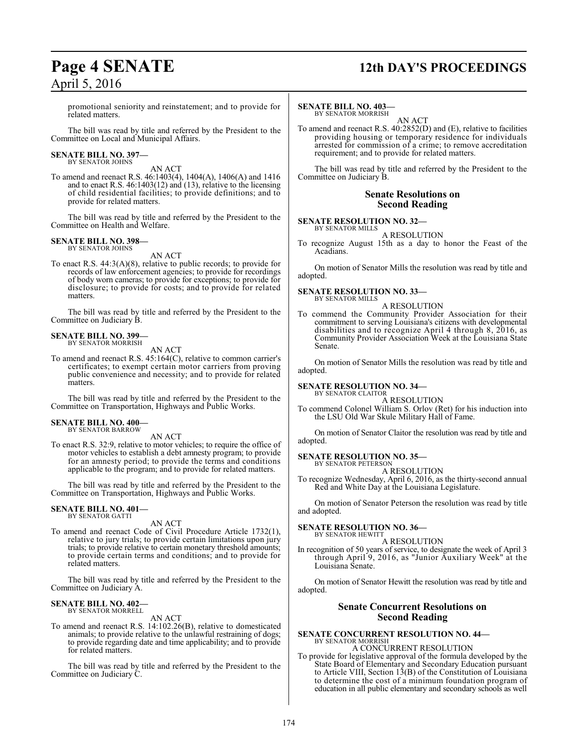promotional seniority and reinstatement; and to provide for related matters.

The bill was read by title and referred by the President to the Committee on Local and Municipal Affairs.

**SENATE BILL NO. 397—**
BY SENATOR JOHNS

AN ACT

To amend and reenact R.S. 46:1403(4), 1404(A), 1406(A) and 1416 and to enact R.S. 46:1403(12) and (13), relative to the licensing of child residential facilities; to provide definitions; and to provide for related matters.

The bill was read by title and referred by the President to the Committee on Health and Welfare.

**SENATE BILL NO. 398—**
BY SENATOR JOHNS

AN ACT

To enact R.S. 44:3(A)(8), relative to public records; to provide for records of law enforcement agencies; to provide for recordings of body worn cameras; to provide for exceptions; to provide for disclosure; to provide for costs; and to provide for related matters.

The bill was read by title and referred by the President to the Committee on Judiciary B.

**SENATE BILL NO. 399—**
BY SENATOR MORRISH

AN ACT

To amend and reenact R.S. 45:164(C), relative to common carrier's certificates; to exempt certain motor carriers from proving public convenience and necessity; and to provide for related matters.

The bill was read by title and referred by the President to the Committee on Transportation, Highways and Public Works.

**SENATE BILL NO. 400—**
BY SENATOR BARROW

AN ACT

To enact R.S. 32:9, relative to motor vehicles; to require the office of motor vehicles to establish a debt amnesty program; to provide for an amnesty period; to provide the terms and conditions applicable to the program; and to provide for related matters.

The bill was read by title and referred by the President to the Committee on Transportation, Highways and Public Works.

**SENATE BILL NO. 401—**
BY SENATOR GATTI

AN ACT

To amend and reenact Code of Civil Procedure Article 1732(1), relative to jury trials; to provide certain limitations upon jury trials; to provide relative to certain monetary threshold amounts; to provide certain terms and conditions; and to provide for related matters.

The bill was read by title and referred by the President to the Committee on Judiciary A.

**SENATE BILL NO. 402—**
BY SENATOR MORRELL

AN ACT

To amend and reenact R.S. 14:102.26(B), relative to domesticated animals; to provide relative to the unlawful restraining of dogs; to provide regarding date and time applicability; and to provide for related matters.

The bill was read by title and referred by the President to the Committee on Judiciary C.

**SENATE BILL NO. 403—**
BY SENATOR MORRISH

AN ACT

To amend and reenact R.S. 40:2852(D) and (E), relative to facilities providing housing or temporary residence for individuals arrested for commission of a crime; to remove accreditation requirement; and to provide for related matters.

The bill was read by title and referred by the President to the Committee on Judiciary B.

## Senate Resolutions on Second Reading

**SENATE RESOLUTION NO. 32—**
BY SENATOR MILLS

A RESOLUTION

To recognize August 15th as a day to honor the Feast of the Acadians.

On motion of Senator Mills the resolution was read by title and adopted.

**SENATE RESOLUTION NO. 33—**
BY SENATOR MILLS

A RESOLUTION

To commend the Community Provider Association for their commitment to serving Louisiana's citizens with developmental disabilities and to recognize April 4 through 8, 2016, as Community Provider Association Week at the Louisiana State Senate.

On motion of Senator Mills the resolution was read by title and adopted.

**SENATE RESOLUTION NO. 34—**
BY SENATOR CLAITOR

A RESOLUTION

To commend Colonel William S. Orlov (Ret) for his induction into the LSU Old War Skule Military Hall of Fame.

On motion of Senator Claitor the resolution was read by title and adopted.

**SENATE RESOLUTION NO. 35—**
BY SENATOR PETERSON

A RESOLUTION

To recognize Wednesday, April 6, 2016, as the thirty-second annual Red and White Day at the Louisiana Legislature.

On motion of Senator Peterson the resolution was read by title and adopted.

**SENATE RESOLUTION NO. 36—**
BY SENATOR HEWITT

A RESOLUTION

In recognition of 50 years of service, to designate the week of April 3 through April 9, 2016, as "Junior Auxiliary Week" at the Louisiana Senate.

On motion of Senator Hewitt the resolution was read by title and adopted.

## Senate Concurrent Resolutions on Second Reading

**SENATE CONCURRENT RESOLUTION NO. 44—**
BY SENATOR MORRISH

A CONCURRENT RESOLUTION

To provide for legislative approval of the formula developed by the State Board of Elementary and Secondary Education pursuant to Article VIII, Section 13(B) of the Constitution of Louisiana to determine the cost of a minimum foundation program of education in all public elementary and secondary schools as well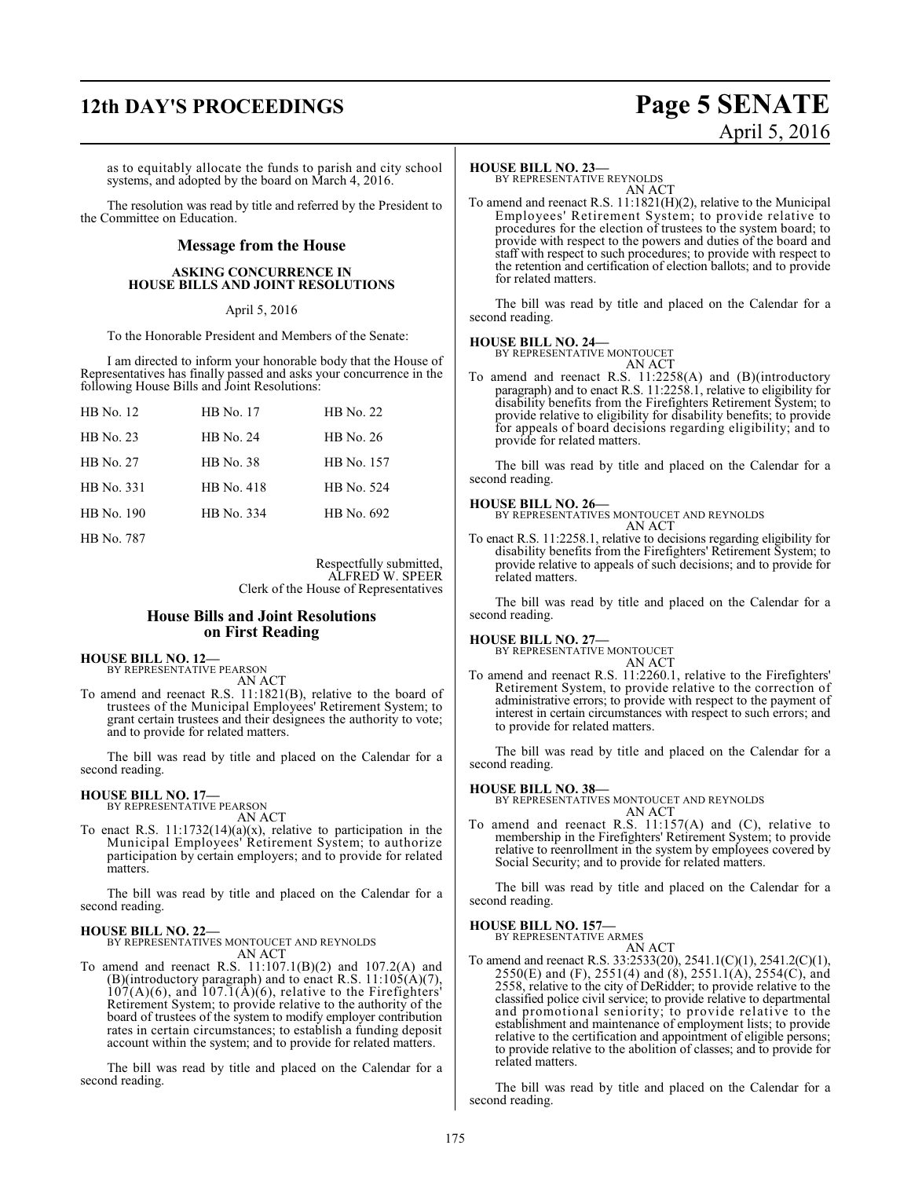as to equitably allocate the funds to parish and city school systems, and adopted by the board on March 4, 2016.

The resolution was read by title and referred by the President to the Committee on Education.

## Message from the House

### ASKING CONCURRENCE IN HOUSE BILLS AND JOINT RESOLUTIONS

April 5, 2016

To the Honorable President and Members of the Senate:

I am directed to inform your honorable body that the House of Representatives has finally passed and asks your concurrence in the following House Bills and Joint Resolutions:

| | | |
|---|---|---|
| HB No. 12 | HB No. 17 | HB No. 22 |
| HB No. 23 | HB No. 24 | HB No. 26 |
| HB No. 27 | HB No. 38 | HB No. 157 |
| HB No. 331 | HB No. 418 | HB No. 524 |
| HB No. 190 | HB No. 334 | HB No. 692 |
| HB No. 787 | | |

Respectfully submitted,
ALFRED W. SPEER
Clerk of the House of Representatives

## House Bills and Joint Resolutions on First Reading

**HOUSE BILL NO. 12—**
BY REPRESENTATIVE PEARSON
AN ACT

To amend and reenact R.S. 11:1821(B), relative to the board of trustees of the Municipal Employees' Retirement System; to grant certain trustees and their designees the authority to vote; and to provide for related matters.

The bill was read by title and placed on the Calendar for a second reading.

**HOUSE BILL NO. 17—**
BY REPRESENTATIVE PEARSON
AN ACT

To enact R.S. 11:1732(14)(a)(x), relative to participation in the Municipal Employees' Retirement System; to authorize participation by certain employers; and to provide for related matters.

The bill was read by title and placed on the Calendar for a second reading.

**HOUSE BILL NO. 22—**
BY REPRESENTATIVES MONTOUCET AND REYNOLDS
AN ACT

To amend and reenact R.S. 11:107.1(B)(2) and 107.2(A) and (B)(introductory paragraph) and to enact R.S. 11:105(A)(7), 107(A)(6), and 107.1(A)(6), relative to the Firefighters' Retirement System; to provide relative to the authority of the board of trustees of the system to modify employer contribution rates in certain circumstances; to establish a funding deposit account within the system; and to provide for related matters.

The bill was read by title and placed on the Calendar for a second reading.

**HOUSE BILL NO. 23—**
BY REPRESENTATIVE REYNOLDS
AN ACT

To amend and reenact R.S. 11:1821(H)(2), relative to the Municipal Employees' Retirement System; to provide relative to procedures for the election of trustees to the system board; to provide with respect to the powers and duties of the board and staff with respect to such procedures; to provide with respect to the retention and certification of election ballots; and to provide for related matters.

The bill was read by title and placed on the Calendar for a second reading.

**HOUSE BILL NO. 24—**
BY REPRESENTATIVE MONTOUCET
AN ACT

To amend and reenact R.S. 11:2258(A) and (B)(introductory paragraph) and to enact R.S. 11:2258.1, relative to eligibility for disability benefits from the Firefighters Retirement System; to provide relative to eligibility for disability benefits; to provide for appeals of board decisions regarding eligibility; and to provide for related matters.

The bill was read by title and placed on the Calendar for a second reading.

**HOUSE BILL NO. 26—**
BY REPRESENTATIVES MONTOUCET AND REYNOLDS
AN ACT

To enact R.S. 11:2258.1, relative to decisions regarding eligibility for disability benefits from the Firefighters' Retirement System; to provide relative to appeals of such decisions; and to provide for related matters.

The bill was read by title and placed on the Calendar for a second reading.

**HOUSE BILL NO. 27—**
BY REPRESENTATIVE MONTOUCET
AN ACT

To amend and reenact R.S. 11:2260.1, relative to the Firefighters' Retirement System, to provide relative to the correction of administrative errors; to provide with respect to the payment of interest in certain circumstances with respect to such errors; and to provide for related matters.

The bill was read by title and placed on the Calendar for a second reading.

**HOUSE BILL NO. 38—**
BY REPRESENTATIVES MONTOUCET AND REYNOLDS
AN ACT

To amend and reenact R.S. 11:157(A) and (C), relative to membership in the Firefighters' Retirement System; to provide relative to reenrollment in the system by employees covered by Social Security; and to provide for related matters.

The bill was read by title and placed on the Calendar for a second reading.

**HOUSE BILL NO. 157—**
BY REPRESENTATIVE ARMES
AN ACT

To amend and reenact R.S. 33:2533(20), 2541.1(C)(1), 2541.2(C)(1), 2550(E) and (F), 2551(4) and (8), 2551.1(A), 2554(C), and 2558, relative to the city of DeRidder; to provide relative to the classified police civil service; to provide relative to departmental and promotional seniority; to provide relative to the establishment and maintenance of employment lists; to provide relative to the certification and appointment of eligible persons; to provide relative to the abolition of classes; and to provide for related matters.

The bill was read by title and placed on the Calendar for a second reading.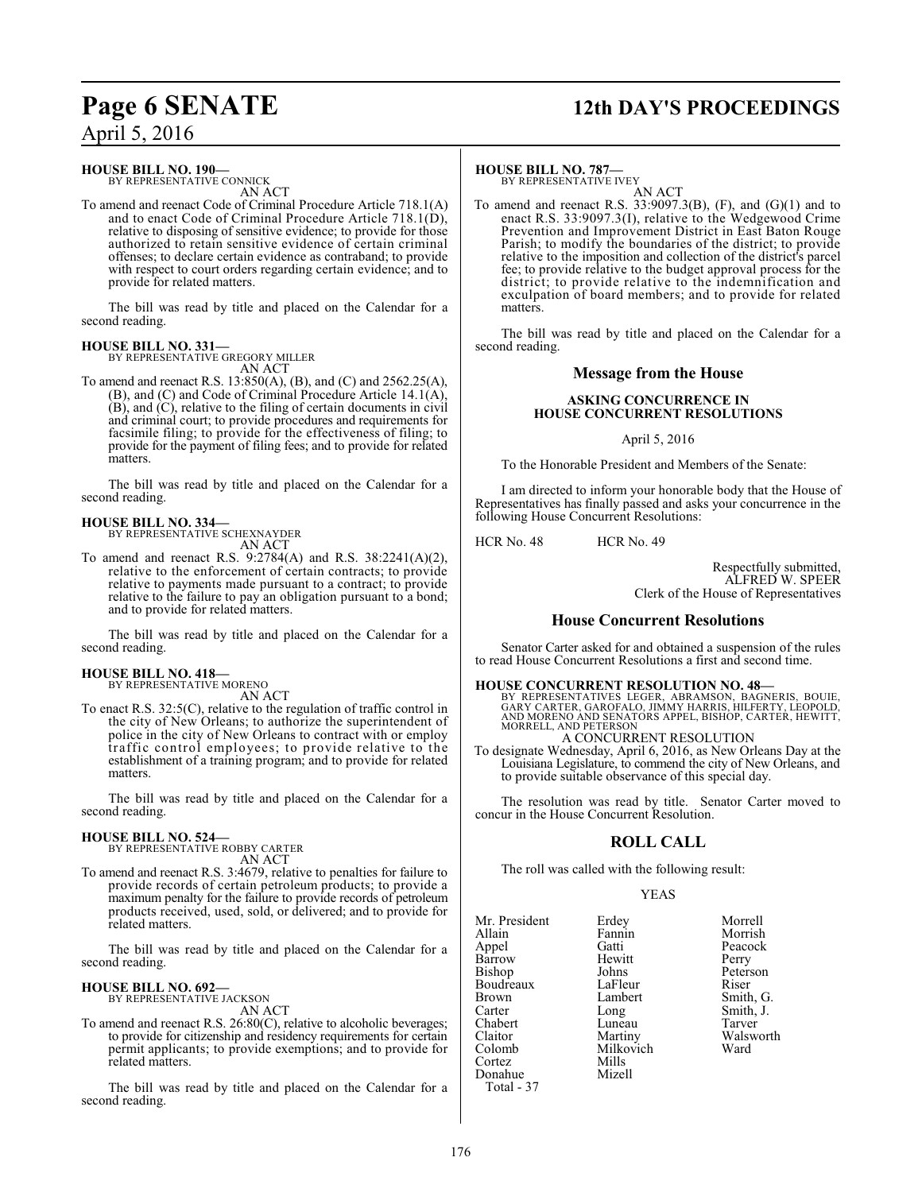**HOUSE BILL NO. 190—**
BY REPRESENTATIVE CONNICK
AN ACT

To amend and reenact Code of Criminal Procedure Article 718.1(A) and to enact Code of Criminal Procedure Article 718.1(D), relative to disposing of sensitive evidence; to provide for those authorized to retain sensitive evidence of certain criminal offenses; to declare certain evidence as contraband; to provide with respect to court orders regarding certain evidence; and to provide for related matters.

The bill was read by title and placed on the Calendar for a second reading.

**HOUSE BILL NO. 331—**
BY REPRESENTATIVE GREGORY MILLER
AN ACT

To amend and reenact R.S. 13:850(A), (B), and (C) and 2562.25(A), (B), and (C) and Code of Criminal Procedure Article 14.1(A), (B), and (C), relative to the filing of certain documents in civil and criminal court; to provide procedures and requirements for facsimile filing; to provide for the effectiveness of filing; to provide for the payment of filing fees; and to provide for related matters.

The bill was read by title and placed on the Calendar for a second reading.

**HOUSE BILL NO. 334—**
BY REPRESENTATIVE SCHEXNAYDER
AN ACT

To amend and reenact R.S. 9:2784(A) and R.S. 38:2241(A)(2), relative to the enforcement of certain contracts; to provide relative to payments made pursuant to a contract; to provide relative to the failure to pay an obligation pursuant to a bond; and to provide for related matters.

The bill was read by title and placed on the Calendar for a second reading.

**HOUSE BILL NO. 418—**
BY REPRESENTATIVE MORENO
AN ACT

To enact R.S. 32:5(C), relative to the regulation of traffic control in the city of New Orleans; to authorize the superintendent of police in the city of New Orleans to contract with or employ traffic control employees; to provide relative to the establishment of a training program; and to provide for related matters.

The bill was read by title and placed on the Calendar for a second reading.

**HOUSE BILL NO. 524—**
BY REPRESENTATIVE ROBBY CARTER
AN ACT

To amend and reenact R.S. 3:4679, relative to penalties for failure to provide records of certain petroleum products; to provide a maximum penalty for the failure to provide records of petroleum products received, used, sold, or delivered; and to provide for related matters.

The bill was read by title and placed on the Calendar for a second reading.

**HOUSE BILL NO. 692—**
BY REPRESENTATIVE JACKSON
AN ACT

To amend and reenact R.S. 26:80(C), relative to alcoholic beverages; to provide for citizenship and residency requirements for certain permit applicants; to provide exemptions; and to provide for related matters.

The bill was read by title and placed on the Calendar for a second reading.

**HOUSE BILL NO. 787—**
BY REPRESENTATIVE IVEY
AN ACT

To amend and reenact R.S. 33:9097.3(B), (F), and (G)(1) and to enact R.S. 33:9097.3(I), relative to the Wedgewood Crime Prevention and Improvement District in East Baton Rouge Parish; to modify the boundaries of the district; to provide relative to the imposition and collection of the district's parcel fee; to provide relative to the budget approval process for the district; to provide relative to the indemnification and exculpation of board members; and to provide for related matters.

The bill was read by title and placed on the Calendar for a second reading.

## Message from the House

### ASKING CONCURRENCE IN HOUSE CONCURRENT RESOLUTIONS

April 5, 2016

To the Honorable President and Members of the Senate:

I am directed to inform your honorable body that the House of Representatives has finally passed and asks your concurrence in the following House Concurrent Resolutions:

HCR No. 48 HCR No. 49

Respectfully submitted,
ALFRED W. SPEER
Clerk of the House of Representatives

## House Concurrent Resolutions

Senator Carter asked for and obtained a suspension of the rules to read House Concurrent Resolutions a first and second time.

**HOUSE CONCURRENT RESOLUTION NO. 48—**
BY REPRESENTATIVES LEGER, ABRAMSON, BAGNERIS, BOUIE, GARY CARTER, GAROFALO, JIMMY HARRIS, HILFERTY, LEOPOLD, AND MORENO AND SENATORS APPEL, BISHOP, CARTER, HEWITT, MORRELL, AND PETERSON
A CONCURRENT RESOLUTION

To designate Wednesday, April 6, 2016, as New Orleans Day at the Louisiana Legislature, to commend the city of New Orleans, and to provide suitable observance of this special day.

The resolution was read by title. Senator Carter moved to concur in the House Concurrent Resolution.

## ROLL CALL

The roll was called with the following result:

YEAS

| | | |
|---|---|---|
| Mr. President | Erdey | Morrell |
| Allain | Fannin | Morrish |
| Appel | Gatti | Peacock |
| Barrow | Hewitt | Perry |
| Bishop | Johns | Peterson |
| Boudreaux | LaFleur | Riser |
| Brown | Lambert | Smith, G. |
| Carter | Long | Smith, J. |
| Chabert | Luneau | Tarver |
| Claitor | Martiny | Walsworth |
| Colomb | Milkovich | Ward |
| Cortez | Mills | |
| Donahue | Mizell | |

Total - 37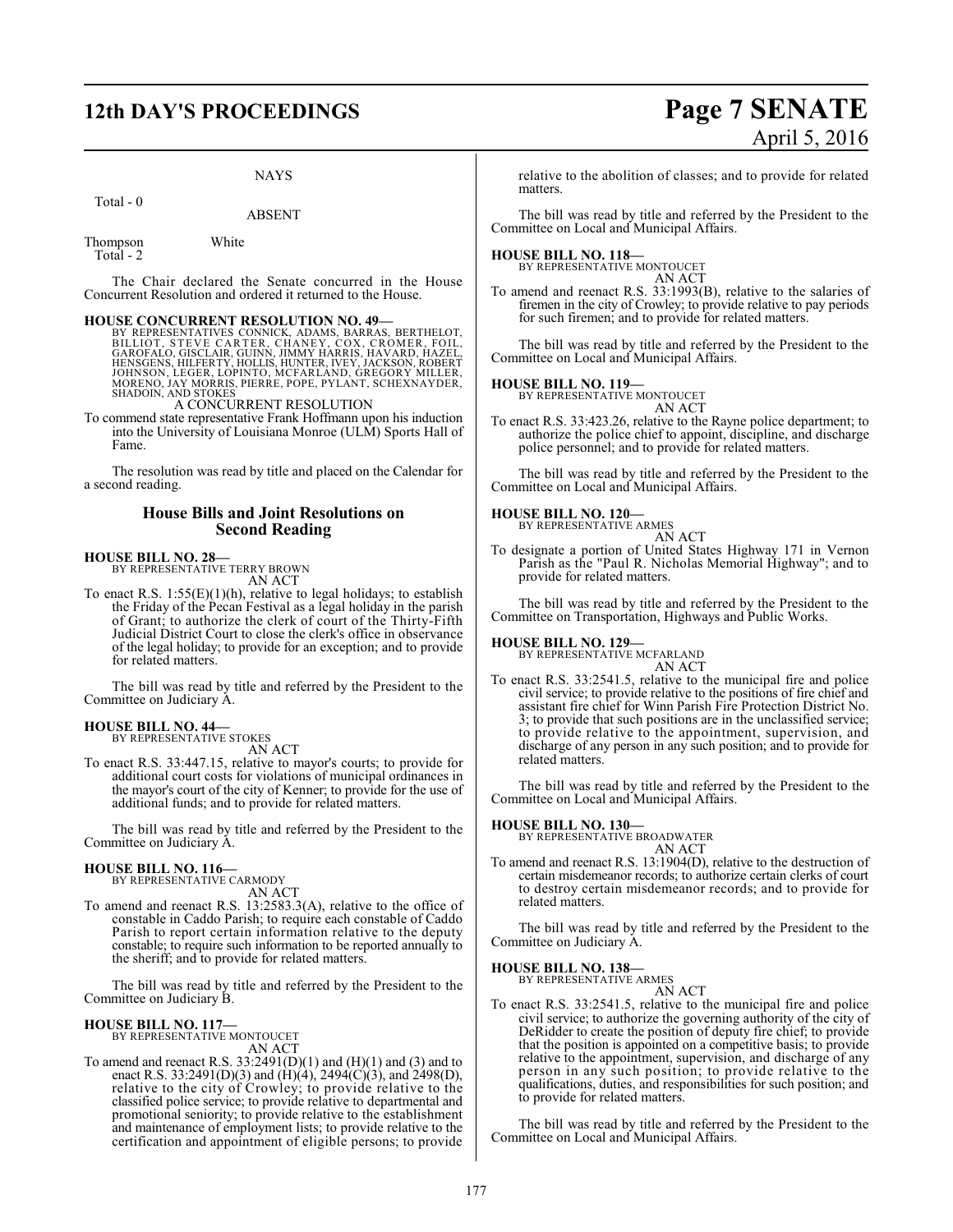NAYS

Total - 0

ABSENT

Thompson White
Total - 2

The Chair declared the Senate concurred in the House Concurrent Resolution and ordered it returned to the House.

**HOUSE CONCURRENT RESOLUTION NO. 49—**
BY REPRESENTATIVES CONNICK, ADAMS, BARRAS, BERTHELOT, BILLIOT, STEVE CARTER, CHANEY, COX, CROMER, FOIL, GAROFALO, GISCLAIR, GUINN, JIMMY HARRIS, HAVARD, HAZEL, HENSGENS, HILFERTY, HOLLIS, HUNTER, IVEY, JACKSON, ROBERT JOHNSON, LEGER, LOPINTO, MCFARLAND, GREGORY MILLER, MORENO, JAY MORRIS, PIERRE, POPE, PYLANT, SCHEXNAYDER, SHADOIN, AND STOKES

A CONCURRENT RESOLUTION

To commend state representative Frank Hoffmann upon his induction into the University of Louisiana Monroe (ULM) Sports Hall of Fame.

The resolution was read by title and placed on the Calendar for a second reading.

## House Bills and Joint Resolutions on Second Reading

**HOUSE BILL NO. 28—**
BY REPRESENTATIVE TERRY BROWN

AN ACT

To enact R.S. 1:55(E)(1)(h), relative to legal holidays; to establish the Friday of the Pecan Festival as a legal holiday in the parish of Grant; to authorize the clerk of court of the Thirty-Fifth Judicial District Court to close the clerk's office in observance of the legal holiday; to provide for an exception; and to provide for related matters.

The bill was read by title and referred by the President to the Committee on Judiciary A.

**HOUSE BILL NO. 44—**
BY REPRESENTATIVE STOKES

AN ACT

To enact R.S. 33:447.15, relative to mayor's courts; to provide for additional court costs for violations of municipal ordinances in the mayor's court of the city of Kenner; to provide for the use of additional funds; and to provide for related matters.

The bill was read by title and referred by the President to the Committee on Judiciary A.

**HOUSE BILL NO. 116—**
BY REPRESENTATIVE CARMODY

AN ACT

To amend and reenact R.S. 13:2583.3(A), relative to the office of constable in Caddo Parish; to require each constable of Caddo Parish to report certain information relative to the deputy constable; to require such information to be reported annually to the sheriff; and to provide for related matters.

The bill was read by title and referred by the President to the Committee on Judiciary B.

**HOUSE BILL NO. 117—**
BY REPRESENTATIVE MONTOUCET

AN ACT

To amend and reenact R.S. 33:2491(D)(1) and (H)(1) and (3) and to enact R.S. 33:2491(D)(3) and (H)(4), 2494(C)(3), and 2498(D), relative to the city of Crowley; to provide relative to the classified police service; to provide relative to departmental and promotional seniority; to provide relative to the establishment and maintenance of employment lists; to provide relative to the certification and appointment of eligible persons; to provide relative to the abolition of classes; and to provide for related matters.

The bill was read by title and referred by the President to the Committee on Local and Municipal Affairs.

**HOUSE BILL NO. 118—**
BY REPRESENTATIVE MONTOUCET

AN ACT

To amend and reenact R.S. 33:1993(B), relative to the salaries of firemen in the city of Crowley; to provide relative to pay periods for such firemen; and to provide for related matters.

The bill was read by title and referred by the President to the Committee on Local and Municipal Affairs.

**HOUSE BILL NO. 119—**
BY REPRESENTATIVE MONTOUCET

AN ACT

To enact R.S. 33:423.26, relative to the Rayne police department; to authorize the police chief to appoint, discipline, and discharge police personnel; and to provide for related matters.

The bill was read by title and referred by the President to the Committee on Local and Municipal Affairs.

**HOUSE BILL NO. 120—**
BY REPRESENTATIVE ARMES

AN ACT

To designate a portion of United States Highway 171 in Vernon Parish as the "Paul R. Nicholas Memorial Highway"; and to provide for related matters.

The bill was read by title and referred by the President to the Committee on Transportation, Highways and Public Works.

**HOUSE BILL NO. 129—**
BY REPRESENTATIVE MCFARLAND

AN ACT

To enact R.S. 33:2541.5, relative to the municipal fire and police civil service; to provide relative to the positions of fire chief and assistant fire chief for Winn Parish Fire Protection District No. 3; to provide that such positions are in the unclassified service; to provide relative to the appointment, supervision, and discharge of any person in any such position; and to provide for related matters.

The bill was read by title and referred by the President to the Committee on Local and Municipal Affairs.

**HOUSE BILL NO. 130—**
BY REPRESENTATIVE BROADWATER

AN ACT

To amend and reenact R.S. 13:1904(D), relative to the destruction of certain misdemeanor records; to authorize certain clerks of court to destroy certain misdemeanor records; and to provide for related matters.

The bill was read by title and referred by the President to the Committee on Judiciary A.

**HOUSE BILL NO. 138—**
BY REPRESENTATIVE ARMES

AN ACT

To enact R.S. 33:2541.5, relative to the municipal fire and police civil service; to authorize the governing authority of the city of DeRidder to create the position of deputy fire chief; to provide that the position is appointed on a competitive basis; to provide relative to the appointment, supervision, and discharge of any person in any such position; to provide relative to the qualifications, duties, and responsibilities for such position; and to provide for related matters.

The bill was read by title and referred by the President to the Committee on Local and Municipal Affairs.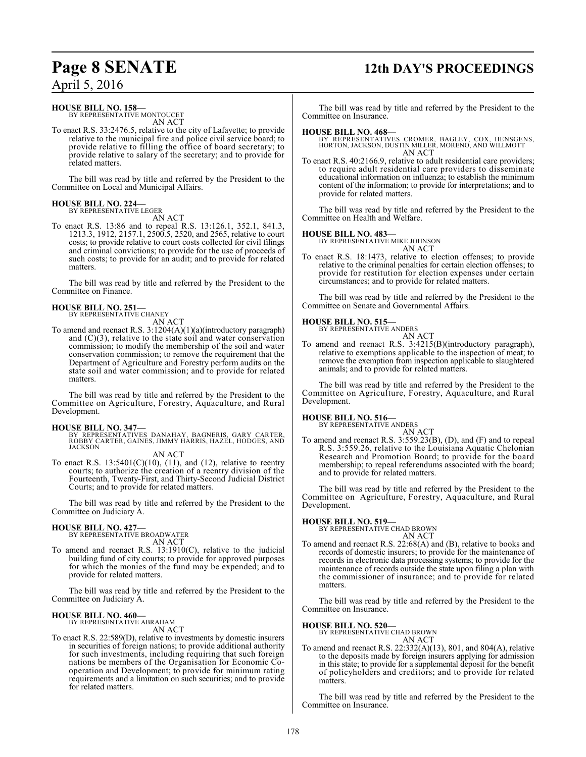**HOUSE BILL NO. 158—**
BY REPRESENTATIVE MONTOUCET
AN ACT

To enact R.S. 33:2476.5, relative to the city of Lafayette; to provide relative to the municipal fire and police civil service board; to provide relative to filling the office of board secretary; to provide relative to salary of the secretary; and to provide for related matters.

The bill was read by title and referred by the President to the Committee on Local and Municipal Affairs.

**HOUSE BILL NO. 224—**
BY REPRESENTATIVE LEGER
AN ACT

To enact R.S. 13:86 and to repeal R.S. 13:126.1, 352.1, 841.3, 1213.3, 1912, 2157.1, 2500.5, 2520, and 2565, relative to court costs; to provide relative to court costs collected for civil filings and criminal convictions; to provide for the use of proceeds of such costs; to provide for an audit; and to provide for related matters.

The bill was read by title and referred by the President to the Committee on Finance.

**HOUSE BILL NO. 251—**
BY REPRESENTATIVE CHANEY
AN ACT

To amend and reenact R.S. 3:1204(A)(1)(a)(introductory paragraph) and (C)(3), relative to the state soil and water conservation commission; to modify the membership of the soil and water conservation commission; to remove the requirement that the Department of Agriculture and Forestry perform audits on the state soil and water commission; and to provide for related matters.

The bill was read by title and referred by the President to the Committee on Agriculture, Forestry, Aquaculture, and Rural Development.

**HOUSE BILL NO. 347—**
BY REPRESENTATIVES DANAHAY, BAGNERIS, GARY CARTER, ROBBY CARTER, GAINES, JIMMY HARRIS, HAZEL, HODGES, AND JACKSON
AN ACT

To enact R.S. 13:5401(C)(10), (11), and (12), relative to reentry courts; to authorize the creation of a reentry division of the Fourteenth, Twenty-First, and Thirty-Second Judicial District Courts; and to provide for related matters.

The bill was read by title and referred by the President to the Committee on Judiciary A.

**HOUSE BILL NO. 427—**
BY REPRESENTATIVE BROADWATER
AN ACT

To amend and reenact R.S. 13:1910(C), relative to the judicial building fund of city courts; to provide for approved purposes for which the monies of the fund may be expended; and to provide for related matters.

The bill was read by title and referred by the President to the Committee on Judiciary A.

**HOUSE BILL NO. 460—**
BY REPRESENTATIVE ABRAHAM
AN ACT

To enact R.S. 22:589(D), relative to investments by domestic insurers in securities of foreign nations; to provide additional authority for such investments, including requiring that such foreign nations be members of the Organisation for Economic Co-operation and Development; to provide for minimum rating requirements and a limitation on such securities; and to provide for related matters.

The bill was read by title and referred by the President to the Committee on Insurance.

**HOUSE BILL NO. 468—**
BY REPRESENTATIVES CROMER, BAGLEY, COX, HENSGENS, HORTON, JACKSON, DUSTIN MILLER, MORENO, AND WILLMOTT
AN ACT

To enact R.S. 40:2166.9, relative to adult residential care providers; to require adult residential care providers to disseminate educational information on influenza; to establish the minimum content of the information; to provide for interpretations; and to provide for related matters.

The bill was read by title and referred by the President to the Committee on Health and Welfare.

**HOUSE BILL NO. 483—**
BY REPRESENTATIVE MIKE JOHNSON
AN ACT

To enact R.S. 18:1473, relative to election offenses; to provide relative to the criminal penalties for certain election offenses; to provide for restitution for election expenses under certain circumstances; and to provide for related matters.

The bill was read by title and referred by the President to the Committee on Senate and Governmental Affairs.

**HOUSE BILL NO. 515—**
BY REPRESENTATIVE ANDERS
AN ACT

To amend and reenact R.S. 3:4215(B)(introductory paragraph), relative to exemptions applicable to the inspection of meat; to remove the exemption from inspection applicable to slaughtered animals; and to provide for related matters.

The bill was read by title and referred by the President to the Committee on Agriculture, Forestry, Aquaculture, and Rural Development.

**HOUSE BILL NO. 516—**
BY REPRESENTATIVE ANDERS
AN ACT

To amend and reenact R.S. 3:559.23(B), (D), and (F) and to repeal R.S. 3:559.26, relative to the Louisiana Aquatic Chelonian Research and Promotion Board; to provide for the board membership; to repeal referendums associated with the board; and to provide for related matters.

The bill was read by title and referred by the President to the Committee on Agriculture, Forestry, Aquaculture, and Rural Development.

**HOUSE BILL NO. 519—**
BY REPRESENTATIVE CHAD BROWN
AN ACT

To amend and reenact R.S. 22:68(A) and (B), relative to books and records of domestic insurers; to provide for the maintenance of records in electronic data processing systems; to provide for the maintenance of records outside the state upon filing a plan with the commissioner of insurance; and to provide for related matters.

The bill was read by title and referred by the President to the Committee on Insurance.

**HOUSE BILL NO. 520—**
BY REPRESENTATIVE CHAD BROWN
AN ACT

To amend and reenact R.S. 22:332(A)(13), 801, and 804(A), relative to the deposits made by foreign insurers applying for admission in this state; to provide for a supplemental deposit for the benefit of policyholders and creditors; and to provide for related matters.

The bill was read by title and referred by the President to the Committee on Insurance.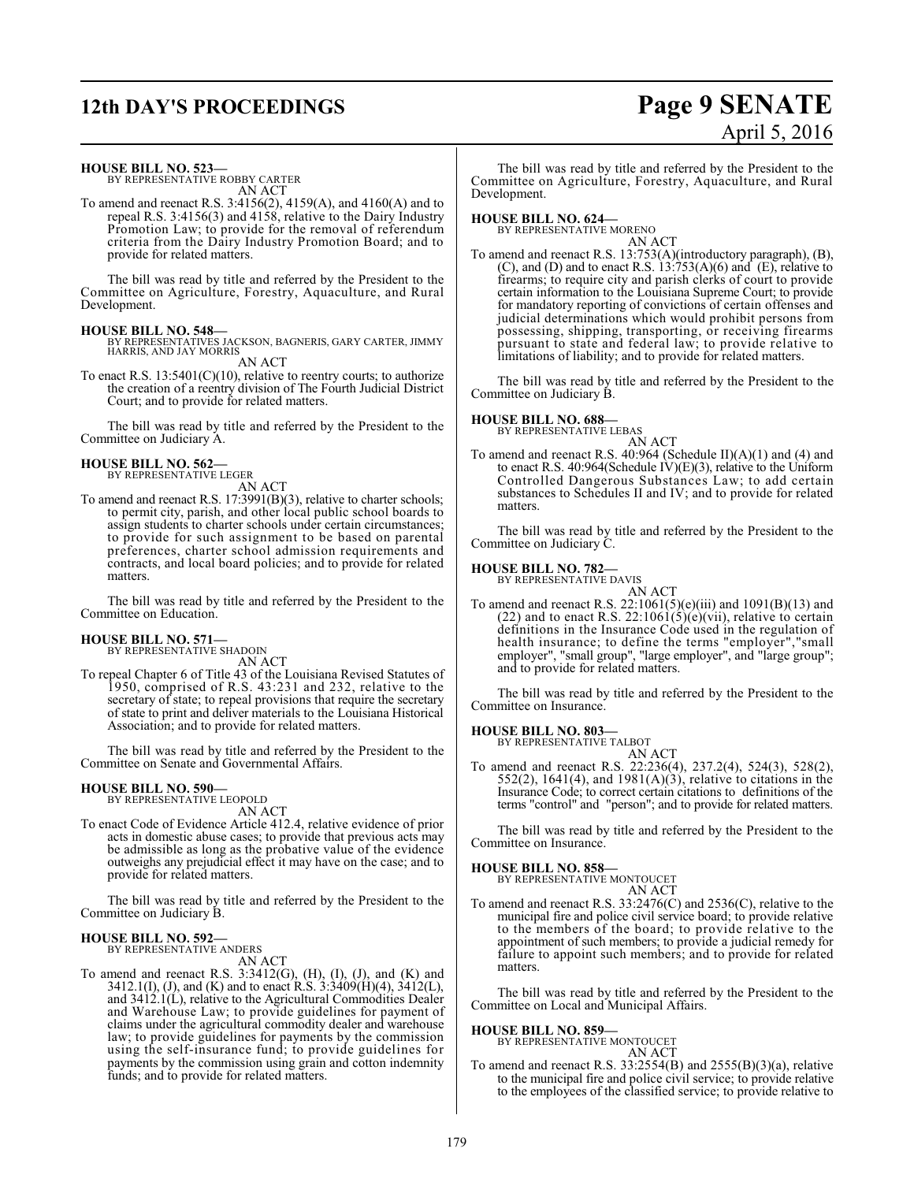**HOUSE BILL NO. 523—**
BY REPRESENTATIVE ROBBY CARTER
AN ACT

To amend and reenact R.S. 3:4156(2), 4159(A), and 4160(A) and to repeal R.S. 3:4156(3) and 4158, relative to the Dairy Industry Promotion Law; to provide for the removal of referendum criteria from the Dairy Industry Promotion Board; and to provide for related matters.

The bill was read by title and referred by the President to the Committee on Agriculture, Forestry, Aquaculture, and Rural Development.

**HOUSE BILL NO. 548—**
BY REPRESENTATIVES JACKSON, BAGNERIS, GARY CARTER, JIMMY HARRIS, AND JAY MORRIS
AN ACT

To enact R.S. 13:5401(C)(10), relative to reentry courts; to authorize the creation of a reentry division of The Fourth Judicial District Court; and to provide for related matters.

The bill was read by title and referred by the President to the Committee on Judiciary A.

**HOUSE BILL NO. 562—**
BY REPRESENTATIVE LEGER
AN ACT

To amend and reenact R.S. 17:3991(B)(3), relative to charter schools; to permit city, parish, and other local public school boards to assign students to charter schools under certain circumstances; to provide for such assignment to be based on parental preferences, charter school admission requirements and contracts, and local board policies; and to provide for related matters.

The bill was read by title and referred by the President to the Committee on Education.

**HOUSE BILL NO. 571—**
BY REPRESENTATIVE SHADOIN
AN ACT

To repeal Chapter 6 of Title 43 of the Louisiana Revised Statutes of 1950, comprised of R.S. 43:231 and 232, relative to the secretary of state; to repeal provisions that require the secretary of state to print and deliver materials to the Louisiana Historical Association; and to provide for related matters.

The bill was read by title and referred by the President to the Committee on Senate and Governmental Affairs.

**HOUSE BILL NO. 590—**
BY REPRESENTATIVE LEOPOLD
AN ACT

To enact Code of Evidence Article 412.4, relative evidence of prior acts in domestic abuse cases; to provide that previous acts may be admissible as long as the probative value of the evidence outweighs any prejudicial effect it may have on the case; and to provide for related matters.

The bill was read by title and referred by the President to the Committee on Judiciary B.

**HOUSE BILL NO. 592—**
BY REPRESENTATIVE ANDERS
AN ACT

To amend and reenact R.S. 3:3412(G), (H), (I), (J), and (K) and 3412.1(I), (J), and (K) and to enact R.S. 3:3409(H)(4), 3412(L), and 3412.1(L), relative to the Agricultural Commodities Dealer and Warehouse Law; to provide guidelines for payment of claims under the agricultural commodity dealer and warehouse law; to provide guidelines for payments by the commission using the self-insurance fund; to provide guidelines for payments by the commission using grain and cotton indemnity funds; and to provide for related matters.

The bill was read by title and referred by the President to the Committee on Agriculture, Forestry, Aquaculture, and Rural Development.

**HOUSE BILL NO. 624—**
BY REPRESENTATIVE MORENO
AN ACT

To amend and reenact R.S. 13:753(A)(introductory paragraph), (B), (C), and (D) and to enact R.S. 13:753(A)(6) and (E), relative to firearms; to require city and parish clerks of court to provide certain information to the Louisiana Supreme Court; to provide for mandatory reporting of convictions of certain offenses and judicial determinations which would prohibit persons from possessing, shipping, transporting, or receiving firearms pursuant to state and federal law; to provide relative to limitations of liability; and to provide for related matters.

The bill was read by title and referred by the President to the Committee on Judiciary B.

**HOUSE BILL NO. 688—**
BY REPRESENTATIVE LEBAS
AN ACT

To amend and reenact R.S. 40:964 (Schedule II)(A)(1) and (4) and to enact R.S. 40:964(Schedule IV)(E)(3), relative to the Uniform Controlled Dangerous Substances Law; to add certain substances to Schedules II and IV; and to provide for related matters.

The bill was read by title and referred by the President to the Committee on Judiciary C.

**HOUSE BILL NO. 782—**
BY REPRESENTATIVE DAVIS
AN ACT

To amend and reenact R.S. 22:1061(5)(e)(iii) and 1091(B)(13) and (22) and to enact R.S. 22:1061(5)(e)(vii), relative to certain definitions in the Insurance Code used in the regulation of health insurance; to define the terms "employer","small employer", "small group", "large employer", and "large group"; and to provide for related matters.

The bill was read by title and referred by the President to the Committee on Insurance.

**HOUSE BILL NO. 803—**
BY REPRESENTATIVE TALBOT
AN ACT

To amend and reenact R.S. 22:236(4), 237.2(4), 524(3), 528(2), 552(2), 1641(4), and 1981(A)(3), relative to citations in the Insurance Code; to correct certain citations to definitions of the terms "control" and "person"; and to provide for related matters.

The bill was read by title and referred by the President to the Committee on Insurance.

**HOUSE BILL NO. 858—**
BY REPRESENTATIVE MONTOUCET
AN ACT

To amend and reenact R.S. 33:2476(C) and 2536(C), relative to the municipal fire and police civil service board; to provide relative to the members of the board; to provide relative to the appointment of such members; to provide a judicial remedy for failure to appoint such members; and to provide for related matters.

The bill was read by title and referred by the President to the Committee on Local and Municipal Affairs.

**HOUSE BILL NO. 859—**
BY REPRESENTATIVE MONTOUCET
AN ACT

To amend and reenact R.S. 33:2554(B) and 2555(B)(3)(a), relative to the municipal fire and police civil service; to provide relative to the employees of the classified service; to provide relative to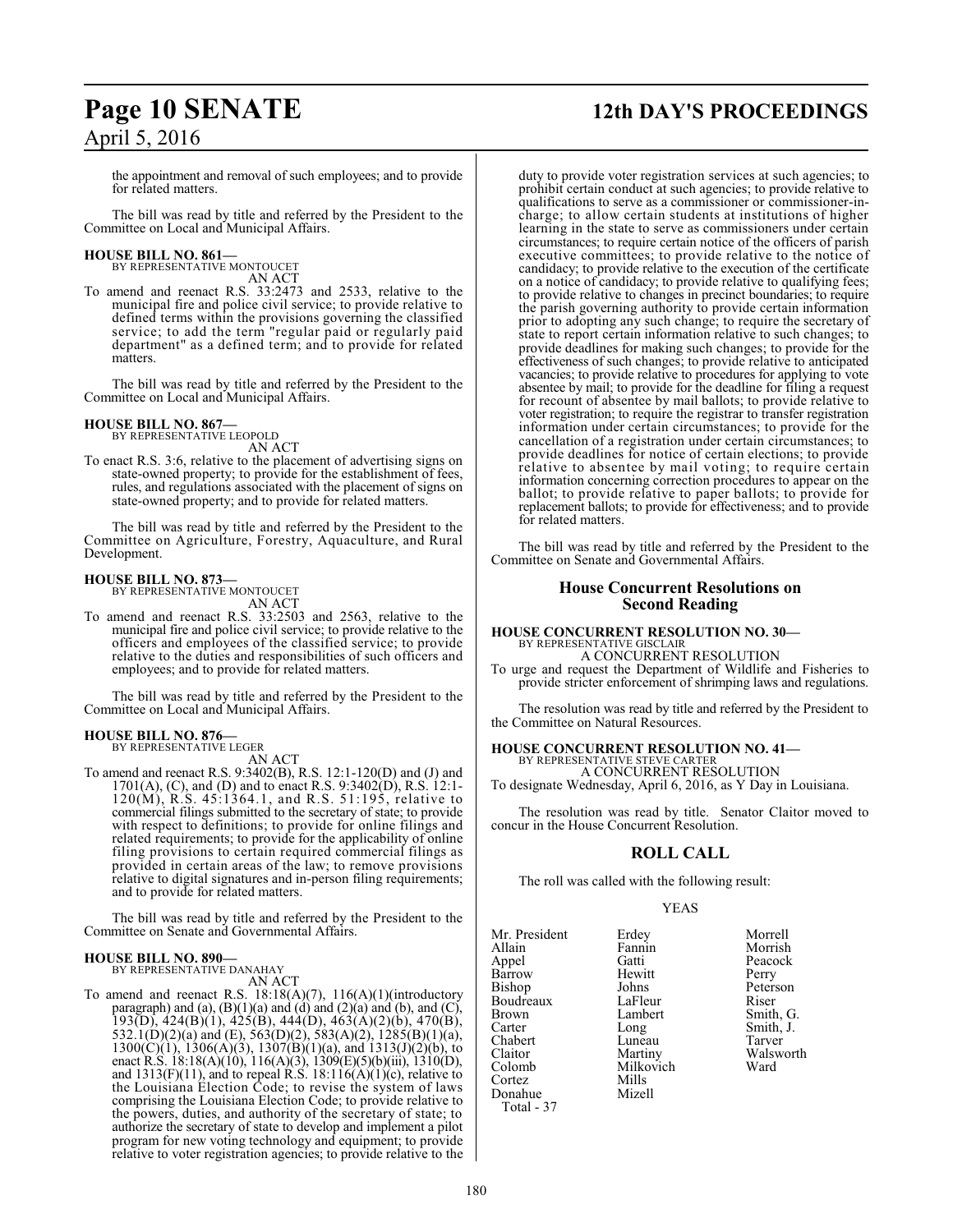the appointment and removal of such employees; and to provide for related matters.

The bill was read by title and referred by the President to the Committee on Local and Municipal Affairs.

**HOUSE BILL NO. 861—**
BY REPRESENTATIVE MONTOUCET
AN ACT

To amend and reenact R.S. 33:2473 and 2533, relative to the municipal fire and police civil service; to provide relative to defined terms within the provisions governing the classified service; to add the term "regular paid or regularly paid department" as a defined term; and to provide for related matters.

The bill was read by title and referred by the President to the Committee on Local and Municipal Affairs.

**HOUSE BILL NO. 867—**
BY REPRESENTATIVE LEOPOLD
AN ACT

To enact R.S. 3:6, relative to the placement of advertising signs on state-owned property; to provide for the establishment of fees, rules, and regulations associated with the placement of signs on state-owned property; and to provide for related matters.

The bill was read by title and referred by the President to the Committee on Agriculture, Forestry, Aquaculture, and Rural Development.

**HOUSE BILL NO. 873—**
BY REPRESENTATIVE MONTOUCET
AN ACT

To amend and reenact R.S. 33:2503 and 2563, relative to the municipal fire and police civil service; to provide relative to the officers and employees of the classified service; to provide relative to the duties and responsibilities of such officers and employees; and to provide for related matters.

The bill was read by title and referred by the President to the Committee on Local and Municipal Affairs.

**HOUSE BILL NO. 876—**
BY REPRESENTATIVE LEGER
AN ACT

To amend and reenact R.S. 9:3402(B), R.S. 12:1-120(D) and (J) and 1701(A), (C), and (D) and to enact R.S. 9:3402(D), R.S. 12:1-120(M), R.S. 45:1364.1, and R.S. 51:195, relative to commercial filings submitted to the secretary of state; to provide with respect to definitions; to provide for online filings and related requirements; to provide for the applicability of online filing provisions to certain required commercial filings as provided in certain areas of the law; to remove provisions relative to digital signatures and in-person filing requirements; and to provide for related matters.

The bill was read by title and referred by the President to the Committee on Senate and Governmental Affairs.

**HOUSE BILL NO. 890—**
BY REPRESENTATIVE DANAHAY
AN ACT

To amend and reenact R.S. 18:18(A)(7), 116(A)(1)(introductory paragraph) and (a), (B)(1)(a) and (d) and (2)(a) and (b), and (C), 193(D), 424(B)(1), 425(B), 444(D), 463(A)(2)(b), 470(B), 532.1(D)(2)(a) and (E), 563(D)(2), 583(A)(2), 1285(B)(1)(a), 1300(C)(1), 1306(A)(3), 1307(B)(1)(a), and 1313(J)(2)(b), to enact R.S. 18:18(A)(10), 116(A)(3), 1309(E)(5)(b)(iii), 1310(D), and 1313(F)(11), and to repeal R.S. 18:116(A)(1)(c), relative to the Louisiana Election Code; to revise the system of laws comprising the Louisiana Election Code; to provide relative to the powers, duties, and authority of the secretary of state; to authorize the secretary of state to develop and implement a pilot program for new voting technology and equipment; to provide relative to voter registration agencies; to provide relative to the duty to provide voter registration services at such agencies; to prohibit certain conduct at such agencies; to provide relative to qualifications to serve as a commissioner or commissioner-in-charge; to allow certain students at institutions of higher learning in the state to serve as commissioners under certain circumstances; to require certain notice of the officers of parish executive committees; to provide relative to the notice of candidacy; to provide relative to the execution of the certificate on a notice of candidacy; to provide relative to qualifying fees; to provide relative to changes in precinct boundaries; to require the parish governing authority to provide certain information prior to adopting any such change; to require the secretary of state to report certain information relative to such changes; to provide deadlines for making such changes; to provide for the effectiveness of such changes; to provide relative to anticipated vacancies; to provide relative to procedures for applying to vote absentee by mail; to provide for the deadline for filing a request for recount of absentee by mail ballots; to provide relative to voter registration; to require the registrar to transfer registration information under certain circumstances; to provide for the cancellation of a registration under certain circumstances; to provide deadlines for notice of certain elections; to provide relative to absentee by mail voting; to require certain information concerning correction procedures to appear on the ballot; to provide relative to paper ballots; to provide for replacement ballots; to provide for effectiveness; and to provide for related matters.

The bill was read by title and referred by the President to the Committee on Senate and Governmental Affairs.

## House Concurrent Resolutions on Second Reading

**HOUSE CONCURRENT RESOLUTION NO. 30—**
BY REPRESENTATIVE GISCLAIR
A CONCURRENT RESOLUTION

To urge and request the Department of Wildlife and Fisheries to provide stricter enforcement of shrimping laws and regulations.

The resolution was read by title and referred by the President to the Committee on Natural Resources.

**HOUSE CONCURRENT RESOLUTION NO. 41—**
BY REPRESENTATIVE STEVE CARTER
A CONCURRENT RESOLUTION

To designate Wednesday, April 6, 2016, as Y Day in Louisiana.

The resolution was read by title. Senator Claitor moved to concur in the House Concurrent Resolution.

## ROLL CALL

The roll was called with the following result:

YEAS

| | | |
|---|---|---|
| Mr. President | Erdey | Morrell |
| Allain | Fannin | Morrish |
| Appel | Gatti | Peacock |
| Barrow | Hewitt | Perry |
| Bishop | Johns | Peterson |
| Boudreaux | LaFleur | Riser |
| Brown | Lambert | Smith, G. |
| Carter | Long | Smith, J. |
| Chabert | Luneau | Tarver |
| Claitor | Martiny | Walsworth |
| Colomb | Milkovich | Ward |
| Cortez | Mills | |
| Donahue | Mizell | |

Total - 37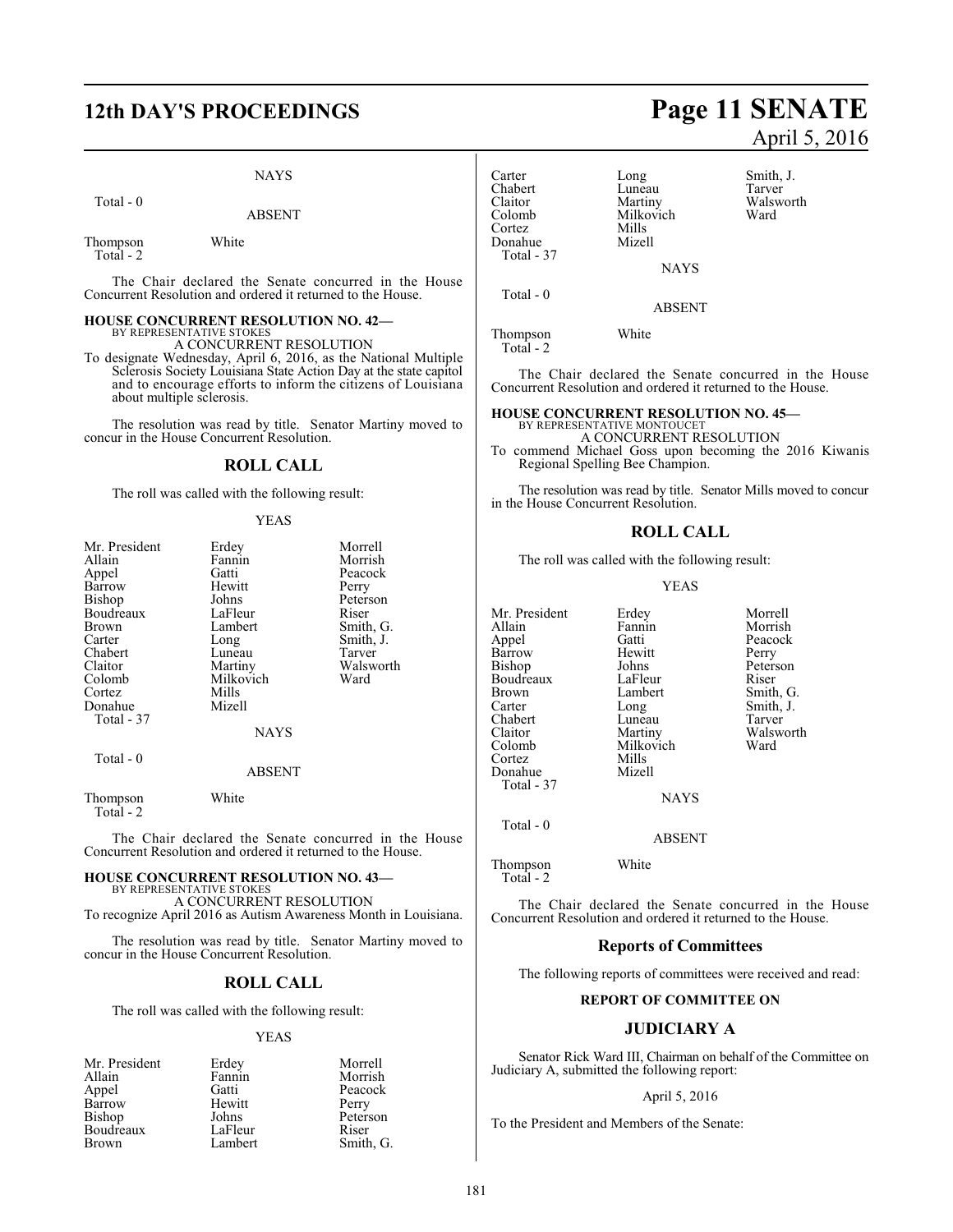NAYS

Total - 0

ABSENT

Thompson White
Total - 2

The Chair declared the Senate concurred in the House Concurrent Resolution and ordered it returned to the House.

**HOUSE CONCURRENT RESOLUTION NO. 42—**
BY REPRESENTATIVE STOKES
A CONCURRENT RESOLUTION
To designate Wednesday, April 6, 2016, as the National Multiple Sclerosis Society Louisiana State Action Day at the state capitol and to encourage efforts to inform the citizens of Louisiana about multiple sclerosis.

The resolution was read by title. Senator Martiny moved to concur in the House Concurrent Resolution.

## ROLL CALL

The roll was called with the following result:

YEAS

| | | |
|---|---|---|
| Mr. President | Erdey | Morrell |
| Allain | Fannin | Morrish |
| Appel | Gatti | Peacock |
| Barrow | Hewitt | Perry |
| Bishop | Johns | Peterson |
| Boudreaux | LaFleur | Riser |
| Brown | Lambert | Smith, G. |
| Carter | Long | Smith, J. |
| Chabert | Luneau | Tarver |
| Claitor | Martiny | Walsworth |
| Colomb | Milkovich | Ward |
| Cortez | Mills | |
| Donahue | Mizell | |

Total - 37

NAYS

Total - 0

ABSENT

Thompson White
Total - 2

The Chair declared the Senate concurred in the House Concurrent Resolution and ordered it returned to the House.

**HOUSE CONCURRENT RESOLUTION NO. 43—**
BY REPRESENTATIVE STOKES
A CONCURRENT RESOLUTION
To recognize April 2016 as Autism Awareness Month in Louisiana.

The resolution was read by title. Senator Martiny moved to concur in the House Concurrent Resolution.

## ROLL CALL

The roll was called with the following result:

YEAS

| | | |
|---|---|---|
| Mr. President | Erdey | Morrell |
| Allain | Fannin | Morrish |
| Appel | Gatti | Peacock |
| Barrow | Hewitt | Perry |
| Bishop | Johns | Peterson |
| Boudreaux | LaFleur | Riser |
| Brown | Lambert | Smith, G. |
| Carter | Long | Smith, J. |
| Chabert | Luneau | Tarver |
| Claitor | Martiny | Walsworth |
| Colomb | Milkovich | Ward |
| Cortez | Mills | |
| Donahue | Mizell | |

Total - 37

NAYS

Total - 0

ABSENT

Thompson White
Total - 2

The Chair declared the Senate concurred in the House Concurrent Resolution and ordered it returned to the House.

**HOUSE CONCURRENT RESOLUTION NO. 45—**
BY REPRESENTATIVE MONTOUCET
A CONCURRENT RESOLUTION
To commend Michael Goss upon becoming the 2016 Kiwanis Regional Spelling Bee Champion.

The resolution was read by title. Senator Mills moved to concur in the House Concurrent Resolution.

## ROLL CALL

The roll was called with the following result:

YEAS

| | | |
|---|---|---|
| Mr. President | Erdey | Morrell |
| Allain | Fannin | Morrish |
| Appel | Gatti | Peacock |
| Barrow | Hewitt | Perry |
| Bishop | Johns | Peterson |
| Boudreaux | LaFleur | Riser |
| Brown | Lambert | Smith, G. |
| Carter | Long | Smith, J. |
| Chabert | Luneau | Tarver |
| Claitor | Martiny | Walsworth |
| Colomb | Milkovich | Ward |
| Cortez | Mills | |
| Donahue | Mizell | |

Total - 37

NAYS

Total - 0

ABSENT

Thompson White
Total - 2

The Chair declared the Senate concurred in the House Concurrent Resolution and ordered it returned to the House.

## Reports of Committees

The following reports of committees were received and read:

**REPORT OF COMMITTEE ON**

## JUDICIARY A

Senator Rick Ward III, Chairman on behalf of the Committee on Judiciary A, submitted the following report:

April 5, 2016

To the President and Members of the Senate: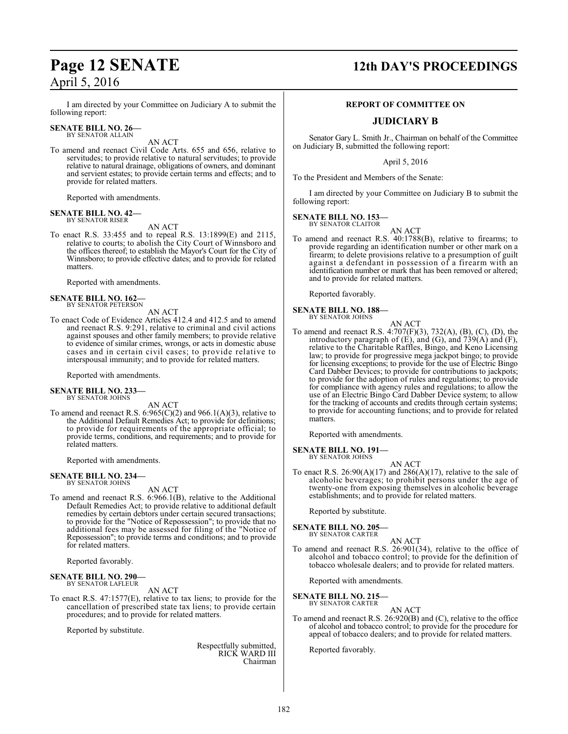I am directed by your Committee on Judiciary A to submit the following report:

**SENATE BILL NO. 26—**
BY SENATOR ALLAIN

AN ACT

To amend and reenact Civil Code Arts. 655 and 656, relative to servitudes; to provide relative to natural servitudes; to provide relative to natural drainage, obligations of owners, and dominant and servient estates; to provide certain terms and effects; and to provide for related matters.

Reported with amendments.

**SENATE BILL NO. 42—**
BY SENATOR RISER

AN ACT

To enact R.S. 33:455 and to repeal R.S. 13:1899(E) and 2115, relative to courts; to abolish the City Court of Winnsboro and the offices thereof; to establish the Mayor's Court for the City of Winnsboro; to provide effective dates; and to provide for related matters.

Reported with amendments.

**SENATE BILL NO. 162—**
BY SENATOR PETERSON

AN ACT

To enact Code of Evidence Articles 412.4 and 412.5 and to amend and reenact R.S. 9:291, relative to criminal and civil actions against spouses and other family members; to provide relative to evidence of similar crimes, wrongs, or acts in domestic abuse cases and in certain civil cases; to provide relative to interspousal immunity; and to provide for related matters.

Reported with amendments.

**SENATE BILL NO. 233—**
BY SENATOR JOHNS

AN ACT

To amend and reenact R.S. 6:965(C)(2) and 966.1(A)(3), relative to the Additional Default Remedies Act; to provide for definitions; to provide for requirements of the appropriate official; to provide terms, conditions, and requirements; and to provide for related matters.

Reported with amendments.

**SENATE BILL NO. 234—**
BY SENATOR JOHNS

AN ACT

To amend and reenact R.S. 6:966.1(B), relative to the Additional Default Remedies Act; to provide relative to additional default remedies by certain debtors under certain secured transactions; to provide for the "Notice of Repossession"; to provide that no additional fees may be assessed for filing of the "Notice of Repossession"; to provide terms and conditions; and to provide for related matters.

Reported favorably.

**SENATE BILL NO. 290—**
BY SENATOR LAFLEUR

AN ACT

To enact R.S. 47:1577(E), relative to tax liens; to provide for the cancellation of prescribed state tax liens; to provide certain procedures; and to provide for related matters.

Reported by substitute.

Respectfully submitted,
RICK WARD III
Chairman

**REPORT OF COMMITTEE ON**

## JUDICIARY B

Senator Gary L. Smith Jr., Chairman on behalf of the Committee on Judiciary B, submitted the following report:

April 5, 2016

To the President and Members of the Senate:

I am directed by your Committee on Judiciary B to submit the following report:

**SENATE BILL NO. 153—**
BY SENATOR CLAITOR

AN ACT

To amend and reenact R.S. 40:1788(B), relative to firearms; to provide regarding an identification number or other mark on a firearm; to delete provisions relative to a presumption of guilt against a defendant in possession of a firearm with an identification number or mark that has been removed or altered; and to provide for related matters.

Reported favorably.

**SENATE BILL NO. 188—**
BY SENATOR JOHNS

AN ACT

To amend and reenact R.S. 4:707(F)(3), 732(A), (B), (C), (D), the introductory paragraph of (E), and (G), and 739(A) and (F), relative to the Charitable Raffles, Bingo, and Keno Licensing law; to provide for progressive mega jackpot bingo; to provide for licensing exceptions; to provide for the use of Electric Bingo Card Dabber Devices; to provide for contributions to jackpots; to provide for the adoption of rules and regulations; to provide for compliance with agency rules and regulations; to allow the use of an Electric Bingo Card Dabber Device system; to allow for the tracking of accounts and credits through certain systems; to provide for accounting functions; and to provide for related matters.

Reported with amendments.

**SENATE BILL NO. 191—**
BY SENATOR JOHNS

AN ACT

To enact R.S. 26:90(A)(17) and 286(A)(17), relative to the sale of alcoholic beverages; to prohibit persons under the age of twenty-one from exposing themselves in alcoholic beverage establishments; and to provide for related matters.

Reported by substitute.

**SENATE BILL NO. 205—**
BY SENATOR CARTER

AN ACT

To amend and reenact R.S. 26:901(34), relative to the office of alcohol and tobacco control; to provide for the definition of tobacco wholesale dealers; and to provide for related matters.

Reported with amendments.

**SENATE BILL NO. 215—**
BY SENATOR CARTER

AN ACT

To amend and reenact R.S. 26:920(B) and (C), relative to the office of alcohol and tobacco control; to provide for the procedure for appeal of tobacco dealers; and to provide for related matters.

Reported favorably.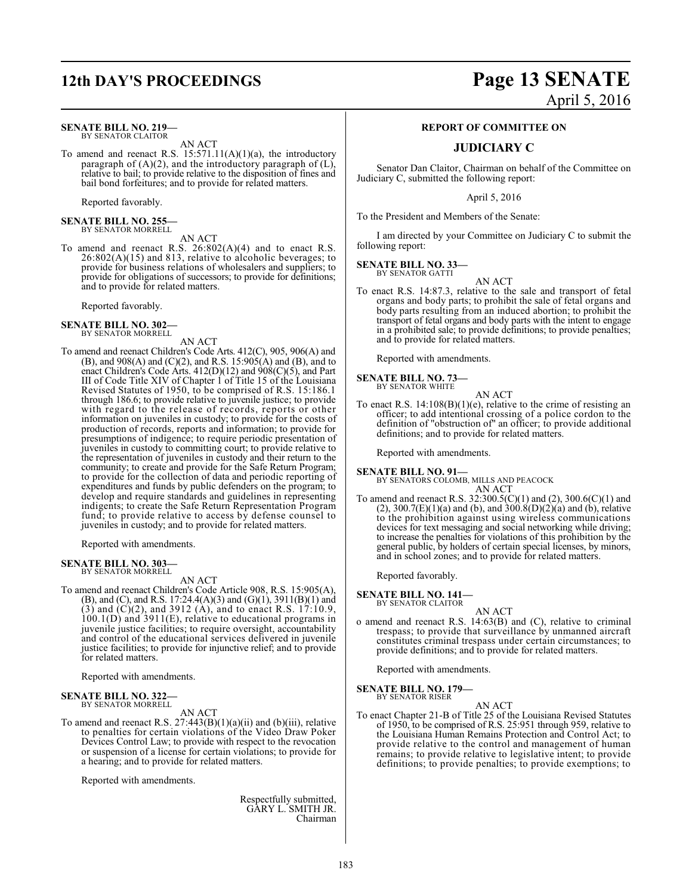**SENATE BILL NO. 219—**
BY SENATOR CLAITOR

AN ACT

To amend and reenact R.S. 15:571.11(A)(1)(a), the introductory paragraph of (A)(2), and the introductory paragraph of (L), relative to bail; to provide relative to the disposition of fines and bail bond forfeitures; and to provide for related matters.

Reported favorably.

**SENATE BILL NO. 255—**
BY SENATOR MORRELL

AN ACT

To amend and reenact R.S. 26:802(A)(4) and to enact R.S. 26:802(A)(15) and 813, relative to alcoholic beverages; to provide for business relations of wholesalers and suppliers; to provide for obligations of successors; to provide for definitions; and to provide for related matters.

Reported favorably.

**SENATE BILL NO. 302—**
BY SENATOR MORRELL

AN ACT

To amend and reenact Children's Code Arts. 412(C), 905, 906(A) and (B), and 908(A) and (C)(2), and R.S. 15:905(A) and (B), and to enact Children's Code Arts. 412(D)(12) and 908(C)(5), and Part III of Code Title XIV of Chapter 1 of Title 15 of the Louisiana Revised Statutes of 1950, to be comprised of R.S. 15:186.1 through 186.6; to provide relative to juvenile justice; to provide with regard to the release of records, reports or other information on juveniles in custody; to provide for the costs of production of records, reports and information; to provide for presumptions of indigence; to require periodic presentation of juveniles in custody to committing court; to provide relative to the representation of juveniles in custody and their return to the community; to create and provide for the Safe Return Program; to provide for the collection of data and periodic reporting of expenditures and funds by public defenders on the program; to develop and require standards and guidelines in representing indigents; to create the Safe Return Representation Program fund; to provide relative to access by defense counsel to juveniles in custody; and to provide for related matters.

Reported with amendments.

**SENATE BILL NO. 303—**
BY SENATOR MORRELL

AN ACT

To amend and reenact Children's Code Article 908, R.S. 15:905(A), (B), and (C), and R.S. 17:24.4(A)(3) and (G)(1), 3911(B)(1) and (3) and (C)(2), and 3912 (A), and to enact R.S. 17:10.9, 100.1(D) and 3911(E), relative to educational programs in juvenile justice facilities; to require oversight, accountability and control of the educational services delivered in juvenile justice facilities; to provide for injunctive relief; and to provide for related matters.

Reported with amendments.

**SENATE BILL NO. 322—**
BY SENATOR MORRELL

AN ACT

To amend and reenact R.S. 27:443(B)(1)(a)(ii) and (b)(iii), relative to penalties for certain violations of the Video Draw Poker Devices Control Law; to provide with respect to the revocation or suspension of a license for certain violations; to provide for a hearing; and to provide for related matters.

Reported with amendments.

Respectfully submitted,
GARY L. SMITH JR.
Chairman

## REPORT OF COMMITTEE ON

## JUDICIARY C

Senator Dan Claitor, Chairman on behalf of the Committee on Judiciary C, submitted the following report:

April 5, 2016

To the President and Members of the Senate:

I am directed by your Committee on Judiciary C to submit the following report:

**SENATE BILL NO. 33—**
BY SENATOR GATTI

AN ACT

To enact R.S. 14:87.3, relative to the sale and transport of fetal organs and body parts; to prohibit the sale of fetal organs and body parts resulting from an induced abortion; to prohibit the transport of fetal organs and body parts with the intent to engage in a prohibited sale; to provide definitions; to provide penalties; and to provide for related matters.

Reported with amendments.

**SENATE BILL NO. 73—**
BY SENATOR WHITE

AN ACT

To enact R.S. 14:108(B)(1)(e), relative to the crime of resisting an officer; to add intentional crossing of a police cordon to the definition of "obstruction of" an officer; to provide additional definitions; and to provide for related matters.

Reported with amendments.

**SENATE BILL NO. 91—**
BY SENATORS COLOMB, MILLS AND PEACOCK

AN ACT

To amend and reenact R.S. 32:300.5(C)(1) and (2), 300.6(C)(1) and (2), 300.7(E)(1)(a) and (b), and 300.8(D)(2)(a) and (b), relative to the prohibition against using wireless communications devices for text messaging and social networking while driving; to increase the penalties for violations of this prohibition by the general public, by holders of certain special licenses, by minors, and in school zones; and to provide for related matters.

Reported favorably.

**SENATE BILL NO. 141—**
BY SENATOR CLAITOR

AN ACT

o amend and reenact R.S. 14:63(B) and (C), relative to criminal trespass; to provide that surveillance by unmanned aircraft constitutes criminal trespass under certain circumstances; to provide definitions; and to provide for related matters.

Reported with amendments.

**SENATE BILL NO. 179—**
BY SENATOR RISER

AN ACT

To enact Chapter 21-B of Title 25 of the Louisiana Revised Statutes of 1950, to be comprised of R.S. 25:951 through 959, relative to the Louisiana Human Remains Protection and Control Act; to provide relative to the control and management of human remains; to provide relative to legislative intent; to provide definitions; to provide penalties; to provide exemptions; to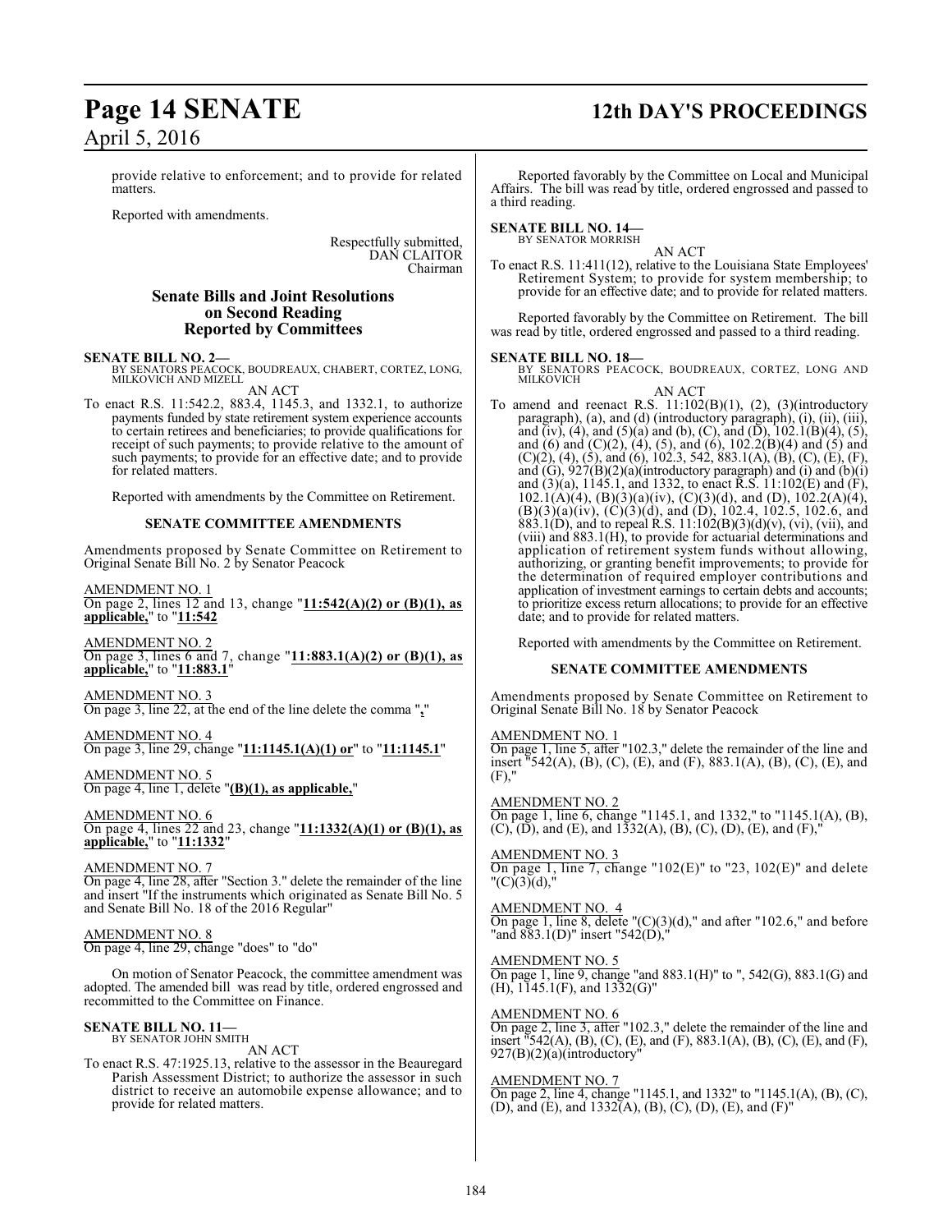provide relative to enforcement; and to provide for related matters.

Reported with amendments.

Respectfully submitted,
DAN CLAITOR
Chairman

## Senate Bills and Joint Resolutions on Second Reading Reported by Committees

**SENATE BILL NO. 2—**
BY SENATORS PEACOCK, BOUDREAUX, CHABERT, CORTEZ, LONG, MILKOVICH AND MIZELL

AN ACT

To enact R.S. 11:542.2, 883.4, 1145.3, and 1332.1, to authorize payments funded by state retirement system experience accounts to certain retirees and beneficiaries; to provide qualifications for receipt of such payments; to provide relative to the amount of such payments; to provide for an effective date; and to provide for related matters.

Reported with amendments by the Committee on Retirement.

### SENATE COMMITTEE AMENDMENTS

Amendments proposed by Senate Committee on Retirement to Original Senate Bill No. 2 by Senator Peacock

AMENDMENT NO. 1
On page 2, lines 12 and 13, change "**11:542(A)(2) or (B)(1), as applicable,**" to "**11:542**

AMENDMENT NO. 2
On page 3, lines 6 and 7, change "**11:883.1(A)(2) or (B)(1), as applicable,**" to "**11:883.1**"

AMENDMENT NO. 3
On page 3, line 22, at the end of the line delete the comma "**,**"

AMENDMENT NO. 4
On page 3, line 29, change "**11:1145.1(A)(1) or**" to "**11:1145.1**"

AMENDMENT NO. 5
On page 4, line 1, delete "**(B)(1), as applicable,**"

AMENDMENT NO. 6
On page 4, lines 22 and 23, change "**11:1332(A)(1) or (B)(1), as applicable,**" to "**11:1332**"

AMENDMENT NO. 7
On page 4, line 28, after "Section 3." delete the remainder of the line and insert "If the instruments which originated as Senate Bill No. 5 and Senate Bill No. 18 of the 2016 Regular"

AMENDMENT NO. 8
On page 4, line 29, change "does" to "do"

On motion of Senator Peacock, the committee amendment was adopted. The amended bill was read by title, ordered engrossed and recommitted to the Committee on Finance.

**SENATE BILL NO. 11—**
BY SENATOR JOHN SMITH

AN ACT

To enact R.S. 47:1925.13, relative to the assessor in the Beauregard Parish Assessment District; to authorize the assessor in such district to receive an automobile expense allowance; and to provide for related matters.

Reported favorably by the Committee on Local and Municipal Affairs. The bill was read by title, ordered engrossed and passed to a third reading.

**SENATE BILL NO. 14—**
BY SENATOR MORRISH

AN ACT

To enact R.S. 11:411(12), relative to the Louisiana State Employees' Retirement System; to provide for system membership; to provide for an effective date; and to provide for related matters.

Reported favorably by the Committee on Retirement. The bill was read by title, ordered engrossed and passed to a third reading.

**SENATE BILL NO. 18—**
BY SENATORS PEACOCK, BOUDREAUX, CORTEZ, LONG AND MILKOVICH

AN ACT

To amend and reenact R.S. 11:102(B)(1), (2), (3)(introductory paragraph), (a), and (d) (introductory paragraph), (i), (ii), (iii), and (iv), (4), and (5)(a) and (b), (C), and (D), 102.1(B)(4), (5), and (6) and (C)(2), (4), (5), and (6), 102.2(B)(4) and (5) and (C)(2), (4), (5), and (6), 102.3, 542, 883.1(A), (B), (C), (E), (F), and (G), 927(B)(2)(a)(introductory paragraph) and (i) and (b)(i) and (3)(a), 1145.1, and 1332, to enact R.S. 11:102(E) and (F), 102.1(A)(4), (B)(3)(a)(iv), (C)(3)(d), and (D), 102.2(A)(4), (B)(3)(a)(iv), (C)(3)(d), and (D), 102.4, 102.5, 102.6, and 883.1(D), and to repeal R.S. 11:102(B)(3)(d)(v), (vi), (vii), and (viii) and 883.1(H), to provide for actuarial determinations and application of retirement system funds without allowing, authorizing, or granting benefit improvements; to provide for the determination of required employer contributions and application of investment earnings to certain debts and accounts; to prioritize excess return allocations; to provide for an effective date; and to provide for related matters.

Reported with amendments by the Committee on Retirement.

### SENATE COMMITTEE AMENDMENTS

Amendments proposed by Senate Committee on Retirement to Original Senate Bill No. 18 by Senator Peacock

AMENDMENT NO. 1
On page 1, line 5, after "102.3," delete the remainder of the line and insert "542(A), (B), (C), (E), and (F), 883.1(A), (B), (C), (E), and (F),"

AMENDMENT NO. 2
On page 1, line 6, change "1145.1, and 1332," to "1145.1(A), (B), (C), (D), and (E), and 1332(A), (B), (C), (D), (E), and (F),"

AMENDMENT NO. 3
On page 1, line 7, change "102(E)" to "23, 102(E)" and delete "(C)(3)(d),"

AMENDMENT NO. 4
On page 1, line 8, delete "(C)(3)(d)," and after "102.6," and before "and 883.1(D)" insert "542(D),"

AMENDMENT NO. 5
On page 1, line 9, change "and 883.1(H)" to ", 542(G), 883.1(G) and (H), 1145.1(F), and 1332(G)"

AMENDMENT NO. 6
On page 2, line 3, after "102.3," delete the remainder of the line and insert "542(A), (B), (C), (E), and (F), 883.1(A), (B), (C), (E), and (F), 927(B)(2)(a)(introductory"

AMENDMENT NO. 7
On page 2, line 4, change "1145.1, and 1332" to "1145.1(A), (B), (C), (D), and (E), and 1332(A), (B), (C), (D), (E), and (F)"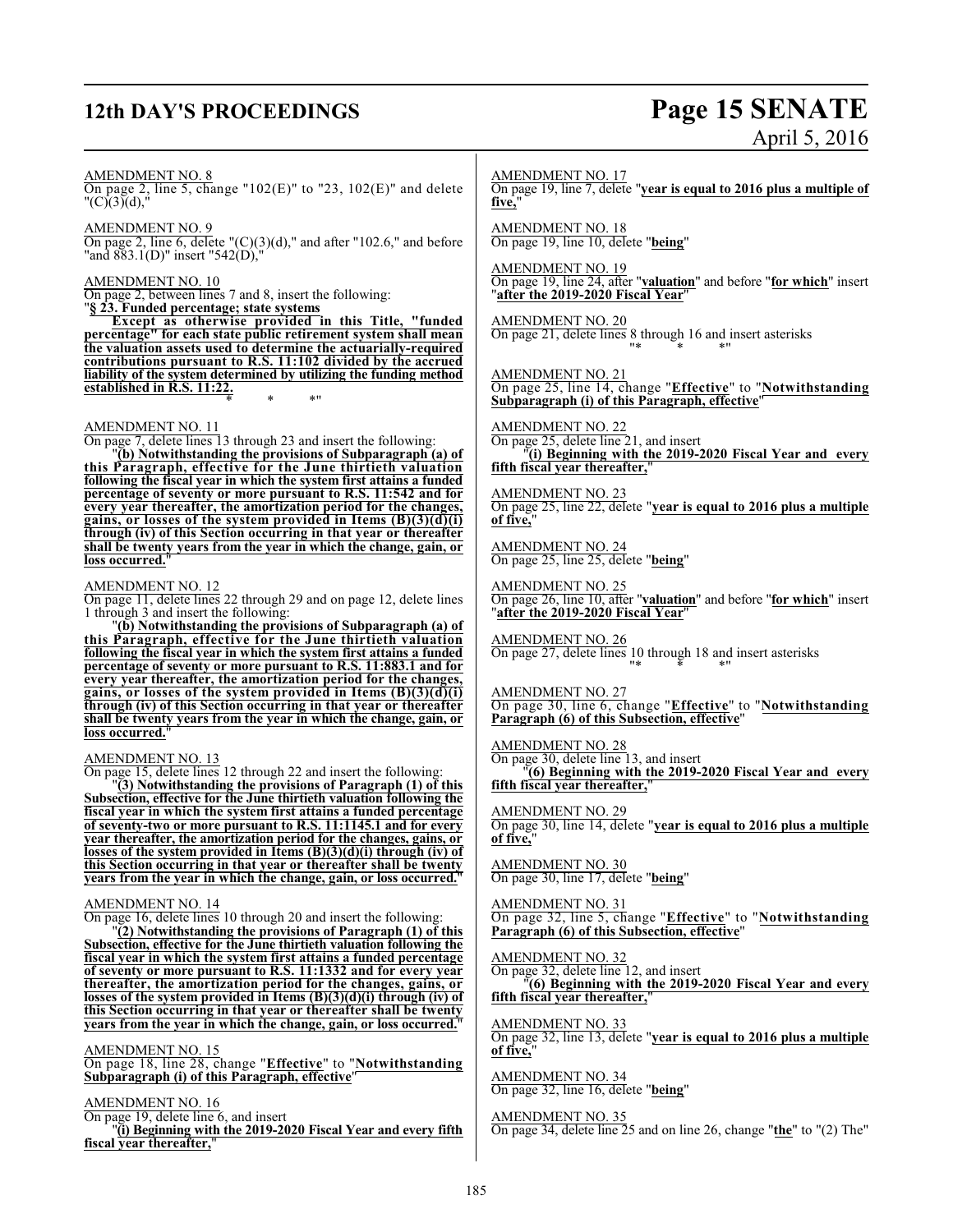AMENDMENT NO. 8
On page 2, line 5, change "102(E)" to "23, 102(E)" and delete "(C)(3)(d),"

AMENDMENT NO. 9
On page 2, line 6, delete "(C)(3)(d)," and after "102.6," and before "and 883.1(D)" insert "542(D),"

AMENDMENT NO. 10
On page 2, between lines 7 and 8, insert the following:
"**§ 23. Funded percentage; state systems**

**Except as otherwise provided in this Title, "funded percentage" for each state public retirement system shall mean the valuation assets used to determine the actuarially-required contributions pursuant to R.S. 11:102 divided by the accrued liability of the system determined by utilizing the funding method established in R.S. 11:22.**

\* \* \*"

AMENDMENT NO. 11
On page 7, delete lines 13 through 23 and insert the following:

"**(b) Notwithstanding the provisions of Subparagraph (a) of this Paragraph, effective for the June thirtieth valuation following the fiscal year in which the system first attains a funded percentage of seventy or more pursuant to R.S. 11:542 and for every year thereafter, the amortization period for the changes, gains, or losses of the system provided in Items (B)(3)(d)(i) through (iv) of this Section occurring in that year or thereafter shall be twenty years from the year in which the change, gain, or loss occurred.**"

AMENDMENT NO. 12
On page 11, delete lines 22 through 29 and on page 12, delete lines 1 through 3 and insert the following:

"**(b) Notwithstanding the provisions of Subparagraph (a) of this Paragraph, effective for the June thirtieth valuation following the fiscal year in which the system first attains a funded percentage of seventy or more pursuant to R.S. 11:883.1 and for every year thereafter, the amortization period for the changes, gains, or losses of the system provided in Items (B)(3)(d)(i) through (iv) of this Section occurring in that year or thereafter shall be twenty years from the year in which the change, gain, or loss occurred.**"

AMENDMENT NO. 13
On page 15, delete lines 12 through 22 and insert the following:

"**(3) Notwithstanding the provisions of Paragraph (1) of this Subsection, effective for the June thirtieth valuation following the fiscal year in which the system first attains a funded percentage of seventy-two or more pursuant to R.S. 11:1145.1 and for every year thereafter, the amortization period for the changes, gains, or losses of the system provided in Items (B)(3)(d)(i) through (iv) of this Section occurring in that year or thereafter shall be twenty years from the year in which the change, gain, or loss occurred.**"

AMENDMENT NO. 14
On page 16, delete lines 10 through 20 and insert the following:

"**(2) Notwithstanding the provisions of Paragraph (1) of this Subsection, effective for the June thirtieth valuation following the fiscal year in which the system first attains a funded percentage of seventy or more pursuant to R.S. 11:1332 and for every year thereafter, the amortization period for the changes, gains, or losses of the system provided in Items (B)(3)(d)(i) through (iv) of this Section occurring in that year or thereafter shall be twenty years from the year in which the change, gain, or loss occurred.**"

AMENDMENT NO. 15
On page 18, line 28, change "**Effective**" to "**Notwithstanding Subparagraph (i) of this Paragraph, effective**"

AMENDMENT NO. 16
On page 19, delete line 6, and insert

"**(i) Beginning with the 2019-2020 Fiscal Year and every fifth fiscal year thereafter,**"

AMENDMENT NO. 17
On page 19, line 7, delete "**year is equal to 2016 plus a multiple of five,**"

AMENDMENT NO. 18
On page 19, line 10, delete "**being**"

AMENDMENT NO. 19
On page 19, line 24, after "**valuation**" and before "**for which**" insert "**after the 2019-2020 Fiscal Year**"

AMENDMENT NO. 20
On page 21, delete lines 8 through 16 and insert asterisks

"\* \* \*"

AMENDMENT NO. 21
On page 25, line 14, change "**Effective**" to "**Notwithstanding Subparagraph (i) of this Paragraph, effective**"

AMENDMENT NO. 22
On page 25, delete line 21, and insert

"**(i) Beginning with the 2019-2020 Fiscal Year and every fifth fiscal year thereafter,**"

AMENDMENT NO. 23
On page 25, line 22, delete "**year is equal to 2016 plus a multiple of five,**"

AMENDMENT NO. 24
On page 25, line 25, delete "**being**"

AMENDMENT NO. 25
On page 26, line 10, after "**valuation**" and before "**for which**" insert "**after the 2019-2020 Fiscal Year**"

AMENDMENT NO. 26
On page 27, delete lines 10 through 18 and insert asterisks

"\* \* \*"

AMENDMENT NO. 27
On page 30, line 6, change "**Effective**" to "**Notwithstanding Paragraph (6) of this Subsection, effective**"

AMENDMENT NO. 28
On page 30, delete line 13, and insert

"**(6) Beginning with the 2019-2020 Fiscal Year and every fifth fiscal year thereafter,**"

AMENDMENT NO. 29
On page 30, line 14, delete "**year is equal to 2016 plus a multiple of five,**"

AMENDMENT NO. 30
On page 30, line 17, delete "**being**"

AMENDMENT NO. 31
On page 32, line 5, change "**Effective**" to "**Notwithstanding Paragraph (6) of this Subsection, effective**"

AMENDMENT NO. 32
On page 32, delete line 12, and insert

"**(6) Beginning with the 2019-2020 Fiscal Year and every fifth fiscal year thereafter,**"

AMENDMENT NO. 33
On page 32, line 13, delete "**year is equal to 2016 plus a multiple of five,**"

AMENDMENT NO. 34
On page 32, line 16, delete "**being**"

AMENDMENT NO. 35
On page 34, delete line 25 and on line 26, change "**the**" to "(2) The"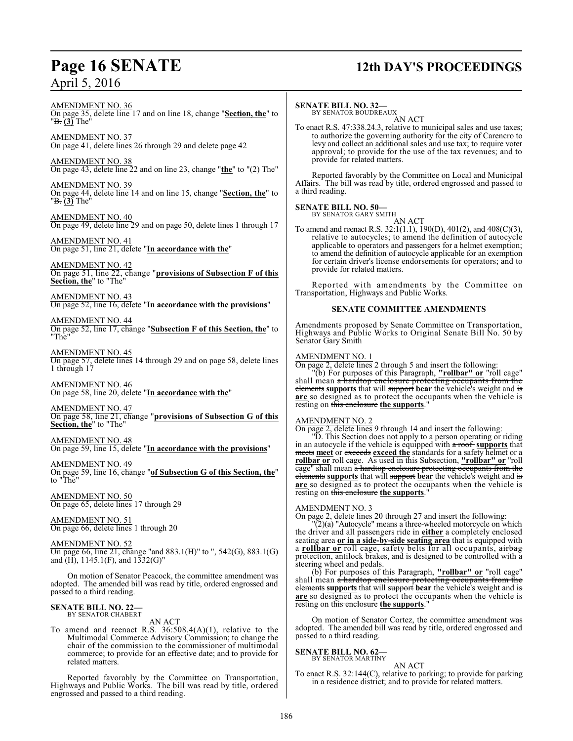AMENDMENT NO. 36
On page 35, delete line 17 and on line 18, change "**Section, the**" to "~~B.~~ **(3)** The"

AMENDMENT NO. 37
On page 41, delete lines 26 through 29 and delete page 42

AMENDMENT NO. 38
On page 43, delete line 22 and on line 23, change "**the**" to "(2) The"

AMENDMENT NO. 39
On page 44, delete line 14 and on line 15, change "**Section, the**" to "~~B.~~ **(3)** The"

AMENDMENT NO. 40
On page 49, delete line 29 and on page 50, delete lines 1 through 17

AMENDMENT NO. 41
On page 51, line 21, delete "**In accordance with the**"

AMENDMENT NO. 42
On page 51, line 22, change "**provisions of Subsection F of this Section, the**" to "The"

AMENDMENT NO. 43
On page 52, line 16, delete "**In accordance with the provisions**"

AMENDMENT NO. 44
On page 52, line 17, change "**Subsection F of this Section, the**" to "The"

AMENDMENT NO. 45
On page 57, delete lines 14 through 29 and on page 58, delete lines 1 through 17

AMENDMENT NO. 46
On page 58, line 20, delete "**In accordance with the**"

AMENDMENT NO. 47
On page 58, line 21, change "**provisions of Subsection G of this Section, the**" to "The"

AMENDMENT NO. 48
On page 59, line 15, delete "**In accordance with the provisions**"

AMENDMENT NO. 49
On page 59, line 16, change "**of Subsection G of this Section, the**" to "The"

AMENDMENT NO. 50
On page 65, delete lines 17 through 29

AMENDMENT NO. 51
On page 66, delete lines 1 through 20

AMENDMENT NO. 52
On page 66, line 21, change "and 883.1(H)" to ", 542(G), 883.1(G) and (H), 1145.1(F), and 1332(G)"

On motion of Senator Peacock, the committee amendment was adopted. The amended bill was read by title, ordered engrossed and passed to a third reading.

**SENATE BILL NO. 22—**
BY SENATOR CHABERT

AN ACT

To amend and reenact R.S. 36:508.4(A)(1), relative to the Multimodal Commerce Advisory Commission; to change the chair of the commission to the commissioner of multimodal commerce; to provide for an effective date; and to provide for related matters.

Reported favorably by the Committee on Transportation, Highways and Public Works. The bill was read by title, ordered engrossed and passed to a third reading.

**SENATE BILL NO. 32—**
BY SENATOR BOUDREAUX

AN ACT

To enact R.S. 47:338.24.3, relative to municipal sales and use taxes; to authorize the governing authority for the city of Carencro to levy and collect an additional sales and use tax; to require voter approval; to provide for the use of the tax revenues; and to provide for related matters.

Reported favorably by the Committee on Local and Municipal Affairs. The bill was read by title, ordered engrossed and passed to a third reading.

**SENATE BILL NO. 50—**
BY SENATOR GARY SMITH

AN ACT

To amend and reenact R.S. 32:1(1.1), 190(D), 401(2), and 408(C)(3), relative to autocycles; to amend the definition of autocycle applicable to operators and passengers for a helmet exemption; to amend the definition of autocycle applicable for an exemption for certain driver's license endorsements for operators; and to provide for related matters.

Reported with amendments by the Committee on Transportation, Highways and Public Works.

**SENATE COMMITTEE AMENDMENTS**

Amendments proposed by Senate Committee on Transportation, Highways and Public Works to Original Senate Bill No. 50 by Senator Gary Smith

AMENDMENT NO. 1
On page 2, delete lines 2 through 5 and insert the following:

"(b) For purposes of this Paragraph, **"rollbar" or** "roll cage" shall mean ~~a hardtop enclosure protecting occupants from the elements~~ **supports** that will ~~support~~ **bear** the vehicle's weight and ~~is~~ **are** so designed as to protect the occupants when the vehicle is resting on ~~this enclosure~~ **the supports**."

AMENDMENT NO. 2
On page 2, delete lines 9 through 14 and insert the following:

"D. This Section does not apply to a person operating or riding in an autocycle if the vehicle is equipped with ~~a roof~~ **supports** that ~~meets~~ **meet** or ~~exceeds~~ **exceed the** standards for a safety helmet or a **rollbar or** roll cage. As used in this Subsection, **"rollbar" or** "roll cage" shall mean ~~a hardtop enclosure protecting occupants from the elements~~ **supports** that will ~~support~~ **bear** the vehicle's weight and ~~is~~ **are** so designed as to protect the occupants when the vehicle is resting on ~~this enclosure~~ **the supports**."

AMENDMENT NO. 3
On page 2, delete lines 20 through 27 and insert the following:

"(2)(a) "Autocycle" means a three-wheeled motorcycle on which the driver and all passengers ride in **either** a completely enclosed seating area **or in a side-by-side seating area** that is equipped with a **rollbar or** roll cage, safety belts for all occupants, ~~airbag protection, antilock brakes,~~ and is designed to be controlled with a steering wheel and pedals.

(b) For purposes of this Paragraph, **"rollbar" or** "roll cage" shall mean ~~a hardtop enclosure protecting occupants from the elements~~ **supports** that will ~~support~~ **bear** the vehicle's weight and ~~is~~ **are** so designed as to protect the occupants when the vehicle is resting on ~~this enclosure~~ **the supports**."

On motion of Senator Cortez, the committee amendment was adopted. The amended bill was read by title, ordered engrossed and passed to a third reading.

**SENATE BILL NO. 62—**
BY SENATOR MARTINY

AN ACT

To enact R.S. 32:144(C), relative to parking; to provide for parking in a residence district; and to provide for related matters.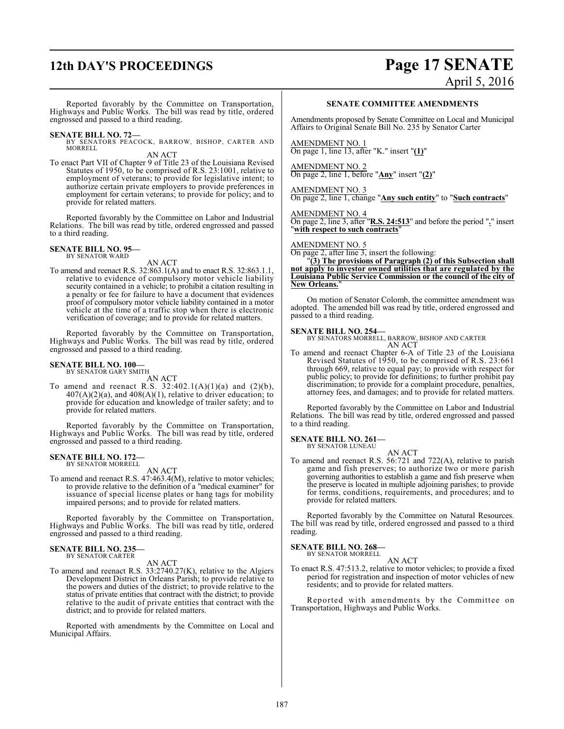Reported favorably by the Committee on Transportation, Highways and Public Works. The bill was read by title, ordered engrossed and passed to a third reading.

**SENATE BILL NO. 72—**
BY SENATORS PEACOCK, BARROW, BISHOP, CARTER AND MORRELL

AN ACT

To enact Part VII of Chapter 9 of Title 23 of the Louisiana Revised Statutes of 1950, to be comprised of R.S. 23:1001, relative to employment of veterans; to provide for legislative intent; to authorize certain private employers to provide preferences in employment for certain veterans; to provide for policy; and to provide for related matters.

Reported favorably by the Committee on Labor and Industrial Relations. The bill was read by title, ordered engrossed and passed to a third reading.

**SENATE BILL NO. 95—**
BY SENATOR WARD

AN ACT

To amend and reenact R.S. 32:863.1(A) and to enact R.S. 32:863.1.1, relative to evidence of compulsory motor vehicle liability security contained in a vehicle; to prohibit a citation resulting in a penalty or fee for failure to have a document that evidences proof of compulsory motor vehicle liability contained in a motor vehicle at the time of a traffic stop when there is electronic verification of coverage; and to provide for related matters.

Reported favorably by the Committee on Transportation, Highways and Public Works. The bill was read by title, ordered engrossed and passed to a third reading.

**SENATE BILL NO. 100—**
BY SENATOR GARY SMITH

AN ACT

To amend and reenact R.S. 32:402.1(A)(1)(a) and (2)(b), 407(A)(2)(a), and 408(A)(1), relative to driver education; to provide for education and knowledge of trailer safety; and to provide for related matters.

Reported favorably by the Committee on Transportation, Highways and Public Works. The bill was read by title, ordered engrossed and passed to a third reading.

**SENATE BILL NO. 172—**
BY SENATOR MORRELL

AN ACT

To amend and reenact R.S. 47:463.4(M), relative to motor vehicles; to provide relative to the definition of a "medical examiner" for issuance of special license plates or hang tags for mobility impaired persons; and to provide for related matters.

Reported favorably by the Committee on Transportation, Highways and Public Works. The bill was read by title, ordered engrossed and passed to a third reading.

**SENATE BILL NO. 235—**
BY SENATOR CARTER

AN ACT

To amend and reenact R.S. 33:2740.27(K), relative to the Algiers Development District in Orleans Parish; to provide relative to the powers and duties of the district; to provide relative to the status of private entities that contract with the district; to provide relative to the audit of private entities that contract with the district; and to provide for related matters.

Reported with amendments by the Committee on Local and Municipal Affairs.

**SENATE COMMITTEE AMENDMENTS**

Amendments proposed by Senate Committee on Local and Municipal Affairs to Original Senate Bill No. 235 by Senator Carter

AMENDMENT NO. 1
On page 1, line 13, after "K." insert "**(1)**"

AMENDMENT NO. 2
On page 2, line 1, before "**Any**" insert "**(2)**"

AMENDMENT NO. 3
On page 2, line 1, change "**Any such entity**" to "**Such contracts**"

AMENDMENT NO. 4
On page 2, line 3, after "**R.S. 24:513**" and before the period "**.**" insert "**with respect to such contracts**"

AMENDMENT NO. 5
On page 2, after line 3, insert the following:

"**(3) The provisions of Paragraph (2) of this Subsection shall not apply to investor owned utilities that are regulated by the Louisiana Public Service Commission or the council of the city of New Orleans.**"

On motion of Senator Colomb, the committee amendment was adopted. The amended bill was read by title, ordered engrossed and passed to a third reading.

**SENATE BILL NO. 254—**
BY SENATORS MORRELL, BARROW, BISHOP AND CARTER

AN ACT

To amend and reenact Chapter 6-A of Title 23 of the Louisiana Revised Statutes of 1950, to be comprised of R.S. 23:661 through 669, relative to equal pay; to provide with respect for public policy; to provide for definitions; to further prohibit pay discrimination; to provide for a complaint procedure, penalties, attorney fees, and damages; and to provide for related matters.

Reported favorably by the Committee on Labor and Industrial Relations. The bill was read by title, ordered engrossed and passed to a third reading.

**SENATE BILL NO. 261—**
BY SENATOR LUNEAU

AN ACT

To amend and reenact R.S. 56:721 and 722(A), relative to parish game and fish preserves; to authorize two or more parish governing authorities to establish a game and fish preserve when the preserve is located in multiple adjoining parishes; to provide for terms, conditions, requirements, and procedures; and to provide for related matters.

Reported favorably by the Committee on Natural Resources. The bill was read by title, ordered engrossed and passed to a third reading.

**SENATE BILL NO. 268—**
BY SENATOR MORRELL

AN ACT

To enact R.S. 47:513.2, relative to motor vehicles; to provide a fixed period for registration and inspection of motor vehicles of new residents; and to provide for related matters.

Reported with amendments by the Committee on Transportation, Highways and Public Works.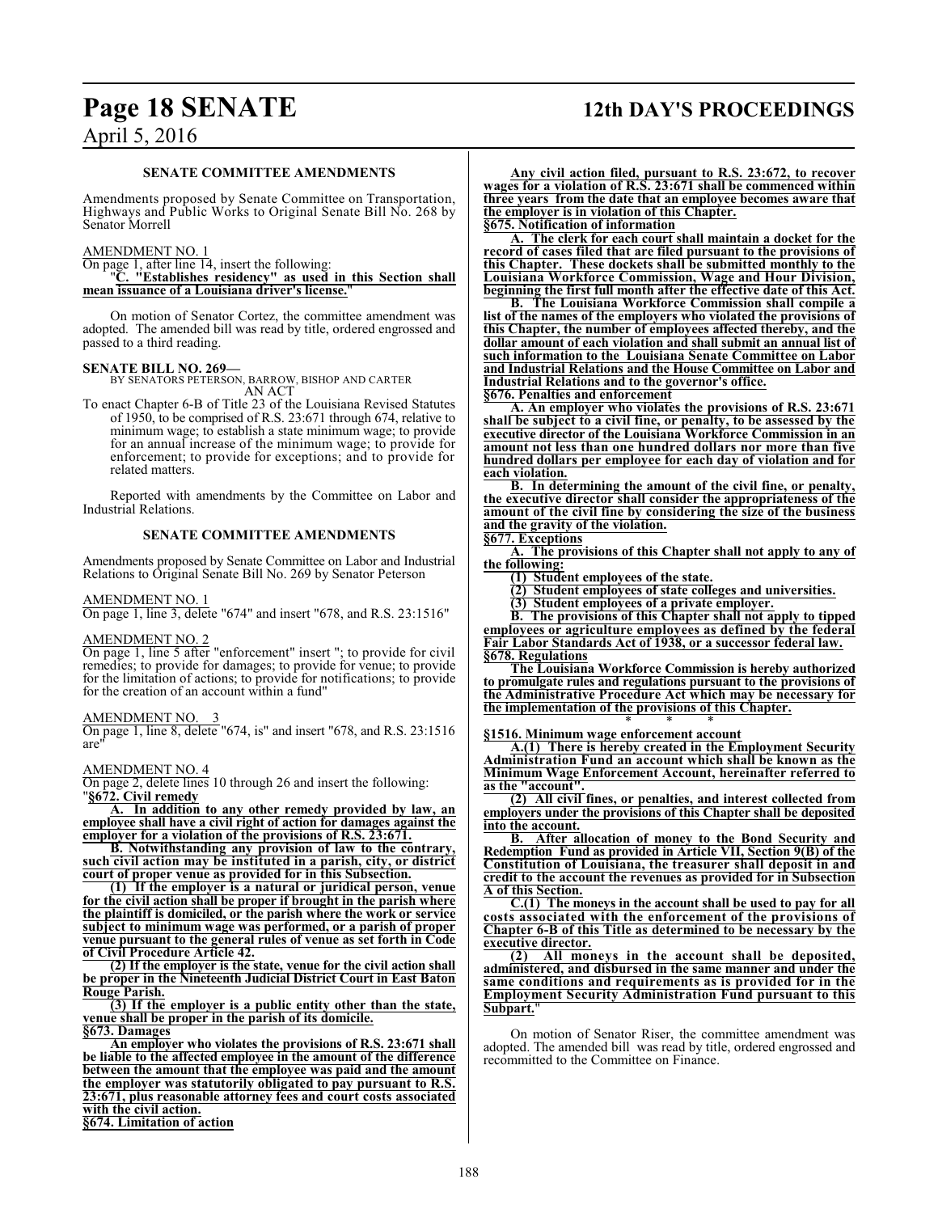### SENATE COMMITTEE AMENDMENTS

Amendments proposed by Senate Committee on Transportation, Highways and Public Works to Original Senate Bill No. 268 by Senator Morrell

AMENDMENT NO. 1

On page 1, after line 14, insert the following:

"**C. "Establishes residency" as used in this Section shall mean issuance of a Louisiana driver's license.**"

On motion of Senator Cortez, the committee amendment was adopted. The amended bill was read by title, ordered engrossed and passed to a third reading.

**SENATE BILL NO. 269—**
BY SENATORS PETERSON, BARROW, BISHOP AND CARTER
AN ACT

To enact Chapter 6-B of Title 23 of the Louisiana Revised Statutes of 1950, to be comprised of R.S. 23:671 through 674, relative to minimum wage; to establish a state minimum wage; to provide for an annual increase of the minimum wage; to provide for enforcement; to provide for exceptions; and to provide for related matters.

Reported with amendments by the Committee on Labor and Industrial Relations.

### SENATE COMMITTEE AMENDMENTS

Amendments proposed by Senate Committee on Labor and Industrial Relations to Original Senate Bill No. 269 by Senator Peterson

AMENDMENT NO. 1

On page 1, line 3, delete "674" and insert "678, and R.S. 23:1516"

AMENDMENT NO. 2

On page 1, line 5 after "enforcement" insert "; to provide for civil remedies; to provide for damages; to provide for venue; to provide for the limitation of actions; to provide for notifications; to provide for the creation of an account within a fund"

AMENDMENT NO. 3

On page 1, line 8, delete "674, is" and insert "678, and R.S. 23:1516 are"

AMENDMENT NO. 4

On page 2, delete lines 10 through 26 and insert the following:

"**§672. Civil remedy**

**A. In addition to any other remedy provided by law, an employee shall have a civil right of action for damages against the employer for a violation of the provisions of R.S. 23:671.**

**B. Notwithstanding any provision of law to the contrary, such civil action may be instituted in a parish, city, or district court of proper venue as provided for in this Subsection.**

**(1) If the employer is a natural or juridical person, venue for the civil action shall be proper if brought in the parish where the plaintiff is domiciled, or the parish where the work or service subject to minimum wage was performed, or a parish of proper venue pursuant to the general rules of venue as set forth in Code of Civil Procedure Article 42.**

**(2) If the employer is the state, venue for the civil action shall be proper in the Nineteenth Judicial District Court in East Baton Rouge Parish.**

**(3) If the employer is a public entity other than the state, venue shall be proper in the parish of its domicile.**

**§673. Damages**

**An employer who violates the provisions of R.S. 23:671 shall be liable to the affected employee in the amount of the difference between the amount that the employee was paid and the amount the employer was statutorily obligated to pay pursuant to R.S. 23:671, plus reasonable attorney fees and court costs associated with the civil action.**

**§674. Limitation of action**

**Any civil action filed, pursuant to R.S. 23:672, to recover wages for a violation of R.S. 23:671 shall be commenced within three years from the date that an employee becomes aware that the employer is in violation of this Chapter.**

**§675. Notification of information**

**A. The clerk for each court shall maintain a docket for the record of cases filed that are filed pursuant to the provisions of this Chapter. These dockets shall be submitted monthly to the Louisiana Workforce Commission, Wage and Hour Division, beginning the first full month after the effective date of this Act.**

**B. The Louisiana Workforce Commission shall compile a list of the names of the employers who violated the provisions of this Chapter, the number of employees affected thereby, and the dollar amount of each violation and shall submit an annual list of such information to the Louisiana Senate Committee on Labor and Industrial Relations and the House Committee on Labor and Industrial Relations and to the governor's office.**

**§676. Penalties and enforcement**

**A. An employer who violates the provisions of R.S. 23:671 shall be subject to a civil fine, or penalty, to be assessed by the executive director of the Louisiana Workforce Commission in an amount not less than one hundred dollars nor more than five hundred dollars per employee for each day of violation and for each violation.**

**B. In determining the amount of the civil fine, or penalty, the executive director shall consider the appropriateness of the amount of the civil fine by considering the size of the business and the gravity of the violation.**

**§677. Exceptions**

**A. The provisions of this Chapter shall not apply to any of the following:**

**(1) Student employees of the state.**

**(2) Student employees of state colleges and universities.**

**(3) Student employees of a private employer.**

**B. The provisions of this Chapter shall not apply to tipped employees or agriculture employees as defined by the federal Fair Labor Standards Act of 1938, or a successor federal law.**

**§678. Regulations**

**The Louisiana Workforce Commission is hereby authorized to promulgate rules and regulations pursuant to the provisions of the Administrative Procedure Act which may be necessary for the implementation of the provisions of this Chapter.**

\* \* \*

**§1516. Minimum wage enforcement account**

**A.(1) There is hereby created in the Employment Security Administration Fund an account which shall be known as the Minimum Wage Enforcement Account, hereinafter referred to as the "account".**

**(2) All civil fines, or penalties, and interest collected from employers under the provisions of this Chapter shall be deposited into the account.**

**B. After allocation of money to the Bond Security and Redemption Fund as provided in Article VII, Section 9(B) of the Constitution of Louisiana, the treasurer shall deposit in and credit to the account the revenues as provided for in Subsection A of this Section.**

**C.(1) The moneys in the account shall be used to pay for all costs associated with the enforcement of the provisions of Chapter 6-B of this Title as determined to be necessary by the executive director.**

**(2) All moneys in the account shall be deposited, administered, and disbursed in the same manner and under the same conditions and requirements as is provided for in the Employment Security Administration Fund pursuant to this Subpart.**"

On motion of Senator Riser, the committee amendment was adopted. The amended bill was read by title, ordered engrossed and recommitted to the Committee on Finance.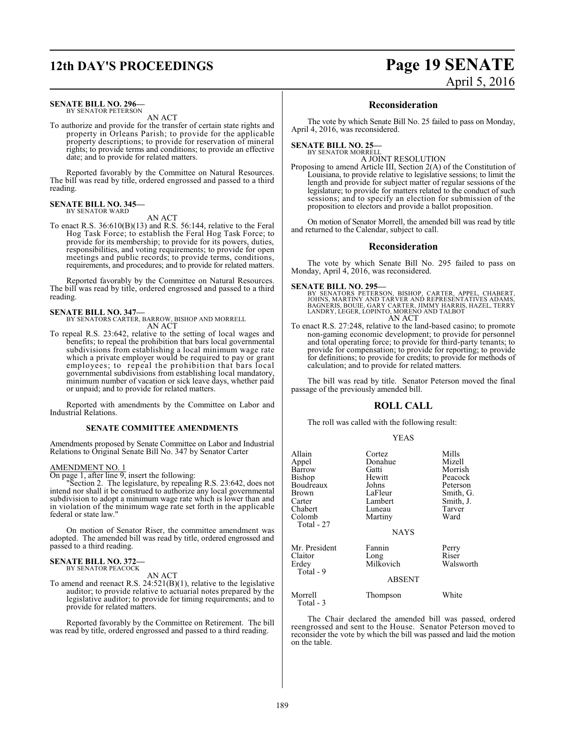**SENATE BILL NO. 296—**
BY SENATOR PETERSON

AN ACT

To authorize and provide for the transfer of certain state rights and property in Orleans Parish; to provide for the applicable property descriptions; to provide for reservation of mineral rights; to provide terms and conditions; to provide an effective date; and to provide for related matters.

Reported favorably by the Committee on Natural Resources. The bill was read by title, ordered engrossed and passed to a third reading.

**SENATE BILL NO. 345—**
BY SENATOR WARD

AN ACT

To enact R.S. 36:610(B)(13) and R.S. 56:144, relative to the Feral Hog Task Force; to establish the Feral Hog Task Force; to provide for its membership; to provide for its powers, duties, responsibilities, and voting requirements; to provide for open meetings and public records; to provide terms, conditions, requirements, and procedures; and to provide for related matters.

Reported favorably by the Committee on Natural Resources. The bill was read by title, ordered engrossed and passed to a third reading.

**SENATE BILL NO. 347—**
BY SENATORS CARTER, BARROW, BISHOP AND MORRELL

AN ACT

To repeal R.S. 23:642, relative to the setting of local wages and benefits; to repeal the prohibition that bars local governmental subdivisions from establishing a local minimum wage rate which a private employer would be required to pay or grant employees; to repeal the prohibition that bars local governmental subdivisions from establishing local mandatory, minimum number of vacation or sick leave days, whether paid or unpaid; and to provide for related matters.

Reported with amendments by the Committee on Labor and Industrial Relations.

**SENATE COMMITTEE AMENDMENTS**

Amendments proposed by Senate Committee on Labor and Industrial Relations to Original Senate Bill No. 347 by Senator Carter

AMENDMENT NO. 1

On page 1, after line 9, insert the following:

"Section 2. The legislature, by repealing R.S. 23:642, does not intend nor shall it be construed to authorize any local governmental subdivision to adopt a minimum wage rate which is lower than and in violation of the minimum wage rate set forth in the applicable federal or state law."

On motion of Senator Riser, the committee amendment was adopted. The amended bill was read by title, ordered engrossed and passed to a third reading.

**SENATE BILL NO. 372—**
BY SENATOR PEACOCK

AN ACT

To amend and reenact R.S. 24:521(B)(1), relative to the legislative auditor; to provide relative to actuarial notes prepared by the legislative auditor; to provide for timing requirements; and to provide for related matters.

Reported favorably by the Committee on Retirement. The bill was read by title, ordered engrossed and passed to a third reading.

## Reconsideration

The vote by which Senate Bill No. 25 failed to pass on Monday, April 4, 2016, was reconsidered.

**SENATE BILL NO. 25—**
BY SENATOR MORRELL

A JOINT RESOLUTION

Proposing to amend Article III, Section 2(A) of the Constitution of Louisiana, to provide relative to legislative sessions; to limit the length and provide for subject matter of regular sessions of the legislature; to provide for matters related to the conduct of such sessions; and to specify an election for submission of the proposition to electors and provide a ballot proposition.

On motion of Senator Morrell, the amended bill was read by title and returned to the Calendar, subject to call.

## Reconsideration

The vote by which Senate Bill No. 295 failed to pass on Monday, April 4, 2016, was reconsidered.

**SENATE BILL NO. 295—**
BY SENATORS PETERSON, BISHOP, CARTER, APPEL, CHABERT, JOHNS, MARTINY AND TARVER AND REPRESENTATIVES ADAMS, BAGNERIS, BOUIE, GARY CARTER, JIMMY HARRIS, HAZEL, TERRY LANDRY, LEGER, LOPINTO, MORENO AND TALBOT

AN ACT

To enact R.S. 27:248, relative to the land-based casino; to promote non-gaming economic development; to provide for personnel and total operating force; to provide for third-party tenants; to provide for compensation; to provide for reporting; to provide for definitions; to provide for credits; to provide for methods of calculation; and to provide for related matters.

The bill was read by title. Senator Peterson moved the final passage of the previously amended bill.

## ROLL CALL

The roll was called with the following result:

YEAS

| | | |
|---|---|---|
| Allain | Cortez | Mills |
| Appel | Donahue | Mizell |
| Barrow | Gatti | Morrish |
| Bishop | Hewitt | Peacock |
| Boudreaux | Johns | Peterson |
| Brown | LaFleur | Smith, G. |
| Carter | Lambert | Smith, J. |
| Chabert | Luneau | Tarver |
| Colomb | Martiny | Ward |

Total - 27

NAYS

| | | |
|---|---|---|
| Mr. President | Fannin | Perry |
| Claitor | Long | Riser |
| Erdey | Milkovich | Walsworth |

Total - 9

ABSENT

| | | |
|---|---|---|
| Morrell | Thompson | White |

Total - 3

The Chair declared the amended bill was passed, ordered reengrossed and sent to the House. Senator Peterson moved to reconsider the vote by which the bill was passed and laid the motion on the table.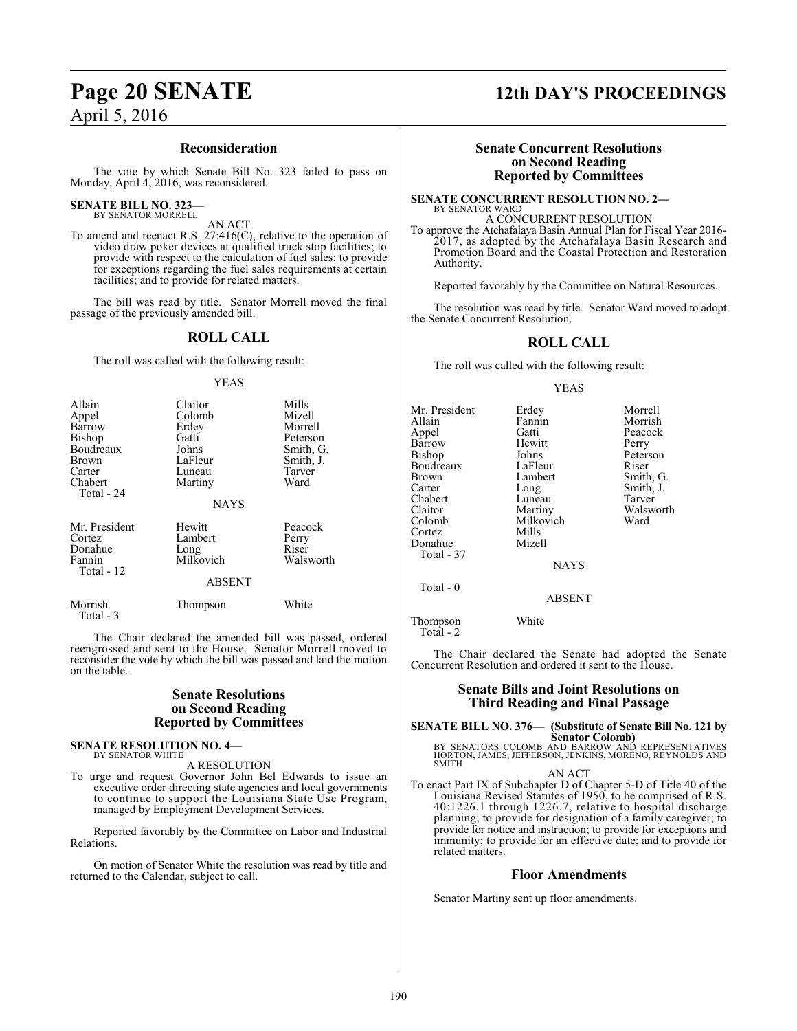## Reconsideration

The vote by which Senate Bill No. 323 failed to pass on Monday, April 4, 2016, was reconsidered.

**SENATE BILL NO. 323—**
BY SENATOR MORRELL

AN ACT

To amend and reenact R.S. 27:416(C), relative to the operation of video draw poker devices at qualified truck stop facilities; to provide with respect to the calculation of fuel sales; to provide for exceptions regarding the fuel sales requirements at certain facilities; and to provide for related matters.

The bill was read by title. Senator Morrell moved the final passage of the previously amended bill.

## ROLL CALL

The roll was called with the following result:

YEAS

| | | |
|---|---|---|
| Allain | Claitor | Mills |
| Appel | Colomb | Mizell |
| Barrow | Erdey | Morrell |
| Bishop | Gatti | Peterson |
| Boudreaux | Johns | Smith, G. |
| Brown | LaFleur | Smith, J. |
| Carter | Luneau | Tarver |
| Chabert | Martiny | Ward |

Total - 24

NAYS

| | | |
|---|---|---|
| Mr. President | Hewitt | Peacock |
| Cortez | Lambert | Perry |
| Donahue | Long | Riser |
| Fannin | Milkovich | Walsworth |

Total - 12

ABSENT

| | | |
|---|---|---|
| Morrish | Thompson | White |

Total - 3

The Chair declared the amended bill was passed, ordered reengrossed and sent to the House. Senator Morrell moved to reconsider the vote by which the bill was passed and laid the motion on the table.

## Senate Resolutions on Second Reading Reported by Committees

**SENATE RESOLUTION NO. 4—**
BY SENATOR WHITE

A RESOLUTION

To urge and request Governor John Bel Edwards to issue an executive order directing state agencies and local governments to continue to support the Louisiana State Use Program, managed by Employment Development Services.

Reported favorably by the Committee on Labor and Industrial Relations.

On motion of Senator White the resolution was read by title and returned to the Calendar, subject to call.

## Senate Concurrent Resolutions on Second Reading Reported by Committees

**SENATE CONCURRENT RESOLUTION NO. 2—**
BY SENATOR WARD

A CONCURRENT RESOLUTION

To approve the Atchafalaya Basin Annual Plan for Fiscal Year 2016-2017, as adopted by the Atchafalaya Basin Research and Promotion Board and the Coastal Protection and Restoration Authority.

Reported favorably by the Committee on Natural Resources.

The resolution was read by title. Senator Ward moved to adopt the Senate Concurrent Resolution.

## ROLL CALL

The roll was called with the following result:

YEAS

| | | |
|---|---|---|
| Mr. President | Erdey | Morrell |
| Allain | Fannin | Morrish |
| Appel | Gatti | Peacock |
| Barrow | Hewitt | Perry |
| Bishop | Johns | Peterson |
| Boudreaux | LaFleur | Riser |
| Brown | Lambert | Smith, G. |
| Carter | Long | Smith, J. |
| Chabert | Luneau | Tarver |
| Claitor | Martiny | Walsworth |
| Colomb | Milkovich | Ward |
| Cortez | Mills | |
| Donahue | Mizell | |

Total - 37

NAYS

Total - 0

ABSENT

| | |
|---|---|
| Thompson | White |

Total - 2

The Chair declared the Senate had adopted the Senate Concurrent Resolution and ordered it sent to the House.

## Senate Bills and Joint Resolutions on Third Reading and Final Passage

**SENATE BILL NO. 376— (Substitute of Senate Bill No. 121 by Senator Colomb)**
BY SENATORS COLOMB AND BARROW AND REPRESENTATIVES HORTON, JAMES, JEFFERSON, JENKINS, MORENO, REYNOLDS AND SMITH

AN ACT

To enact Part IX of Subchapter D of Chapter 5-D of Title 40 of the Louisiana Revised Statutes of 1950, to be comprised of R.S. 40:1226.1 through 1226.7, relative to hospital discharge planning; to provide for designation of a family caregiver; to provide for notice and instruction; to provide for exceptions and immunity; to provide for an effective date; and to provide for related matters.

## Floor Amendments

Senator Martiny sent up floor amendments.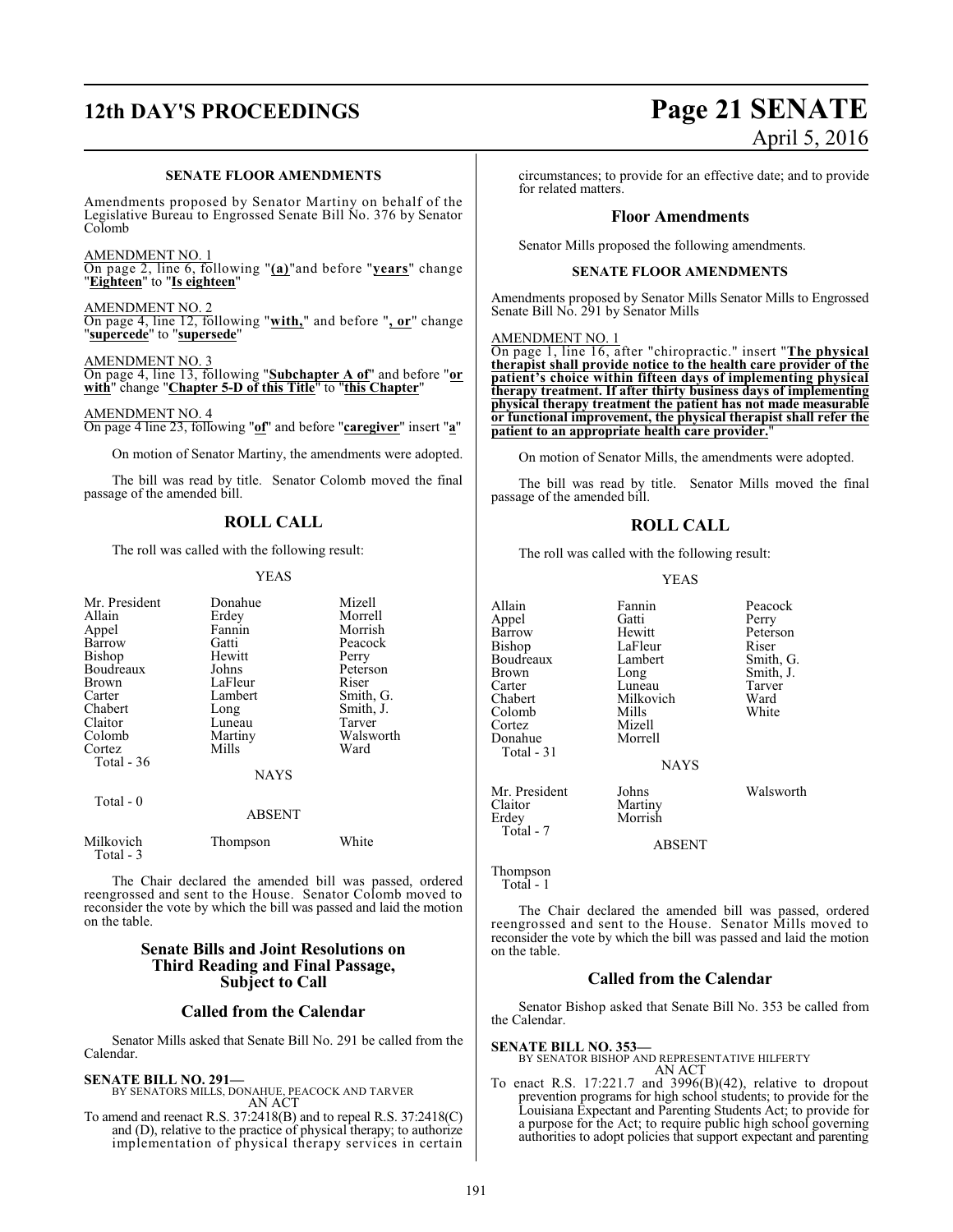**SENATE FLOOR AMENDMENTS**

Amendments proposed by Senator Martiny on behalf of the Legislative Bureau to Engrossed Senate Bill No. 376 by Senator Colomb

AMENDMENT NO. 1
On page 2, line 6, following "**(a)**"and before "**years**" change "**Eighteen**" to "**Is eighteen**"

AMENDMENT NO. 2
On page 4, line 12, following "**with,**" and before "**, or**" change "**supercede**" to "**supersede**"

AMENDMENT NO. 3
On page 4, line 13, following "**Subchapter A of**" and before "**or with**" change "**Chapter 5-D of this Title**" to "**this Chapter**"

AMENDMENT NO. 4
On page 4 line 23, following "**of**" and before "**caregiver**" insert "**a**"

On motion of Senator Martiny, the amendments were adopted.

The bill was read by title. Senator Colomb moved the final passage of the amended bill.

## ROLL CALL

The roll was called with the following result:

YEAS

| | | |
|---|---|---|
| Mr. President | Donahue | Mizell |
| Allain | Erdey | Morrell |
| Appel | Fannin | Morrish |
| Barrow | Gatti | Peacock |
| Bishop | Hewitt | Perry |
| Boudreaux | Johns | Peterson |
| Brown | LaFleur | Riser |
| Carter | Lambert | Smith, G. |
| Chabert | Long | Smith, J. |
| Claitor | Luneau | Tarver |
| Colomb | Martiny | Walsworth |
| Cortez | Mills | Ward |

Total - 36

NAYS

Total - 0

ABSENT

| | | |
|---|---|---|
| Milkovich | Thompson | White |

Total - 3

The Chair declared the amended bill was passed, ordered reengrossed and sent to the House. Senator Colomb moved to reconsider the vote by which the bill was passed and laid the motion on the table.

## Senate Bills and Joint Resolutions on Third Reading and Final Passage, Subject to Call

## Called from the Calendar

Senator Mills asked that Senate Bill No. 291 be called from the Calendar.

**SENATE BILL NO. 291—**
BY SENATORS MILLS, DONAHUE, PEACOCK AND TARVER
AN ACT

To amend and reenact R.S. 37:2418(B) and to repeal R.S. 37:2418(C) and (D), relative to the practice of physical therapy; to authorize implementation of physical therapy services in certain circumstances; to provide for an effective date; and to provide for related matters.

## Floor Amendments

Senator Mills proposed the following amendments.

**SENATE FLOOR AMENDMENTS**

Amendments proposed by Senator Mills Senator Mills to Engrossed Senate Bill No. 291 by Senator Mills

AMENDMENT NO. 1
On page 1, line 16, after "chiropractic." insert "**The physical therapist shall provide notice to the health care provider of the patient's choice within fifteen days of implementing physical therapy treatment. If after thirty business days of implementing physical therapy treatment the patient has not made measurable or functional improvement, the physical therapist shall refer the patient to an appropriate health care provider.**"

On motion of Senator Mills, the amendments were adopted.

The bill was read by title. Senator Mills moved the final passage of the amended bill.

## ROLL CALL

The roll was called with the following result:

YEAS

| | | |
|---|---|---|
| Allain | Fannin | Peacock |
| Appel | Gatti | Perry |
| Barrow | Hewitt | Peterson |
| Bishop | LaFleur | Riser |
| Boudreaux | Lambert | Smith, G. |
| Brown | Long | Smith, J. |
| Carter | Luneau | Tarver |
| Chabert | Milkovich | Ward |
| Colomb | Mills | White |
| Cortez | Mizell | |
| Donahue | Morrell | |

Total - 31

NAYS

| | | |
|---|---|---|
| Mr. President | Johns | Walsworth |
| Claitor | Martiny | |
| Erdey | Morrish | |

Total - 7

ABSENT

Thompson

Total - 1

The Chair declared the amended bill was passed, ordered reengrossed and sent to the House. Senator Mills moved to reconsider the vote by which the bill was passed and laid the motion on the table.

## Called from the Calendar

Senator Bishop asked that Senate Bill No. 353 be called from the Calendar.

**SENATE BILL NO. 353—**
BY SENATOR BISHOP AND REPRESENTATIVE HILFERTY
AN ACT

To enact R.S. 17:221.7 and 3996(B)(42), relative to dropout prevention programs for high school students; to provide for the Louisiana Expectant and Parenting Students Act; to provide for a purpose for the Act; to require public high school governing authorities to adopt policies that support expectant and parenting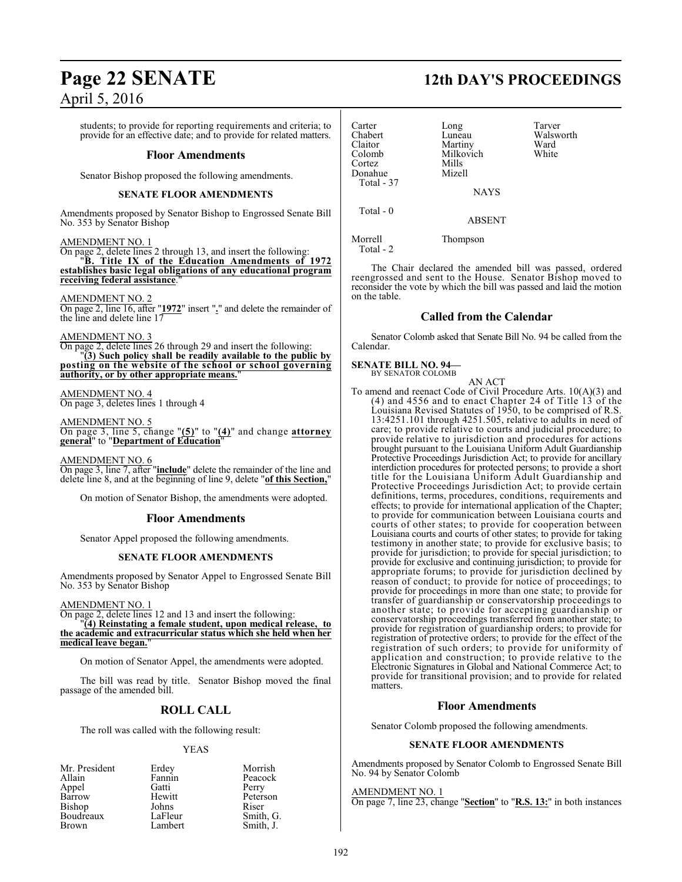students; to provide for reporting requirements and criteria; to provide for an effective date; and to provide for related matters.

## Floor Amendments

Senator Bishop proposed the following amendments.

### SENATE FLOOR AMENDMENTS

Amendments proposed by Senator Bishop to Engrossed Senate Bill No. 353 by Senator Bishop

AMENDMENT NO. 1
On page 2, delete lines 2 through 13, and insert the following:
"**B. Title IX of the Education Amendments of 1972 establishes basic legal obligations of any educational program receiving federal assistance**."

AMENDMENT NO. 2
On page 2, line 16, after "**1972**" insert "**.**" and delete the remainder of the line and delete line 17

AMENDMENT NO. 3
On page 2, delete lines 26 through 29 and insert the following:
"**(3) Such policy shall be readily available to the public by posting on the website of the school or school governing authority, or by other appropriate means.**"

AMENDMENT NO. 4
On page 3, deletes lines 1 through 4

AMENDMENT NO. 5
On page 3, line 5, change "**(5)**" to "**(4)**" and change **attorney general**" to "**Department of Education**"

AMENDMENT NO. 6
On page 3, line 7, after "**include**" delete the remainder of the line and delete line 8, and at the beginning of line 9, delete "**of this Section,**"

On motion of Senator Bishop, the amendments were adopted.

## Floor Amendments

Senator Appel proposed the following amendments.

### SENATE FLOOR AMENDMENTS

Amendments proposed by Senator Appel to Engrossed Senate Bill No. 353 by Senator Bishop

AMENDMENT NO. 1
On page 2, delete lines 12 and 13 and insert the following:
"**(4) Reinstating a female student, upon medical release, to the academic and extracurricular status which she held when her medical leave began.**"

On motion of Senator Appel, the amendments were adopted.

The bill was read by title. Senator Bishop moved the final passage of the amended bill.

## ROLL CALL

The roll was called with the following result:

YEAS

| | | |
|---|---|---|
| Mr. President | Erdey | Morrish |
| Allain | Fannin | Peacock |
| Appel | Gatti | Perry |
| Barrow | Hewitt | Peterson |
| Bishop | Johns | Riser |
| Boudreaux | LaFleur | Smith, G. |
| Brown | Lambert | Smith, J. |
| Carter | Long | Tarver |
| Chabert | Luneau | Walsworth |
| Claitor | Martiny | Ward |
| Colomb | Milkovich | White |
| Cortez | Mills | |
| Donahue | Mizell | |

Total - 37

NAYS

Total - 0

ABSENT

| | |
|---|---|
| Morrell | Thompson |

Total - 2

The Chair declared the amended bill was passed, ordered reengrossed and sent to the House. Senator Bishop moved to reconsider the vote by which the bill was passed and laid the motion on the table.

## Called from the Calendar

Senator Colomb asked that Senate Bill No. 94 be called from the Calendar.

**SENATE BILL NO. 94—**
BY SENATOR COLOMB

AN ACT

To amend and reenact Code of Civil Procedure Arts. 10(A)(3) and (4) and 4556 and to enact Chapter 24 of Title 13 of the Louisiana Revised Statutes of 1950, to be comprised of R.S. 13:4251.101 through 4251.505, relative to adults in need of care; to provide relative to courts and judicial procedure; to provide relative to jurisdiction and procedures for actions brought pursuant to the Louisiana Uniform Adult Guardianship Protective Proceedings Jurisdiction Act; to provide for ancillary interdiction procedures for protected persons; to provide a short title for the Louisiana Uniform Adult Guardianship and Protective Proceedings Jurisdiction Act; to provide certain definitions, terms, procedures, conditions, requirements and effects; to provide for international application of the Chapter; to provide for communication between Louisiana courts and courts of other states; to provide for cooperation between Louisiana courts and courts of other states; to provide for taking testimony in another state; to provide for exclusive basis; to provide for jurisdiction; to provide for special jurisdiction; to provide for exclusive and continuing jurisdiction; to provide for appropriate forums; to provide for jurisdiction declined by reason of conduct; to provide for notice of proceedings; to provide for proceedings in more than one state; to provide for transfer of guardianship or conservatorship proceedings to another state; to provide for accepting guardianship or conservatorship proceedings transferred from another state; to provide for registration of guardianship orders; to provide for registration of protective orders; to provide for the effect of the registration of such orders; to provide for uniformity of application and construction; to provide relative to the Electronic Signatures in Global and National Commerce Act; to provide for transitional provision; and to provide for related matters.

## Floor Amendments

Senator Colomb proposed the following amendments.

### SENATE FLOOR AMENDMENTS

Amendments proposed by Senator Colomb to Engrossed Senate Bill No. 94 by Senator Colomb

AMENDMENT NO. 1
On page 7, line 23, change "**Section**" to "**R.S. 13:**" in both instances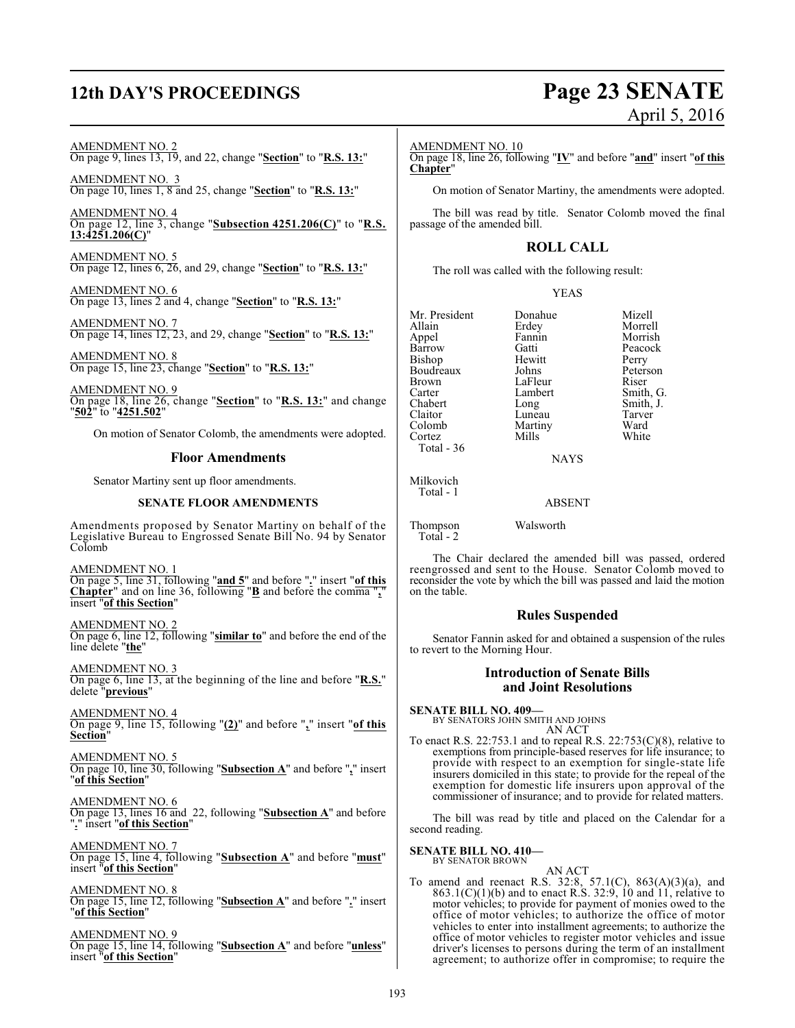AMENDMENT NO. 2
On page 9, lines 13, 19, and 22, change "**Section**" to "**R.S. 13:**"

AMENDMENT NO. 3
On page 10, lines 1, 8 and 25, change "**Section**" to "**R.S. 13:**"

AMENDMENT NO. 4
On page 12, line 3, change "**Subsection 4251.206(C)**" to "**R.S. 13:4251.206(C)**"

AMENDMENT NO. 5
On page 12, lines 6, 26, and 29, change "**Section**" to "**R.S. 13:**"

AMENDMENT NO. 6
On page 13, lines 2 and 4, change "**Section**" to "**R.S. 13:**"

AMENDMENT NO. 7
On page 14, lines 12, 23, and 29, change "**Section**" to "**R.S. 13:**"

AMENDMENT NO. 8
On page 15, line 23, change "**Section**" to "**R.S. 13:**"

AMENDMENT NO. 9
On page 18, line 26, change "**Section**" to "**R.S. 13:**" and change "**502**" to "**4251.502**"

On motion of Senator Colomb, the amendments were adopted.

## Floor Amendments

Senator Martiny sent up floor amendments.

### SENATE FLOOR AMENDMENTS

Amendments proposed by Senator Martiny on behalf of the Legislative Bureau to Engrossed Senate Bill No. 94 by Senator Colomb

AMENDMENT NO. 1
On page 5, line 31, following "**and 5**" and before "**.**" insert "**of this Chapter**" and on line 36, following "**B** and before the comma "**,**" insert "**of this Section**"

AMENDMENT NO. 2
On page 6, line 12, following "**similar to**" and before the end of the line delete "**the**"

AMENDMENT NO. 3
On page 6, line 13, at the beginning of the line and before "**R.S.**" delete "**previous**"

AMENDMENT NO. 4
On page 9, line 15, following "**(2)**" and before "**,**" insert "**of this Section**"

AMENDMENT NO. 5
On page 10, line 30, following "**Subsection A**" and before "**,**" insert "**of this Section**"

AMENDMENT NO. 6
On page 13, lines 16 and 22, following "**Subsection A**" and before "**.**" insert "**of this Section**"

AMENDMENT NO. 7
On page 15, line 4, following "**Subsection A**" and before "**must**" insert "**of this Section**"

AMENDMENT NO. 8
On page 15, line 12, following "**Subsection A**" and before "**.**" insert "**of this Section**"

AMENDMENT NO. 9
On page 15, line 14, following "**Subsection A**" and before "**unless**" insert "**of this Section**"

AMENDMENT NO. 10
On page 18, line 26, following "**IV**" and before "**and**" insert "**of this Chapter**"

On motion of Senator Martiny, the amendments were adopted.

The bill was read by title. Senator Colomb moved the final passage of the amended bill.

## ROLL CALL

The roll was called with the following result:

YEAS

| | | |
|---|---|---|
| Mr. President | Donahue | Mizell |
| Allain | Erdey | Morrell |
| Appel | Fannin | Morrish |
| Barrow | Gatti | Peacock |
| Bishop | Hewitt | Perry |
| Boudreaux | Johns | Peterson |
| Brown | LaFleur | Riser |
| Carter | Lambert | Smith, G. |
| Chabert | Long | Smith, J. |
| Claitor | Luneau | Tarver |
| Colomb | Martiny | Ward |
| Cortez | Mills | White |

Total - 36

NAYS

Milkovich
Total - 1

ABSENT

Thompson Walsworth
Total - 2

The Chair declared the amended bill was passed, ordered reengrossed and sent to the House. Senator Colomb moved to reconsider the vote by which the bill was passed and laid the motion on the table.

## Rules Suspended

Senator Fannin asked for and obtained a suspension of the rules to revert to the Morning Hour.

## Introduction of Senate Bills and Joint Resolutions

**SENATE BILL NO. 409—**
BY SENATORS JOHN SMITH AND JOHNS
AN ACT

To enact R.S. 22:753.1 and to repeal R.S. 22:753(C)(8), relative to exemptions from principle-based reserves for life insurance; to provide with respect to an exemption for single-state life insurers domiciled in this state; to provide for the repeal of the exemption for domestic life insurers upon approval of the commissioner of insurance; and to provide for related matters.

The bill was read by title and placed on the Calendar for a second reading.

**SENATE BILL NO. 410—**
BY SENATOR BROWN
AN ACT

To amend and reenact R.S. 32:8, 57.1(C), 863(A)(3)(a), and 863.1(C)(1)(b) and to enact R.S. 32:9, 10 and 11, relative to motor vehicles; to provide for payment of monies owed to the office of motor vehicles; to authorize the office of motor vehicles to enter into installment agreements; to authorize the office of motor vehicles to register motor vehicles and issue driver's licenses to persons during the term of an installment agreement; to authorize offer in compromise; to require the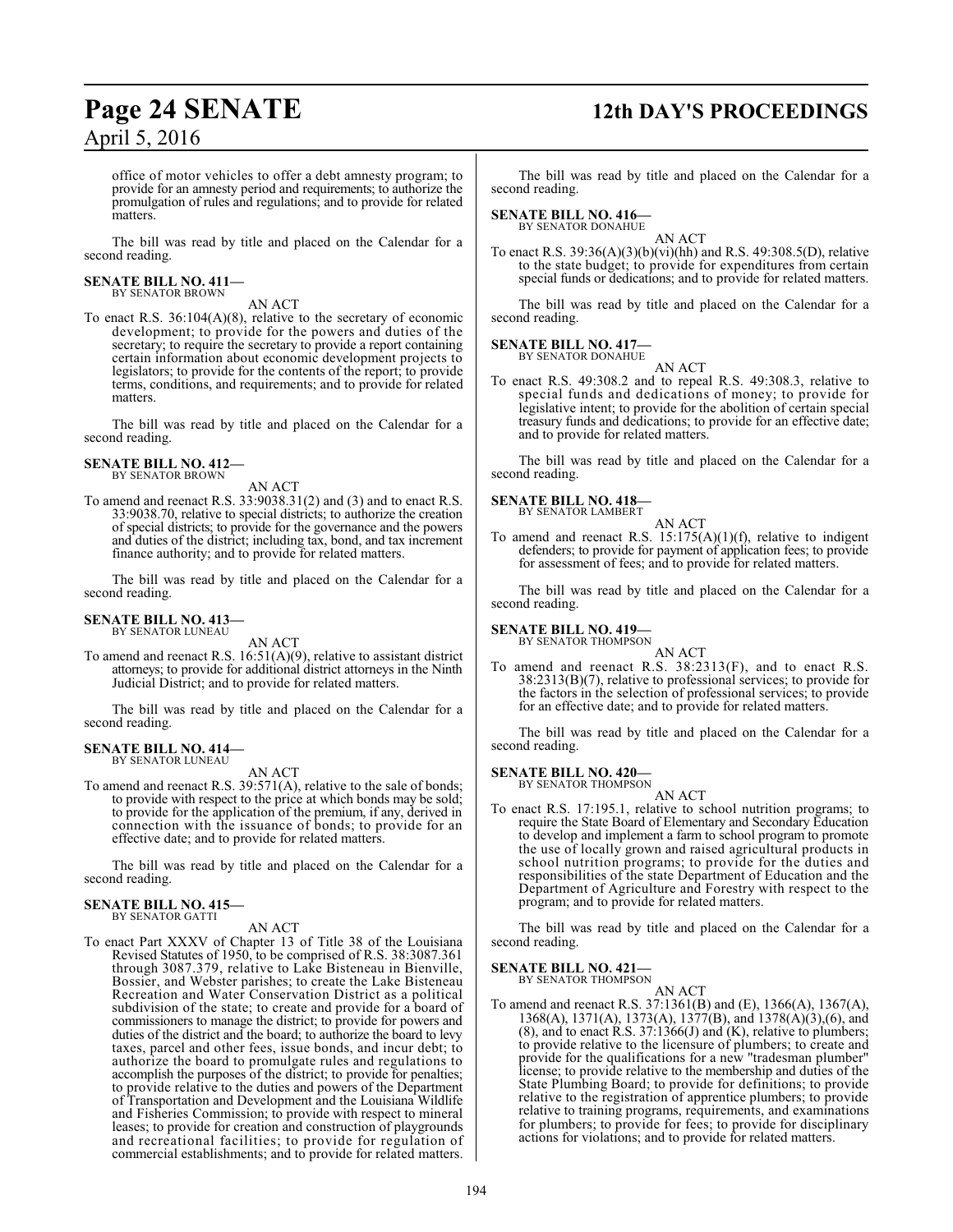office of motor vehicles to offer a debt amnesty program; to provide for an amnesty period and requirements; to authorize the promulgation of rules and regulations; and to provide for related matters.

The bill was read by title and placed on the Calendar for a second reading.

**SENATE BILL NO. 411—**
BY SENATOR BROWN

AN ACT

To enact R.S. 36:104(A)(8), relative to the secretary of economic development; to provide for the powers and duties of the secretary; to require the secretary to provide a report containing certain information about economic development projects to legislators; to provide for the contents of the report; to provide terms, conditions, and requirements; and to provide for related matters.

The bill was read by title and placed on the Calendar for a second reading.

**SENATE BILL NO. 412—**
BY SENATOR BROWN

AN ACT

To amend and reenact R.S. 33:9038.31(2) and (3) and to enact R.S. 33:9038.70, relative to special districts; to authorize the creation of special districts; to provide for the governance and the powers and duties of the district; including tax, bond, and tax increment finance authority; and to provide for related matters.

The bill was read by title and placed on the Calendar for a second reading.

**SENATE BILL NO. 413—**
BY SENATOR LUNEAU

AN ACT

To amend and reenact R.S. 16:51(A)(9), relative to assistant district attorneys; to provide for additional district attorneys in the Ninth Judicial District; and to provide for related matters.

The bill was read by title and placed on the Calendar for a second reading.

**SENATE BILL NO. 414—**
BY SENATOR LUNEAU

AN ACT

To amend and reenact R.S. 39:571(A), relative to the sale of bonds; to provide with respect to the price at which bonds may be sold; to provide for the application of the premium, if any, derived in connection with the issuance of bonds; to provide for an effective date; and to provide for related matters.

The bill was read by title and placed on the Calendar for a second reading.

**SENATE BILL NO. 415—**
BY SENATOR GATTI

AN ACT

To enact Part XXXV of Chapter 13 of Title 38 of the Louisiana Revised Statutes of 1950, to be comprised of R.S. 38:3087.361 through 3087.379, relative to Lake Bisteneau in Bienville, Bossier, and Webster parishes; to create the Lake Bisteneau Recreation and Water Conservation District as a political subdivision of the state; to create and provide for a board of commissioners to manage the district; to provide for powers and duties of the district and the board; to authorize the board to levy taxes, parcel and other fees, issue bonds, and incur debt; to authorize the board to promulgate rules and regulations to accomplish the purposes of the district; to provide for penalties; to provide relative to the duties and powers of the Department of Transportation and Development and the Louisiana Wildlife and Fisheries Commission; to provide with respect to mineral leases; to provide for creation and construction of playgrounds and recreational facilities; to provide for regulation of commercial establishments; and to provide for related matters.

The bill was read by title and placed on the Calendar for a second reading.

**SENATE BILL NO. 416—**
BY SENATOR DONAHUE

AN ACT

To enact R.S. 39:36(A)(3)(b)(vi)(hh) and R.S. 49:308.5(D), relative to the state budget; to provide for expenditures from certain special funds or dedications; and to provide for related matters.

The bill was read by title and placed on the Calendar for a second reading.

**SENATE BILL NO. 417—**
BY SENATOR DONAHUE

AN ACT

To enact R.S. 49:308.2 and to repeal R.S. 49:308.3, relative to special funds and dedications of money; to provide for legislative intent; to provide for the abolition of certain special treasury funds and dedications; to provide for an effective date; and to provide for related matters.

The bill was read by title and placed on the Calendar for a second reading.

**SENATE BILL NO. 418—**
BY SENATOR LAMBERT

AN ACT

To amend and reenact R.S. 15:175(A)(1)(f), relative to indigent defenders; to provide for payment of application fees; to provide for assessment of fees; and to provide for related matters.

The bill was read by title and placed on the Calendar for a second reading.

**SENATE BILL NO. 419—**
BY SENATOR THOMPSON

AN ACT

To amend and reenact R.S. 38:2313(F), and to enact R.S. 38:2313(B)(7), relative to professional services; to provide for the factors in the selection of professional services; to provide for an effective date; and to provide for related matters.

The bill was read by title and placed on the Calendar for a second reading.

**SENATE BILL NO. 420—**
BY SENATOR THOMPSON

AN ACT

To enact R.S. 17:195.1, relative to school nutrition programs; to require the State Board of Elementary and Secondary Education to develop and implement a farm to school program to promote the use of locally grown and raised agricultural products in school nutrition programs; to provide for the duties and responsibilities of the state Department of Education and the Department of Agriculture and Forestry with respect to the program; and to provide for related matters.

The bill was read by title and placed on the Calendar for a second reading.

**SENATE BILL NO. 421—**
BY SENATOR THOMPSON

AN ACT

To amend and reenact R.S. 37:1361(B) and (E), 1366(A), 1367(A), 1368(A), 1371(A), 1373(A), 1377(B), and 1378(A)(3),(6), and (8), and to enact R.S. 37:1366(J) and (K), relative to plumbers; to provide relative to the licensure of plumbers; to create and provide for the qualifications for a new "tradesman plumber" license; to provide relative to the membership and duties of the State Plumbing Board; to provide for definitions; to provide relative to the registration of apprentice plumbers; to provide relative to training programs, requirements, and examinations for plumbers; to provide for fees; to provide for disciplinary actions for violations; and to provide for related matters.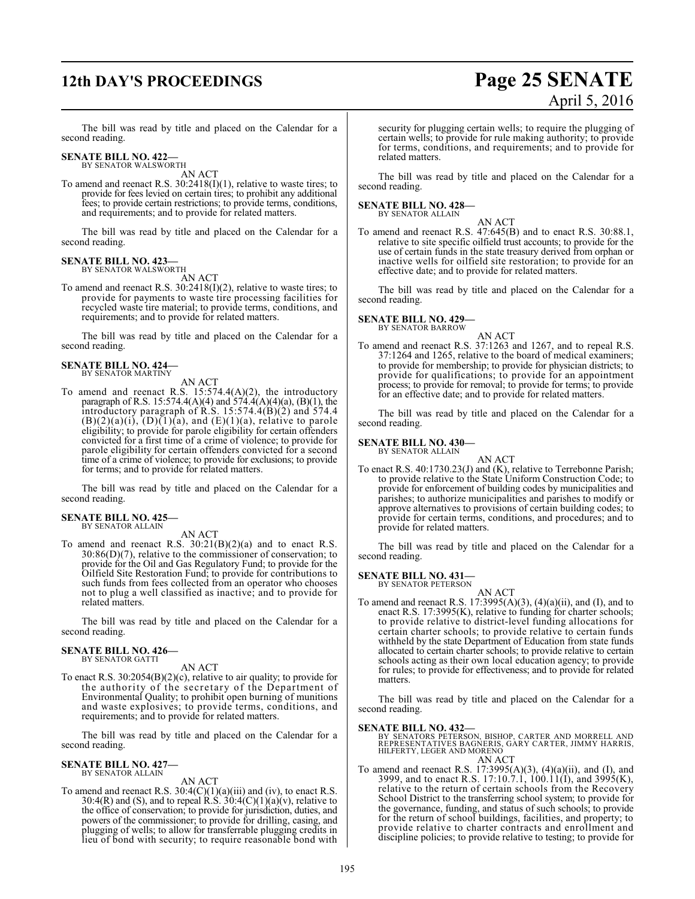The bill was read by title and placed on the Calendar for a second reading.

**SENATE BILL NO. 422—**
BY SENATOR WALSWORTH

AN ACT

To amend and reenact R.S. 30:2418(I)(1), relative to waste tires; to provide for fees levied on certain tires; to prohibit any additional fees; to provide certain restrictions; to provide terms, conditions, and requirements; and to provide for related matters.

The bill was read by title and placed on the Calendar for a second reading.

**SENATE BILL NO. 423—**
BY SENATOR WALSWORTH

AN ACT

To amend and reenact R.S. 30:2418(I)(2), relative to waste tires; to provide for payments to waste tire processing facilities for recycled waste tire material; to provide terms, conditions, and requirements; and to provide for related matters.

The bill was read by title and placed on the Calendar for a second reading.

**SENATE BILL NO. 424—**
BY SENATOR MARTINY

AN ACT

To amend and reenact R.S. 15:574.4(A)(2), the introductory paragraph of R.S. 15:574.4(A)(4) and 574.4(A)(4)(a), (B)(1), the introductory paragraph of R.S. 15:574.4(B)(2) and 574.4 (B)(2)(a)(i), (D)(1)(a), and (E)(1)(a), relative to parole eligibility; to provide for parole eligibility for certain offenders convicted for a first time of a crime of violence; to provide for parole eligibility for certain offenders convicted for a second time of a crime of violence; to provide for exclusions; to provide for terms; and to provide for related matters.

The bill was read by title and placed on the Calendar for a second reading.

**SENATE BILL NO. 425—**
BY SENATOR ALLAIN

AN ACT

To amend and reenact R.S. 30:21(B)(2)(a) and to enact R.S. 30:86(D)(7), relative to the commissioner of conservation; to provide for the Oil and Gas Regulatory Fund; to provide for the Oilfield Site Restoration Fund; to provide for contributions to such funds from fees collected from an operator who chooses not to plug a well classified as inactive; and to provide for related matters.

The bill was read by title and placed on the Calendar for a second reading.

**SENATE BILL NO. 426—**
BY SENATOR GATTI

AN ACT

To enact R.S. 30:2054(B)(2)(c), relative to air quality; to provide for the authority of the secretary of the Department of Environmental Quality; to prohibit open burning of munitions and waste explosives; to provide terms, conditions, and requirements; and to provide for related matters.

The bill was read by title and placed on the Calendar for a second reading.

**SENATE BILL NO. 427—**
BY SENATOR ALLAIN

AN ACT

To amend and reenact R.S. 30:4(C)(1)(a)(iii) and (iv), to enact R.S. 30:4(R) and (S), and to repeal R.S. 30:4(C)(1)(a)(v), relative to the office of conservation; to provide for jurisdiction, duties, and powers of the commissioner; to provide for drilling, casing, and plugging of wells; to allow for transferrable plugging credits in lieu of bond with security; to require reasonable bond with security for plugging certain wells; to require the plugging of certain wells; to provide for rule making authority; to provide for terms, conditions, and requirements; and to provide for related matters.

The bill was read by title and placed on the Calendar for a second reading.

**SENATE BILL NO. 428—**
BY SENATOR ALLAIN

AN ACT

To amend and reenact R.S. 47:645(B) and to enact R.S. 30:88.1, relative to site specific oilfield trust accounts; to provide for the use of certain funds in the state treasury derived from orphan or inactive wells for oilfield site restoration; to provide for an effective date; and to provide for related matters.

The bill was read by title and placed on the Calendar for a second reading.

**SENATE BILL NO. 429—**
BY SENATOR BARROW

AN ACT

To amend and reenact R.S. 37:1263 and 1267, and to repeal R.S. 37:1264 and 1265, relative to the board of medical examiners; to provide for membership; to provide for physician districts; to provide for qualifications; to provide for an appointment process; to provide for removal; to provide for terms; to provide for an effective date; and to provide for related matters.

The bill was read by title and placed on the Calendar for a second reading.

**SENATE BILL NO. 430—**
BY SENATOR ALLAIN

AN ACT

To enact R.S. 40:1730.23(J) and (K), relative to Terrebonne Parish; to provide relative to the State Uniform Construction Code; to provide for enforcement of building codes by municipalities and parishes; to authorize municipalities and parishes to modify or approve alternatives to provisions of certain building codes; to provide for certain terms, conditions, and procedures; and to provide for related matters.

The bill was read by title and placed on the Calendar for a second reading.

**SENATE BILL NO. 431—**
BY SENATOR PETERSON

AN ACT

To amend and reenact R.S. 17:3995(A)(3), (4)(a)(ii), and (I), and to enact R.S. 17:3995(K), relative to funding for charter schools; to provide relative to district-level funding allocations for certain charter schools; to provide relative to certain funds withheld by the state Department of Education from state funds allocated to certain charter schools; to provide relative to certain schools acting as their own local education agency; to provide for rules; to provide for effectiveness; and to provide for related matters.

The bill was read by title and placed on the Calendar for a second reading.

**SENATE BILL NO. 432—**
BY SENATORS PETERSON, BISHOP, CARTER AND MORRELL AND REPRESENTATIVES BAGNERIS, GARY CARTER, JIMMY HARRIS, HILFERTY, LEGER AND MORENO

AN ACT

To amend and reenact R.S. 17:3995(A)(3), (4)(a)(ii), and (I), and 3999, and to enact R.S. 17:10.7.1, 100.11(I), and 3995(K), relative to the return of certain schools from the Recovery School District to the transferring school system; to provide for the governance, funding, and status of such schools; to provide for the return of school buildings, facilities, and property; to provide relative to charter contracts and enrollment and discipline policies; to provide relative to testing; to provide for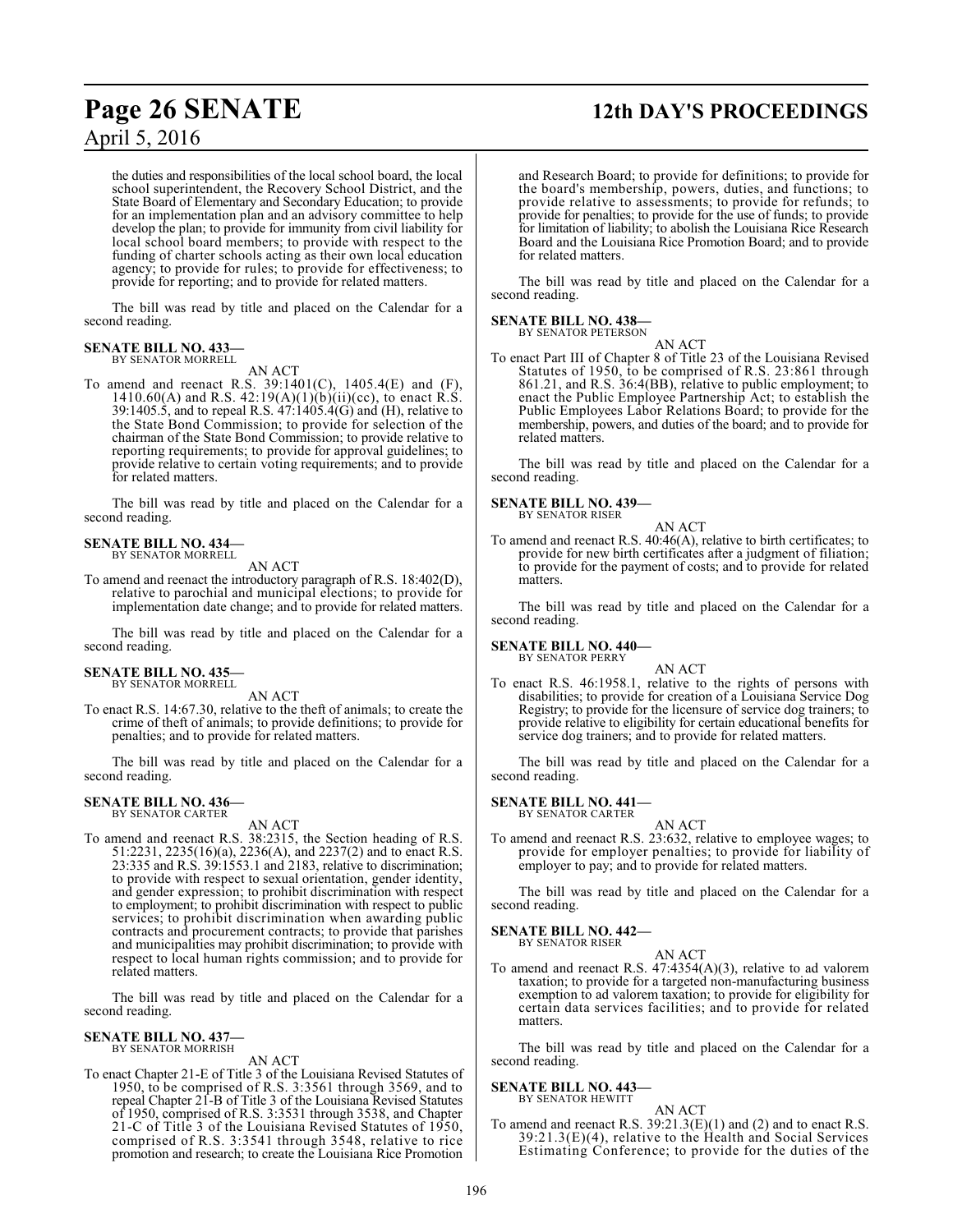the duties and responsibilities of the local school board, the local school superintendent, the Recovery School District, and the State Board of Elementary and Secondary Education; to provide for an implementation plan and an advisory committee to help develop the plan; to provide for immunity from civil liability for local school board members; to provide with respect to the funding of charter schools acting as their own local education agency; to provide for rules; to provide for effectiveness; to provide for reporting; and to provide for related matters.

The bill was read by title and placed on the Calendar for a second reading.

**SENATE BILL NO. 433—**
BY SENATOR MORRELL

AN ACT

To amend and reenact R.S. 39:1401(C), 1405.4(E) and (F), 1410.60(A) and R.S. 42:19(A)(1)(b)(ii)(cc), to enact R.S. 39:1405.5, and to repeal R.S. 47:1405.4(G) and (H), relative to the State Bond Commission; to provide for selection of the chairman of the State Bond Commission; to provide relative to reporting requirements; to provide for approval guidelines; to provide relative to certain voting requirements; and to provide for related matters.

The bill was read by title and placed on the Calendar for a second reading.

**SENATE BILL NO. 434—**
BY SENATOR MORRELL

AN ACT

To amend and reenact the introductory paragraph of R.S. 18:402(D), relative to parochial and municipal elections; to provide for implementation date change; and to provide for related matters.

The bill was read by title and placed on the Calendar for a second reading.

**SENATE BILL NO. 435—**
BY SENATOR MORRELL

AN ACT

To enact R.S. 14:67.30, relative to the theft of animals; to create the crime of theft of animals; to provide definitions; to provide for penalties; and to provide for related matters.

The bill was read by title and placed on the Calendar for a second reading.

**SENATE BILL NO. 436—**
BY SENATOR CARTER

AN ACT

To amend and reenact R.S. 38:2315, the Section heading of R.S. 51:2231, 2235(16)(a), 2236(A), and 2237(2) and to enact R.S. 23:335 and R.S. 39:1553.1 and 2183, relative to discrimination; to provide with respect to sexual orientation, gender identity, and gender expression; to prohibit discrimination with respect to employment; to prohibit discrimination with respect to public services; to prohibit discrimination when awarding public contracts and procurement contracts; to provide that parishes and municipalities may prohibit discrimination; to provide with respect to local human rights commission; and to provide for related matters.

The bill was read by title and placed on the Calendar for a second reading.

**SENATE BILL NO. 437—**
BY SENATOR MORRISH

AN ACT

To enact Chapter 21-E of Title 3 of the Louisiana Revised Statutes of 1950, to be comprised of R.S. 3:3561 through 3569, and to repeal Chapter 21-B of Title 3 of the Louisiana Revised Statutes of 1950, comprised of R.S. 3:3531 through 3538, and Chapter 21-C of Title 3 of the Louisiana Revised Statutes of 1950, comprised of R.S. 3:3541 through 3548, relative to rice promotion and research; to create the Louisiana Rice Promotion and Research Board; to provide for definitions; to provide for the board's membership, powers, duties, and functions; to provide relative to assessments; to provide for refunds; to provide for penalties; to provide for the use of funds; to provide for limitation of liability; to abolish the Louisiana Rice Research Board and the Louisiana Rice Promotion Board; and to provide for related matters.

The bill was read by title and placed on the Calendar for a second reading.

**SENATE BILL NO. 438—**
BY SENATOR PETERSON

AN ACT

To enact Part III of Chapter 8 of Title 23 of the Louisiana Revised Statutes of 1950, to be comprised of R.S. 23:861 through 861.21, and R.S. 36:4(BB), relative to public employment; to enact the Public Employee Partnership Act; to establish the Public Employees Labor Relations Board; to provide for the membership, powers, and duties of the board; and to provide for related matters.

The bill was read by title and placed on the Calendar for a second reading.

**SENATE BILL NO. 439—**
BY SENATOR RISER

AN ACT

To amend and reenact R.S. 40:46(A), relative to birth certificates; to provide for new birth certificates after a judgment of filiation; to provide for the payment of costs; and to provide for related matters.

The bill was read by title and placed on the Calendar for a second reading.

**SENATE BILL NO. 440—**
BY SENATOR PERRY

AN ACT

To enact R.S. 46:1958.1, relative to the rights of persons with disabilities; to provide for creation of a Louisiana Service Dog Registry; to provide for the licensure of service dog trainers; to provide relative to eligibility for certain educational benefits for service dog trainers; and to provide for related matters.

The bill was read by title and placed on the Calendar for a second reading.

**SENATE BILL NO. 441—**
BY SENATOR CARTER

AN ACT

To amend and reenact R.S. 23:632, relative to employee wages; to provide for employer penalties; to provide for liability of employer to pay; and to provide for related matters.

The bill was read by title and placed on the Calendar for a second reading.

**SENATE BILL NO. 442—**
BY SENATOR RISER

AN ACT

To amend and reenact R.S. 47:4354(A)(3), relative to ad valorem taxation; to provide for a targeted non-manufacturing business exemption to ad valorem taxation; to provide for eligibility for certain data services facilities; and to provide for related matters.

The bill was read by title and placed on the Calendar for a second reading.

**SENATE BILL NO. 443—**
BY SENATOR HEWITT

AN ACT

To amend and reenact R.S. 39:21.3(E)(1) and (2) and to enact R.S. 39:21.3(E)(4), relative to the Health and Social Services Estimating Conference; to provide for the duties of the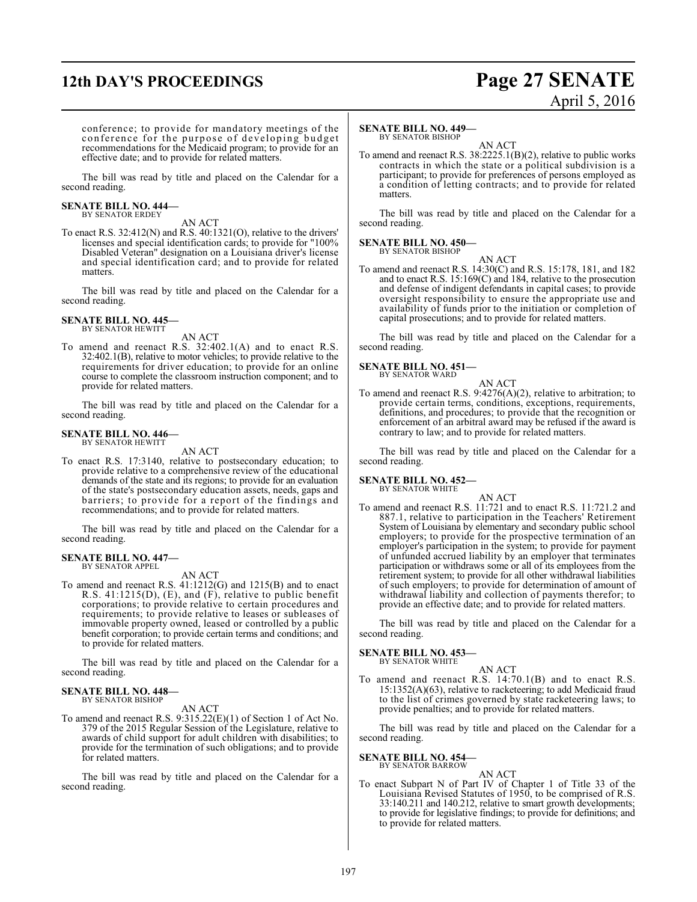conference; to provide for mandatory meetings of the conference for the purpose of developing budget recommendations for the Medicaid program; to provide for an effective date; and to provide for related matters.

The bill was read by title and placed on the Calendar for a second reading.

**SENATE BILL NO. 444—**
BY SENATOR ERDEY

AN ACT

To enact R.S. 32:412(N) and R.S. 40:1321(O), relative to the drivers' licenses and special identification cards; to provide for "100% Disabled Veteran" designation on a Louisiana driver's license and special identification card; and to provide for related matters.

The bill was read by title and placed on the Calendar for a second reading.

**SENATE BILL NO. 445—**
BY SENATOR HEWITT

AN ACT

To amend and reenact R.S. 32:402.1(A) and to enact R.S. 32:402.1(B), relative to motor vehicles; to provide relative to the requirements for driver education; to provide for an online course to complete the classroom instruction component; and to provide for related matters.

The bill was read by title and placed on the Calendar for a second reading.

**SENATE BILL NO. 446—**
BY SENATOR HEWITT

AN ACT

To enact R.S. 17:3140, relative to postsecondary education; to provide relative to a comprehensive review of the educational demands of the state and its regions; to provide for an evaluation of the state's postsecondary education assets, needs, gaps and barriers; to provide for a report of the findings and recommendations; and to provide for related matters.

The bill was read by title and placed on the Calendar for a second reading.

**SENATE BILL NO. 447—**
BY SENATOR APPEL

AN ACT

To amend and reenact R.S. 41:1212(G) and 1215(B) and to enact R.S. 41:1215(D), (E), and (F), relative to public benefit corporations; to provide relative to certain procedures and requirements; to provide relative to leases or subleases of immovable property owned, leased or controlled by a public benefit corporation; to provide certain terms and conditions; and to provide for related matters.

The bill was read by title and placed on the Calendar for a second reading.

**SENATE BILL NO. 448—**
BY SENATOR BISHOP

AN ACT

To amend and reenact R.S. 9:315.22(E)(1) of Section 1 of Act No. 379 of the 2015 Regular Session of the Legislature, relative to awards of child support for adult children with disabilities; to provide for the termination of such obligations; and to provide for related matters.

The bill was read by title and placed on the Calendar for a second reading.

**SENATE BILL NO. 449—**
BY SENATOR BISHOP

AN ACT

To amend and reenact R.S. 38:2225.1(B)(2), relative to public works contracts in which the state or a political subdivision is a participant; to provide for preferences of persons employed as a condition of letting contracts; and to provide for related matters.

The bill was read by title and placed on the Calendar for a second reading.

**SENATE BILL NO. 450—**
BY SENATOR BISHOP

AN ACT

To amend and reenact R.S. 14:30(C) and R.S. 15:178, 181, and 182 and to enact R.S. 15:169(C) and 184, relative to the prosecution and defense of indigent defendants in capital cases; to provide oversight responsibility to ensure the appropriate use and availability of funds prior to the initiation or completion of capital prosecutions; and to provide for related matters.

The bill was read by title and placed on the Calendar for a second reading.

**SENATE BILL NO. 451—**
BY SENATOR WARD

AN ACT

To amend and reenact R.S. 9:4276(A)(2), relative to arbitration; to provide certain terms, conditions, exceptions, requirements, definitions, and procedures; to provide that the recognition or enforcement of an arbitral award may be refused if the award is contrary to law; and to provide for related matters.

The bill was read by title and placed on the Calendar for a second reading.

**SENATE BILL NO. 452—**
BY SENATOR WHITE

AN ACT

To amend and reenact R.S. 11:721 and to enact R.S. 11:721.2 and 887.1, relative to participation in the Teachers' Retirement System of Louisiana by elementary and secondary public school employers; to provide for the prospective termination of an employer's participation in the system; to provide for payment of unfunded accrued liability by an employer that terminates participation or withdraws some or all of its employees from the retirement system; to provide for all other withdrawal liabilities of such employers; to provide for determination of amount of withdrawal liability and collection of payments therefor; to provide an effective date; and to provide for related matters.

The bill was read by title and placed on the Calendar for a second reading.

**SENATE BILL NO. 453—**
BY SENATOR WHITE

AN ACT

To amend and reenact R.S. 14:70.1(B) and to enact R.S. 15:1352(A)(63), relative to racketeering; to add Medicaid fraud to the list of crimes governed by state racketeering laws; to provide penalties; and to provide for related matters.

The bill was read by title and placed on the Calendar for a second reading.

**SENATE BILL NO. 454—**
BY SENATOR BARROW

AN ACT

To enact Subpart N of Part IV of Chapter 1 of Title 33 of the Louisiana Revised Statutes of 1950, to be comprised of R.S. 33:140.211 and 140.212, relative to smart growth developments; to provide for legislative findings; to provide for definitions; and to provide for related matters.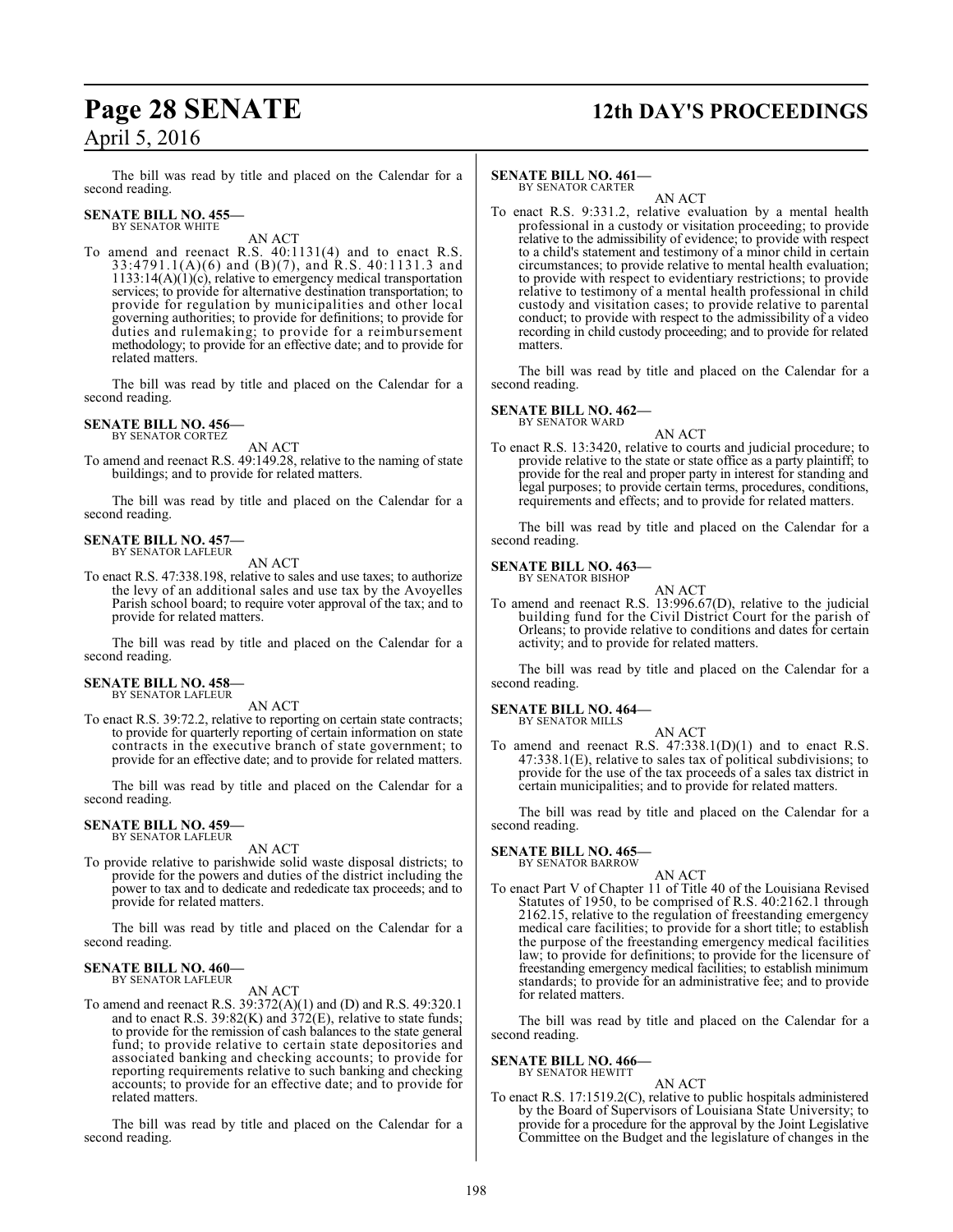The bill was read by title and placed on the Calendar for a second reading.

**SENATE BILL NO. 455—**
BY SENATOR WHITE

AN ACT

To amend and reenact R.S. 40:1131(4) and to enact R.S. 33:4791.1(A)(6) and (B)(7), and R.S. 40:1131.3 and 1133:14(A)(1)(c), relative to emergency medical transportation services; to provide for alternative destination transportation; to provide for regulation by municipalities and other local governing authorities; to provide for definitions; to provide for duties and rulemaking; to provide for a reimbursement methodology; to provide for an effective date; and to provide for related matters.

The bill was read by title and placed on the Calendar for a second reading.

**SENATE BILL NO. 456—**
BY SENATOR CORTEZ

AN ACT

To amend and reenact R.S. 49:149.28, relative to the naming of state buildings; and to provide for related matters.

The bill was read by title and placed on the Calendar for a second reading.

**SENATE BILL NO. 457—**
BY SENATOR LAFLEUR

AN ACT

To enact R.S. 47:338.198, relative to sales and use taxes; to authorize the levy of an additional sales and use tax by the Avoyelles Parish school board; to require voter approval of the tax; and to provide for related matters.

The bill was read by title and placed on the Calendar for a second reading.

**SENATE BILL NO. 458—**
BY SENATOR LAFLEUR

AN ACT

To enact R.S. 39:72.2, relative to reporting on certain state contracts; to provide for quarterly reporting of certain information on state contracts in the executive branch of state government; to provide for an effective date; and to provide for related matters.

The bill was read by title and placed on the Calendar for a second reading.

**SENATE BILL NO. 459—**
BY SENATOR LAFLEUR

AN ACT

To provide relative to parishwide solid waste disposal districts; to provide for the powers and duties of the district including the power to tax and to dedicate and rededicate tax proceeds; and to provide for related matters.

The bill was read by title and placed on the Calendar for a second reading.

**SENATE BILL NO. 460—**
BY SENATOR LAFLEUR

AN ACT

To amend and reenact R.S. 39:372(A)(1) and (D) and R.S. 49:320.1 and to enact R.S. 39:82(K) and 372(E), relative to state funds; to provide for the remission of cash balances to the state general fund; to provide relative to certain state depositories and associated banking and checking accounts; to provide for reporting requirements relative to such banking and checking accounts; to provide for an effective date; and to provide for related matters.

The bill was read by title and placed on the Calendar for a second reading.

**SENATE BILL NO. 461—**
BY SENATOR CARTER

AN ACT

To enact R.S. 9:331.2, relative evaluation by a mental health professional in a custody or visitation proceeding; to provide relative to the admissibility of evidence; to provide with respect to a child's statement and testimony of a minor child in certain circumstances; to provide relative to mental health evaluation; to provide with respect to evidentiary restrictions; to provide relative to testimony of a mental health professional in child custody and visitation cases; to provide relative to parental conduct; to provide with respect to the admissibility of a video recording in child custody proceeding; and to provide for related matters.

The bill was read by title and placed on the Calendar for a second reading.

**SENATE BILL NO. 462—**
BY SENATOR WARD

AN ACT

To enact R.S. 13:3420, relative to courts and judicial procedure; to provide relative to the state or state office as a party plaintiff; to provide for the real and proper party in interest for standing and legal purposes; to provide certain terms, procedures, conditions, requirements and effects; and to provide for related matters.

The bill was read by title and placed on the Calendar for a second reading.

**SENATE BILL NO. 463—**
BY SENATOR BISHOP

AN ACT

To amend and reenact R.S. 13:996.67(D), relative to the judicial building fund for the Civil District Court for the parish of Orleans; to provide relative to conditions and dates for certain activity; and to provide for related matters.

The bill was read by title and placed on the Calendar for a second reading.

**SENATE BILL NO. 464—**
BY SENATOR MILLS

AN ACT

To amend and reenact R.S. 47:338.1(D)(1) and to enact R.S. 47:338.1(E), relative to sales tax of political subdivisions; to provide for the use of the tax proceeds of a sales tax district in certain municipalities; and to provide for related matters.

The bill was read by title and placed on the Calendar for a second reading.

**SENATE BILL NO. 465—**
BY SENATOR BARROW

AN ACT

To enact Part V of Chapter 11 of Title 40 of the Louisiana Revised Statutes of 1950, to be comprised of R.S. 40:2162.1 through 2162.15, relative to the regulation of freestanding emergency medical care facilities; to provide for a short title; to establish the purpose of the freestanding emergency medical facilities law; to provide for definitions; to provide for the licensure of freestanding emergency medical facilities; to establish minimum standards; to provide for an administrative fee; and to provide for related matters.

The bill was read by title and placed on the Calendar for a second reading.

**SENATE BILL NO. 466—**
BY SENATOR HEWITT

AN ACT

To enact R.S. 17:1519.2(C), relative to public hospitals administered by the Board of Supervisors of Louisiana State University; to provide for a procedure for the approval by the Joint Legislative Committee on the Budget and the legislature of changes in the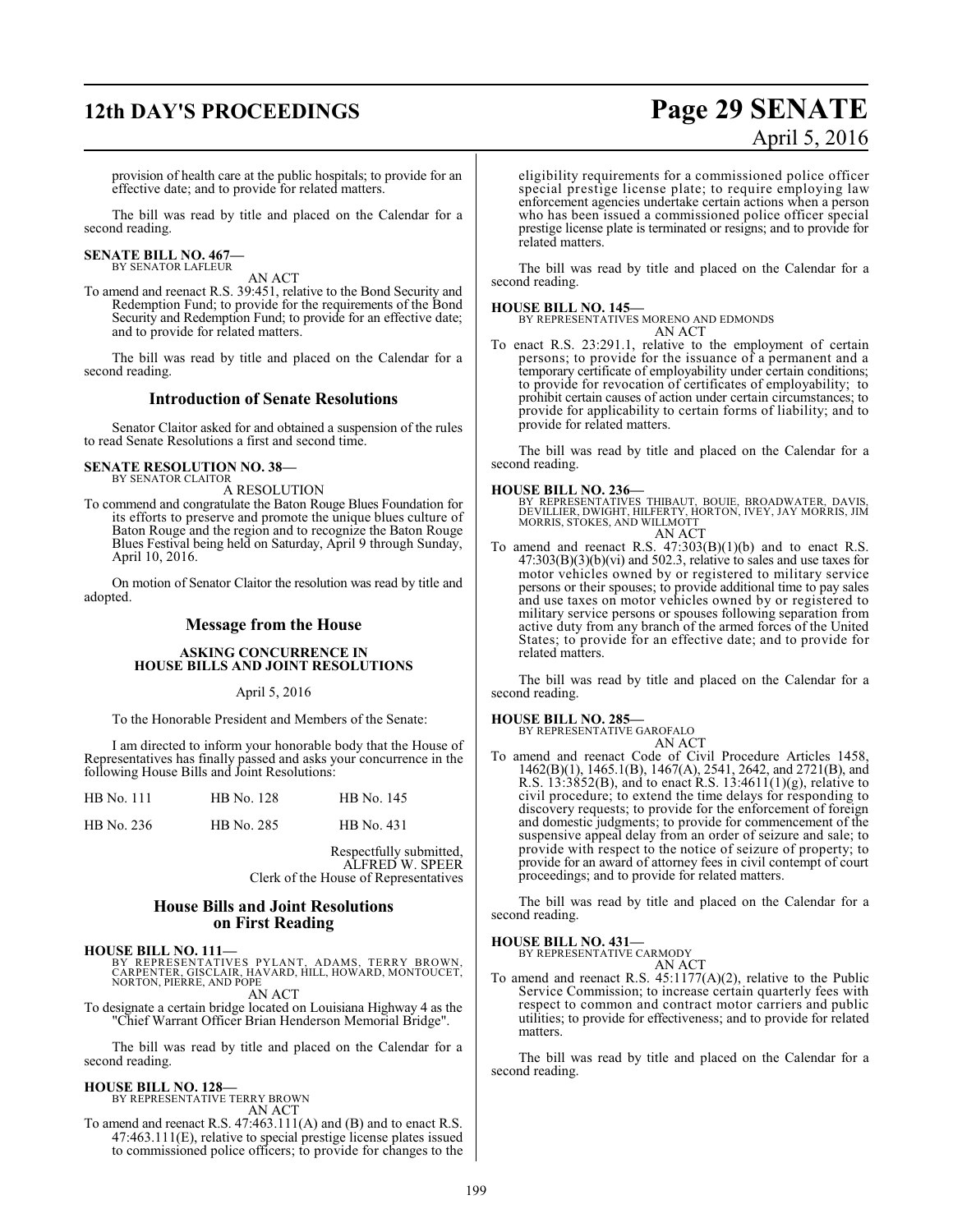provision of health care at the public hospitals; to provide for an effective date; and to provide for related matters.

The bill was read by title and placed on the Calendar for a second reading.

**SENATE BILL NO. 467—**
BY SENATOR LAFLEUR

AN ACT

To amend and reenact R.S. 39:451, relative to the Bond Security and Redemption Fund; to provide for the requirements of the Bond Security and Redemption Fund; to provide for an effective date; and to provide for related matters.

The bill was read by title and placed on the Calendar for a second reading.

## Introduction of Senate Resolutions

Senator Claitor asked for and obtained a suspension of the rules to read Senate Resolutions a first and second time.

**SENATE RESOLUTION NO. 38—**
BY SENATOR CLAITOR

A RESOLUTION

To commend and congratulate the Baton Rouge Blues Foundation for its efforts to preserve and promote the unique blues culture of Baton Rouge and the region and to recognize the Baton Rouge Blues Festival being held on Saturday, April 9 through Sunday, April 10, 2016.

On motion of Senator Claitor the resolution was read by title and adopted.

## Message from the House

**ASKING CONCURRENCE IN HOUSE BILLS AND JOINT RESOLUTIONS**

April 5, 2016

To the Honorable President and Members of the Senate:

I am directed to inform your honorable body that the House of Representatives has finally passed and asks your concurrence in the following House Bills and Joint Resolutions:

| | | |
|---|---|---|
| HB No. 111 | HB No. 128 | HB No. 145 |
| HB No. 236 | HB No. 285 | HB No. 431 |

Respectfully submitted,
ALFRED W. SPEER
Clerk of the House of Representatives

## House Bills and Joint Resolutions on First Reading

**HOUSE BILL NO. 111—**
BY REPRESENTATIVES PYLANT, ADAMS, TERRY BROWN, CARPENTER, GISCLAIR, HAVARD, HILL, HOWARD, MONTOUCET, NORTON, PIERRE, AND POPE

AN ACT

To designate a certain bridge located on Louisiana Highway 4 as the "Chief Warrant Officer Brian Henderson Memorial Bridge".

The bill was read by title and placed on the Calendar for a second reading.

**HOUSE BILL NO. 128—**
BY REPRESENTATIVE TERRY BROWN

AN ACT

To amend and reenact R.S. 47:463.111(A) and (B) and to enact R.S. 47:463.111(E), relative to special prestige license plates issued to commissioned police officers; to provide for changes to the eligibility requirements for a commissioned police officer special prestige license plate; to require employing law enforcement agencies undertake certain actions when a person who has been issued a commissioned police officer special prestige license plate is terminated or resigns; and to provide for related matters.

The bill was read by title and placed on the Calendar for a second reading.

**HOUSE BILL NO. 145—**
BY REPRESENTATIVES MORENO AND EDMONDS

AN ACT

To enact R.S. 23:291.1, relative to the employment of certain persons; to provide for the issuance of a permanent and a temporary certificate of employability under certain conditions; to provide for revocation of certificates of employability; to prohibit certain causes of action under certain circumstances; to provide for applicability to certain forms of liability; and to provide for related matters.

The bill was read by title and placed on the Calendar for a second reading.

**HOUSE BILL NO. 236—**
BY REPRESENTATIVES THIBAUT, BOUIE, BROADWATER, DAVIS, DEVILLIER, DWIGHT, HILFERTY, HORTON, IVEY, JAY MORRIS, JIM MORRIS, STOKES, AND WILLMOTT

AN ACT

To amend and reenact R.S. 47:303(B)(1)(b) and to enact R.S. 47:303(B)(3)(b)(vi) and 502.3, relative to sales and use taxes for motor vehicles owned by or registered to military service persons or their spouses; to provide additional time to pay sales and use taxes on motor vehicles owned by or registered to military service persons or spouses following separation from active duty from any branch of the armed forces of the United States; to provide for an effective date; and to provide for related matters.

The bill was read by title and placed on the Calendar for a second reading.

**HOUSE BILL NO. 285—**
BY REPRESENTATIVE GAROFALO

AN ACT

To amend and reenact Code of Civil Procedure Articles 1458, 1462(B)(1), 1465.1(B), 1467(A), 2541, 2642, and 2721(B), and R.S. 13:3852(B), and to enact R.S. 13:4611(1)(g), relative to civil procedure; to extend the time delays for responding to discovery requests; to provide for the enforcement of foreign and domestic judgments; to provide for commencement of the suspensive appeal delay from an order of seizure and sale; to provide with respect to the notice of seizure of property; to provide for an award of attorney fees in civil contempt of court proceedings; and to provide for related matters.

The bill was read by title and placed on the Calendar for a second reading.

**HOUSE BILL NO. 431—**
BY REPRESENTATIVE CARMODY

AN ACT

To amend and reenact R.S. 45:1177(A)(2), relative to the Public Service Commission; to increase certain quarterly fees with respect to common and contract motor carriers and public utilities; to provide for effectiveness; and to provide for related matters.

The bill was read by title and placed on the Calendar for a second reading.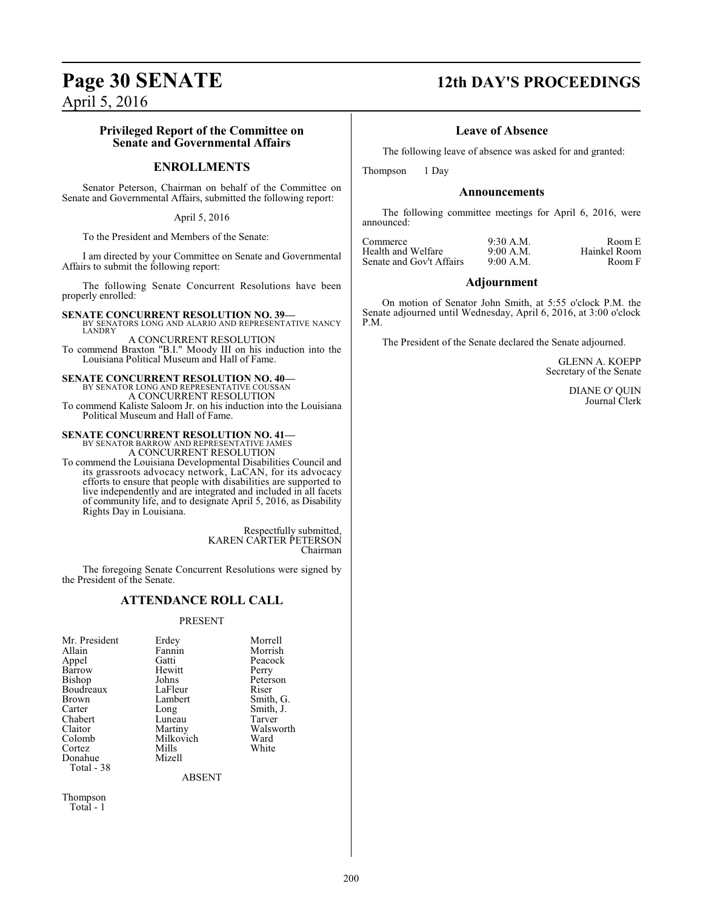### Privileged Report of the Committee on Senate and Governmental Affairs

## ENROLLMENTS

Senator Peterson, Chairman on behalf of the Committee on Senate and Governmental Affairs, submitted the following report:

April 5, 2016

To the President and Members of the Senate:

I am directed by your Committee on Senate and Governmental Affairs to submit the following report:

The following Senate Concurrent Resolutions have been properly enrolled:

**SENATE CONCURRENT RESOLUTION NO. 39—**
BY SENATORS LONG AND ALARIO AND REPRESENTATIVE NANCY LANDRY

A CONCURRENT RESOLUTION

To commend Braxton "B.I." Moody III on his induction into the Louisiana Political Museum and Hall of Fame.

**SENATE CONCURRENT RESOLUTION NO. 40—**
BY SENATOR LONG AND REPRESENTATIVE COUSSAN

A CONCURRENT RESOLUTION

To commend Kaliste Saloom Jr. on his induction into the Louisiana Political Museum and Hall of Fame.

**SENATE CONCURRENT RESOLUTION NO. 41—**
BY SENATOR BARROW AND REPRESENTATIVE JAMES

A CONCURRENT RESOLUTION

To commend the Louisiana Developmental Disabilities Council and its grassroots advocacy network, LaCAN, for its advocacy efforts to ensure that people with disabilities are supported to live independently and are integrated and included in all facets of community life, and to designate April 5, 2016, as Disability Rights Day in Louisiana.

Respectfully submitted,
KAREN CARTER PETERSON
Chairman

The foregoing Senate Concurrent Resolutions were signed by the President of the Senate.

## ATTENDANCE ROLL CALL

PRESENT

| | | |
|---|---|---|
| Mr. President | Erdey | Morrell |
| Allain | Fannin | Morrish |
| Appel | Gatti | Peacock |
| Barrow | Hewitt | Perry |
| Bishop | Johns | Peterson |
| Boudreaux | LaFleur | Riser |
| Brown | Lambert | Smith, G. |
| Carter | Long | Smith, J. |
| Chabert | Luneau | Tarver |
| Claitor | Martiny | Walsworth |
| Colomb | Milkovich | Ward |
| Cortez | Mills | White |
| Donahue | Mizell | |

Total - 38

ABSENT

Thompson

Total - 1

## Leave of Absence

The following leave of absence was asked for and granted:

Thompson 1 Day

## Announcements

The following committee meetings for April 6, 2016, were announced:

| | | |
|---|---|---|
| Commerce | 9:30 A.M. | Room E |
| Health and Welfare | 9:00 A.M. | Hainkel Room |
| Senate and Gov't Affairs | 9:00 A.M. | Room F |

## Adjournment

On motion of Senator John Smith, at 5:55 o'clock P.M. the Senate adjourned until Wednesday, April 6, 2016, at 3:00 o'clock P.M.

The President of the Senate declared the Senate adjourned.

GLENN A. KOEPP
Secretary of the Senate

DIANE O' QUIN
Journal Clerk